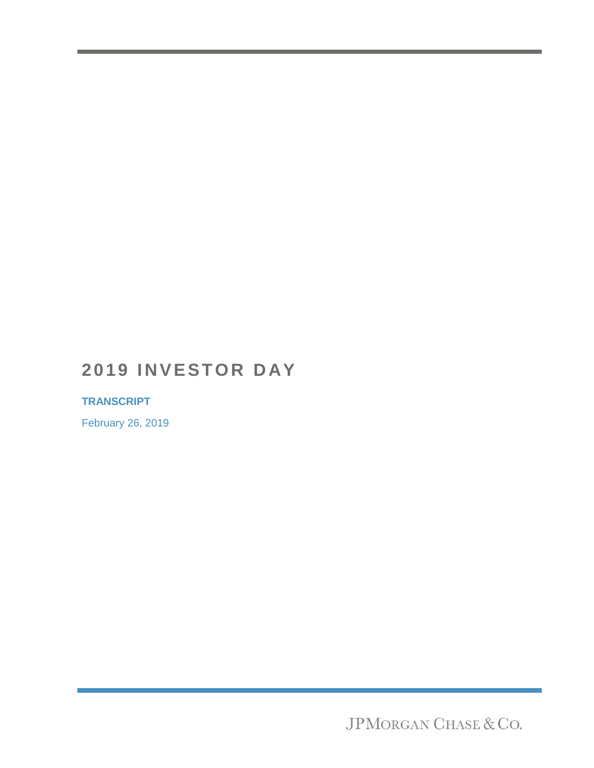# 2019 INVESTOR DAY

**TRANSCRIPT**

February 26, 2019

JPMORGAN CHASE & CO.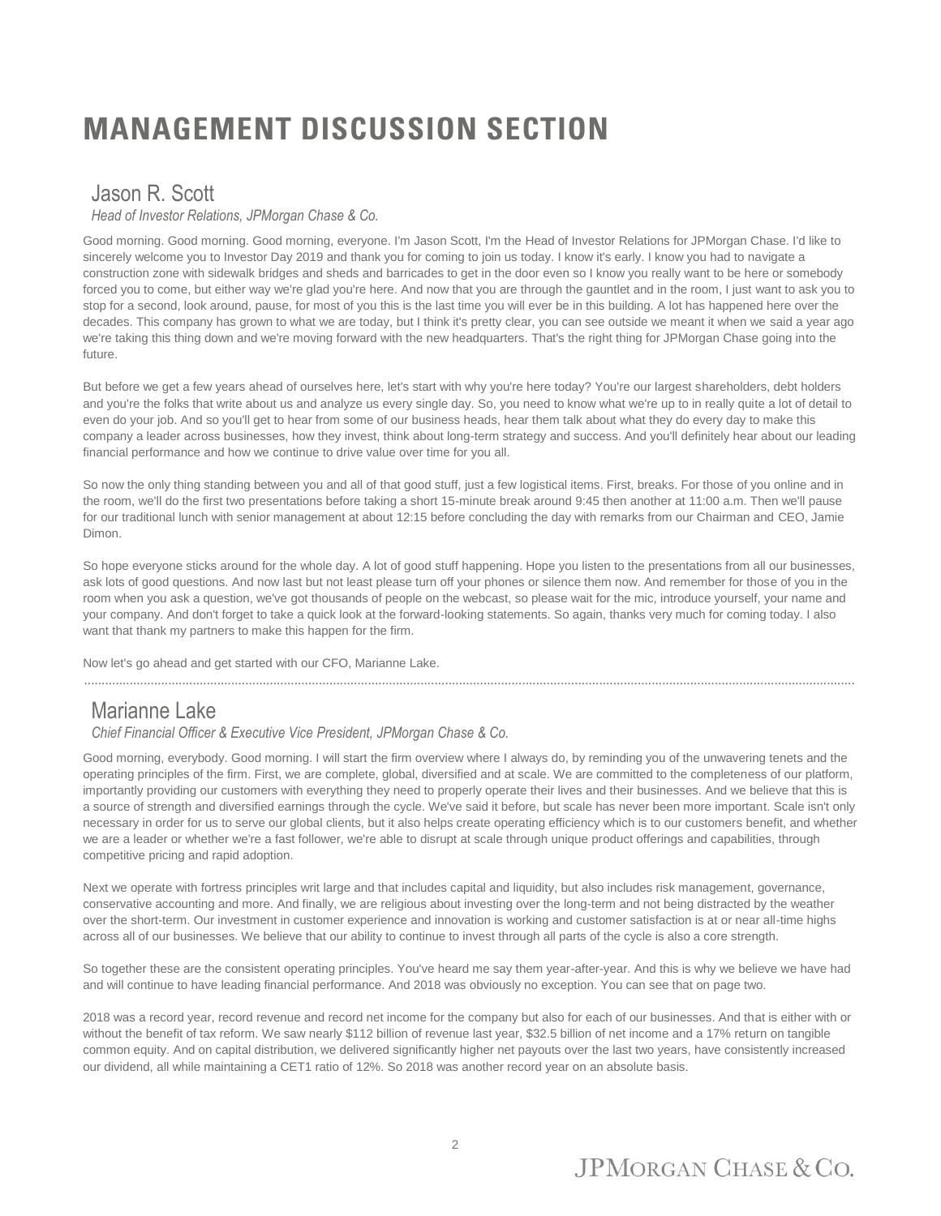# MANAGEMENT DISCUSSION SECTION

## Jason R. Scott

*Head of Investor Relations, JPMorgan Chase & Co.*

Good morning. Good morning. Good morning, everyone. I'm Jason Scott, I'm the Head of Investor Relations for JPMorgan Chase. I'd like to sincerely welcome you to Investor Day 2019 and thank you for coming to join us today. I know it's early. I know you had to navigate a construction zone with sidewalk bridges and sheds and barricades to get in the door even so I know you really want to be here or somebody forced you to come, but either way we're glad you're here. And now that you are through the gauntlet and in the room, I just want to ask you to stop for a second, look around, pause, for most of you this is the last time you will ever be in this building. A lot has happened here over the decades. This company has grown to what we are today, but I think it's pretty clear, you can see outside we meant it when we said a year ago we're taking this thing down and we're moving forward with the new headquarters. That's the right thing for JPMorgan Chase going into the future.

But before we get a few years ahead of ourselves here, let's start with why you're here today? You're our largest shareholders, debt holders and you're the folks that write about us and analyze us every single day. So, you need to know what we're up to in really quite a lot of detail to even do your job. And so you'll get to hear from some of our business heads, hear them talk about what they do every day to make this company a leader across businesses, how they invest, think about long-term strategy and success. And you'll definitely hear about our leading financial performance and how we continue to drive value over time for you all.

So now the only thing standing between you and all of that good stuff, just a few logistical items. First, breaks. For those of you online and in the room, we'll do the first two presentations before taking a short 15-minute break around 9:45 then another at 11:00 a.m. Then we'll pause for our traditional lunch with senior management at about 12:15 before concluding the day with remarks from our Chairman and CEO, Jamie Dimon.

So hope everyone sticks around for the whole day. A lot of good stuff happening. Hope you listen to the presentations from all our businesses, ask lots of good questions. And now last but not least please turn off your phones or silence them now. And remember for those of you in the room when you ask a question, we've got thousands of people on the webcast, so please wait for the mic, introduce yourself, your name and your company. And don't forget to take a quick look at the forward-looking statements. So again, thanks very much for coming today. I also want that thank my partners to make this happen for the firm.

Now let's go ahead and get started with our CFO, Marianne Lake.

---

## Marianne Lake

*Chief Financial Officer & Executive Vice President, JPMorgan Chase & Co.*

Good morning, everybody. Good morning. I will start the firm overview where I always do, by reminding you of the unwavering tenets and the operating principles of the firm. First, we are complete, global, diversified and at scale. We are committed to the completeness of our platform, importantly providing our customers with everything they need to properly operate their lives and their businesses. And we believe that this is a source of strength and diversified earnings through the cycle. We've said it before, but scale has never been more important. Scale isn't only necessary in order for us to serve our global clients, but it also helps create operating efficiency which is to our customers benefit, and whether we are a leader or whether we're a fast follower, we're able to disrupt at scale through unique product offerings and capabilities, through competitive pricing and rapid adoption.

Next we operate with fortress principles writ large and that includes capital and liquidity, but also includes risk management, governance, conservative accounting and more. And finally, we are religious about investing over the long-term and not being distracted by the weather over the short-term. Our investment in customer experience and innovation is working and customer satisfaction is at or near all-time highs across all of our businesses. We believe that our ability to continue to invest through all parts of the cycle is also a core strength.

So together these are the consistent operating principles. You've heard me say them year-after-year. And this is why we believe we have had and will continue to have leading financial performance. And 2018 was obviously no exception. You can see that on page two.

2018 was a record year, record revenue and record net income for the company but also for each of our businesses. And that is either with or without the benefit of tax reform. We saw nearly $112 billion of revenue last year, $32.5 billion of net income and a 17% return on tangible common equity. And on capital distribution, we delivered significantly higher net payouts over the last two years, have consistently increased our dividend, all while maintaining a CET1 ratio of 12%. So 2018 was another record year on an absolute basis.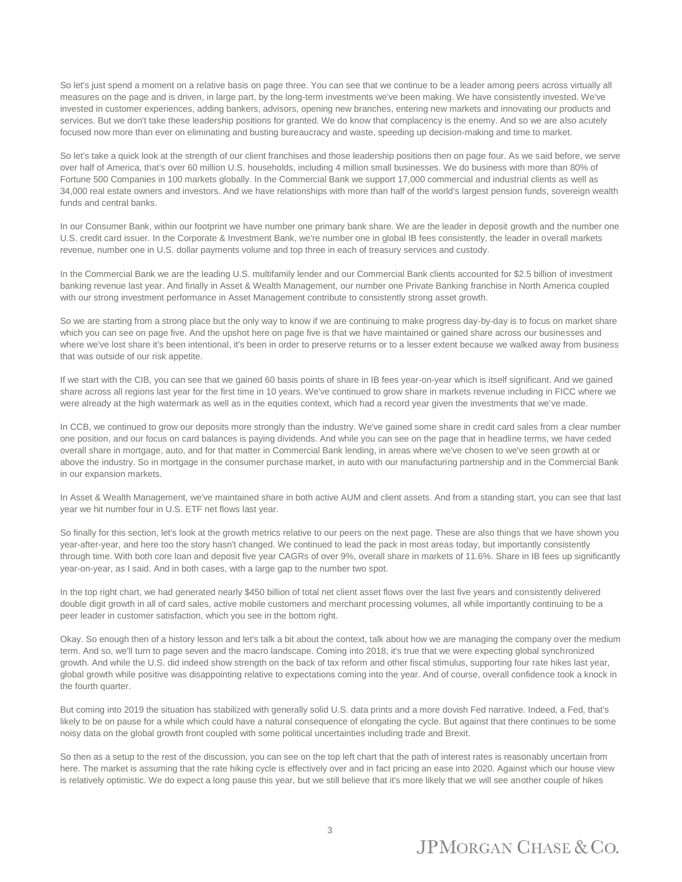So let's just spend a moment on a relative basis on page three. You can see that we continue to be a leader among peers across virtually all measures on the page and is driven, in large part, by the long-term investments we've been making. We have consistently invested. We've invested in customer experiences, adding bankers, advisors, opening new branches, entering new markets and innovating our products and services. But we don't take these leadership positions for granted. We do know that complacency is the enemy. And so we are also acutely focused now more than ever on eliminating and busting bureaucracy and waste, speeding up decision-making and time to market.

So let's take a quick look at the strength of our client franchises and those leadership positions then on page four. As we said before, we serve over half of America, that's over 60 million U.S. households, including 4 million small businesses. We do business with more than 80% of Fortune 500 Companies in 100 markets globally. In the Commercial Bank we support 17,000 commercial and industrial clients as well as 34,000 real estate owners and investors. And we have relationships with more than half of the world's largest pension funds, sovereign wealth funds and central banks.

In our Consumer Bank, within our footprint we have number one primary bank share. We are the leader in deposit growth and the number one U.S. credit card issuer. In the Corporate & Investment Bank, we're number one in global IB fees consistently, the leader in overall markets revenue, number one in U.S. dollar payments volume and top three in each of treasury services and custody.

In the Commercial Bank we are the leading U.S. multifamily lender and our Commercial Bank clients accounted for $2.5 billion of investment banking revenue last year. And finally in Asset & Wealth Management, our number one Private Banking franchise in North America coupled with our strong investment performance in Asset Management contribute to consistently strong asset growth.

So we are starting from a strong place but the only way to know if we are continuing to make progress day-by-day is to focus on market share which you can see on page five. And the upshot here on page five is that we have maintained or gained share across our businesses and where we've lost share it's been intentional, it's been in order to preserve returns or to a lesser extent because we walked away from business that was outside of our risk appetite.

If we start with the CIB, you can see that we gained 60 basis points of share in IB fees year-on-year which is itself significant. And we gained share across all regions last year for the first time in 10 years. We've continued to grow share in markets revenue including in FICC where we were already at the high watermark as well as in the equities context, which had a record year given the investments that we've made.

In CCB, we continued to grow our deposits more strongly than the industry. We've gained some share in credit card sales from a clear number one position, and our focus on card balances is paying dividends. And while you can see on the page that in headline terms, we have ceded overall share in mortgage, auto, and for that matter in Commercial Bank lending, in areas where we've chosen to we've seen growth at or above the industry. So in mortgage in the consumer purchase market, in auto with our manufacturing partnership and in the Commercial Bank in our expansion markets.

In Asset & Wealth Management, we've maintained share in both active AUM and client assets. And from a standing start, you can see that last year we hit number four in U.S. ETF net flows last year.

So finally for this section, let's look at the growth metrics relative to our peers on the next page. These are also things that we have shown you year-after-year, and here too the story hasn't changed. We continued to lead the pack in most areas today, but importantly consistently through time. With both core loan and deposit five year CAGRs of over 9%, overall share in markets of 11.6%. Share in IB fees up significantly year-on-year, as I said. And in both cases, with a large gap to the number two spot.

In the top right chart, we had generated nearly $450 billion of total net client asset flows over the last five years and consistently delivered double digit growth in all of card sales, active mobile customers and merchant processing volumes, all while importantly continuing to be a peer leader in customer satisfaction, which you see in the bottom right.

Okay. So enough then of a history lesson and let's talk a bit about the context, talk about how we are managing the company over the medium term. And so, we'll turn to page seven and the macro landscape. Coming into 2018, it's true that we were expecting global synchronized growth. And while the U.S. did indeed show strength on the back of tax reform and other fiscal stimulus, supporting four rate hikes last year, global growth while positive was disappointing relative to expectations coming into the year. And of course, overall confidence took a knock in the fourth quarter.

But coming into 2019 the situation has stabilized with generally solid U.S. data prints and a more dovish Fed narrative. Indeed, a Fed, that's likely to be on pause for a while which could have a natural consequence of elongating the cycle. But against that there continues to be some noisy data on the global growth front coupled with some political uncertainties including trade and Brexit.

So then as a setup to the rest of the discussion, you can see on the top left chart that the path of interest rates is reasonably uncertain from here. The market is assuming that the rate hiking cycle is effectively over and in fact pricing an ease into 2020. Against which our house view is relatively optimistic. We do expect a long pause this year, but we still believe that it's more likely that we will see another couple of hikes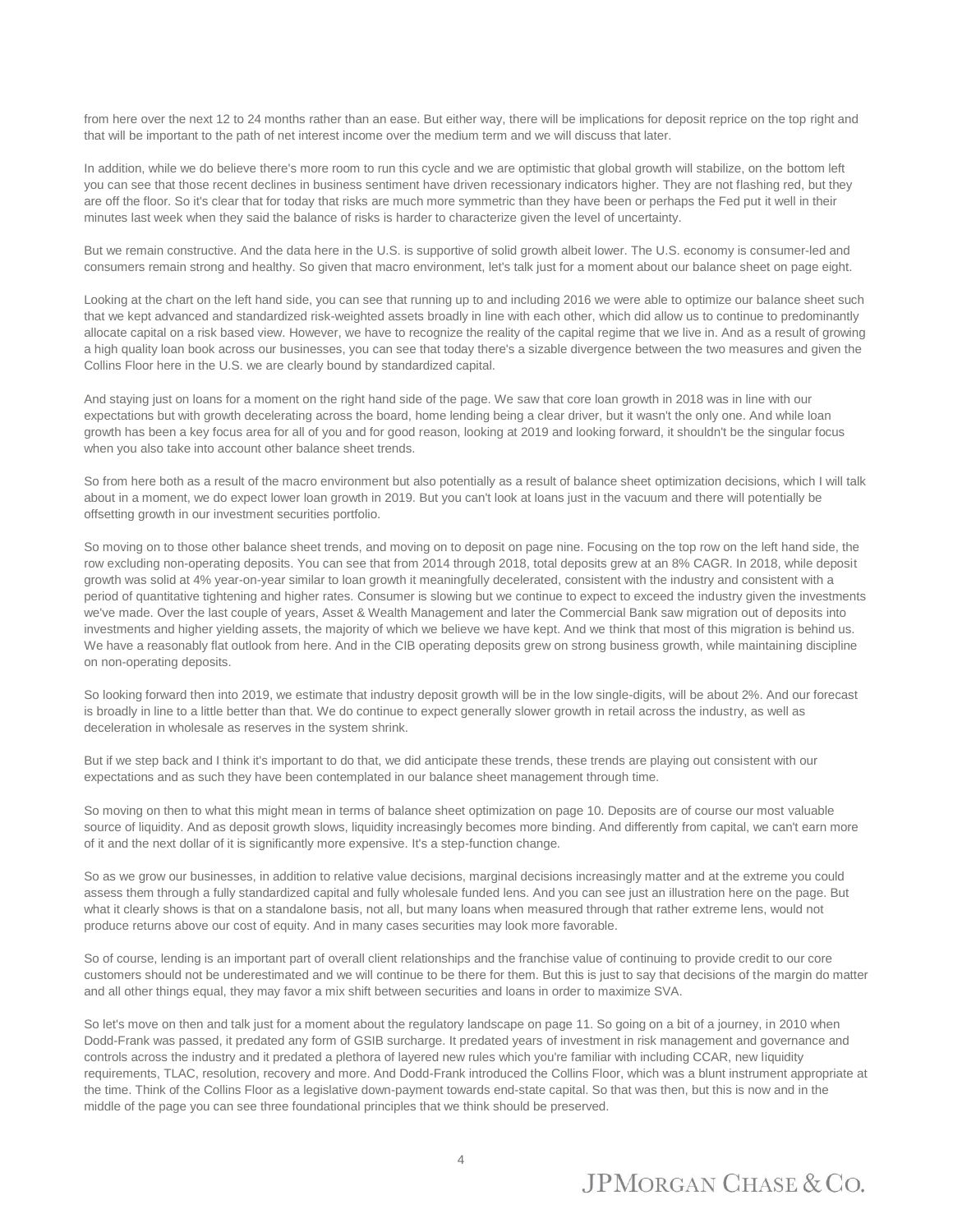from here over the next 12 to 24 months rather than an ease. But either way, there will be implications for deposit reprice on the top right and that will be important to the path of net interest income over the medium term and we will discuss that later.

In addition, while we do believe there's more room to run this cycle and we are optimistic that global growth will stabilize, on the bottom left you can see that those recent declines in business sentiment have driven recessionary indicators higher. They are not flashing red, but they are off the floor. So it's clear that for today that risks are much more symmetric than they have been or perhaps the Fed put it well in their minutes last week when they said the balance of risks is harder to characterize given the level of uncertainty.

But we remain constructive. And the data here in the U.S. is supportive of solid growth albeit lower. The U.S. economy is consumer-led and consumers remain strong and healthy. So given that macro environment, let's talk just for a moment about our balance sheet on page eight.

Looking at the chart on the left hand side, you can see that running up to and including 2016 we were able to optimize our balance sheet such that we kept advanced and standardized risk-weighted assets broadly in line with each other, which did allow us to continue to predominantly allocate capital on a risk based view. However, we have to recognize the reality of the capital regime that we live in. And as a result of growing a high quality loan book across our businesses, you can see that today there's a sizable divergence between the two measures and given the Collins Floor here in the U.S. we are clearly bound by standardized capital.

And staying just on loans for a moment on the right hand side of the page. We saw that core loan growth in 2018 was in line with our expectations but with growth decelerating across the board, home lending being a clear driver, but it wasn't the only one. And while loan growth has been a key focus area for all of you and for good reason, looking at 2019 and looking forward, it shouldn't be the singular focus when you also take into account other balance sheet trends.

So from here both as a result of the macro environment but also potentially as a result of balance sheet optimization decisions, which I will talk about in a moment, we do expect lower loan growth in 2019. But you can't look at loans just in the vacuum and there will potentially be offsetting growth in our investment securities portfolio.

So moving on to those other balance sheet trends, and moving on to deposit on page nine. Focusing on the top row on the left hand side, the row excluding non-operating deposits. You can see that from 2014 through 2018, total deposits grew at an 8% CAGR. In 2018, while deposit growth was solid at 4% year-on-year similar to loan growth it meaningfully decelerated, consistent with the industry and consistent with a period of quantitative tightening and higher rates. Consumer is slowing but we continue to expect to exceed the industry given the investments we've made. Over the last couple of years, Asset & Wealth Management and later the Commercial Bank saw migration out of deposits into investments and higher yielding assets, the majority of which we believe we have kept. And we think that most of this migration is behind us. We have a reasonably flat outlook from here. And in the CIB operating deposits grew on strong business growth, while maintaining discipline on non-operating deposits.

So looking forward then into 2019, we estimate that industry deposit growth will be in the low single-digits, will be about 2%. And our forecast is broadly in line to a little better than that. We do continue to expect generally slower growth in retail across the industry, as well as deceleration in wholesale as reserves in the system shrink.

But if we step back and I think it's important to do that, we did anticipate these trends, these trends are playing out consistent with our expectations and as such they have been contemplated in our balance sheet management through time.

So moving on then to what this might mean in terms of balance sheet optimization on page 10. Deposits are of course our most valuable source of liquidity. And as deposit growth slows, liquidity increasingly becomes more binding. And differently from capital, we can't earn more of it and the next dollar of it is significantly more expensive. It's a step-function change.

So as we grow our businesses, in addition to relative value decisions, marginal decisions increasingly matter and at the extreme you could assess them through a fully standardized capital and fully wholesale funded lens. And you can see just an illustration here on the page. But what it clearly shows is that on a standalone basis, not all, but many loans when measured through that rather extreme lens, would not produce returns above our cost of equity. And in many cases securities may look more favorable.

So of course, lending is an important part of overall client relationships and the franchise value of continuing to provide credit to our core customers should not be underestimated and we will continue to be there for them. But this is just to say that decisions of the margin do matter and all other things equal, they may favor a mix shift between securities and loans in order to maximize SVA.

So let's move on then and talk just for a moment about the regulatory landscape on page 11. So going on a bit of a journey, in 2010 when Dodd-Frank was passed, it predated any form of GSIB surcharge. It predated years of investment in risk management and governance and controls across the industry and it predated a plethora of layered new rules which you're familiar with including CCAR, new liquidity requirements, TLAC, resolution, recovery and more. And Dodd-Frank introduced the Collins Floor, which was a blunt instrument appropriate at the time. Think of the Collins Floor as a legislative down-payment towards end-state capital. So that was then, but this is now and in the middle of the page you can see three foundational principles that we think should be preserved.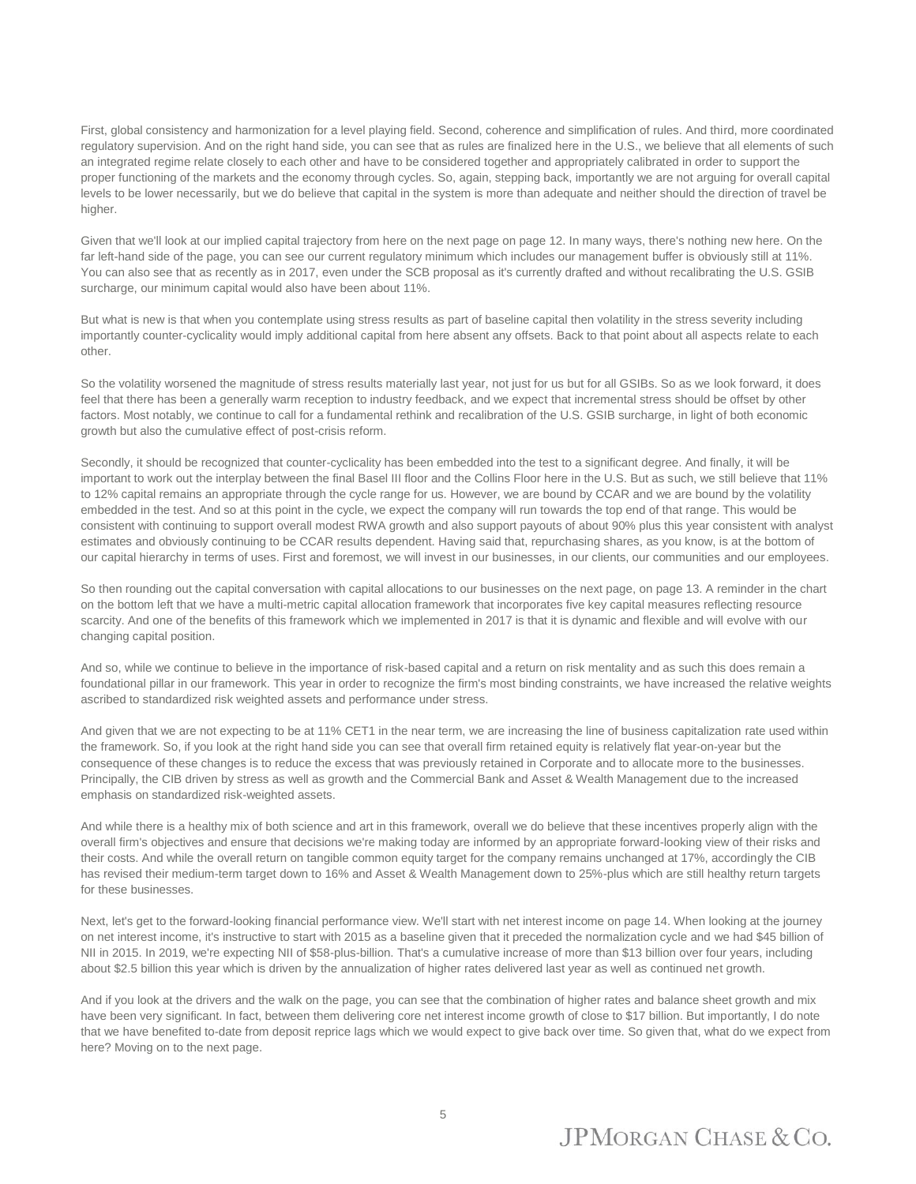First, global consistency and harmonization for a level playing field. Second, coherence and simplification of rules. And third, more coordinated regulatory supervision. And on the right hand side, you can see that as rules are finalized here in the U.S., we believe that all elements of such an integrated regime relate closely to each other and have to be considered together and appropriately calibrated in order to support the proper functioning of the markets and the economy through cycles. So, again, stepping back, importantly we are not arguing for overall capital levels to be lower necessarily, but we do believe that capital in the system is more than adequate and neither should the direction of travel be higher.

Given that we'll look at our implied capital trajectory from here on the next page on page 12. In many ways, there's nothing new here. On the far left-hand side of the page, you can see our current regulatory minimum which includes our management buffer is obviously still at 11%. You can also see that as recently as in 2017, even under the SCB proposal as it's currently drafted and without recalibrating the U.S. GSIB surcharge, our minimum capital would also have been about 11%.

But what is new is that when you contemplate using stress results as part of baseline capital then volatility in the stress severity including importantly counter-cyclicality would imply additional capital from here absent any offsets. Back to that point about all aspects relate to each other.

So the volatility worsened the magnitude of stress results materially last year, not just for us but for all GSIBs. So as we look forward, it does feel that there has been a generally warm reception to industry feedback, and we expect that incremental stress should be offset by other factors. Most notably, we continue to call for a fundamental rethink and recalibration of the U.S. GSIB surcharge, in light of both economic growth but also the cumulative effect of post-crisis reform.

Secondly, it should be recognized that counter-cyclicality has been embedded into the test to a significant degree. And finally, it will be important to work out the interplay between the final Basel III floor and the Collins Floor here in the U.S. But as such, we still believe that 11% to 12% capital remains an appropriate through the cycle range for us. However, we are bound by CCAR and we are bound by the volatility embedded in the test. And so at this point in the cycle, we expect the company will run towards the top end of that range. This would be consistent with continuing to support overall modest RWA growth and also support payouts of about 90% plus this year consistent with analyst estimates and obviously continuing to be CCAR results dependent. Having said that, repurchasing shares, as you know, is at the bottom of our capital hierarchy in terms of uses. First and foremost, we will invest in our businesses, in our clients, our communities and our employees.

So then rounding out the capital conversation with capital allocations to our businesses on the next page, on page 13. A reminder in the chart on the bottom left that we have a multi-metric capital allocation framework that incorporates five key capital measures reflecting resource scarcity. And one of the benefits of this framework which we implemented in 2017 is that it is dynamic and flexible and will evolve with our changing capital position.

And so, while we continue to believe in the importance of risk-based capital and a return on risk mentality and as such this does remain a foundational pillar in our framework. This year in order to recognize the firm's most binding constraints, we have increased the relative weights ascribed to standardized risk weighted assets and performance under stress.

And given that we are not expecting to be at 11% CET1 in the near term, we are increasing the line of business capitalization rate used within the framework. So, if you look at the right hand side you can see that overall firm retained equity is relatively flat year-on-year but the consequence of these changes is to reduce the excess that was previously retained in Corporate and to allocate more to the businesses. Principally, the CIB driven by stress as well as growth and the Commercial Bank and Asset & Wealth Management due to the increased emphasis on standardized risk-weighted assets.

And while there is a healthy mix of both science and art in this framework, overall we do believe that these incentives properly align with the overall firm's objectives and ensure that decisions we're making today are informed by an appropriate forward-looking view of their risks and their costs. And while the overall return on tangible common equity target for the company remains unchanged at 17%, accordingly the CIB has revised their medium-term target down to 16% and Asset & Wealth Management down to 25%-plus which are still healthy return targets for these businesses.

Next, let's get to the forward-looking financial performance view. We'll start with net interest income on page 14. When looking at the journey on net interest income, it's instructive to start with 2015 as a baseline given that it preceded the normalization cycle and we had $45 billion of NII in 2015. In 2019, we're expecting NII of $58-plus-billion. That's a cumulative increase of more than $13 billion over four years, including about $2.5 billion this year which is driven by the annualization of higher rates delivered last year as well as continued net growth.

And if you look at the drivers and the walk on the page, you can see that the combination of higher rates and balance sheet growth and mix have been very significant. In fact, between them delivering core net interest income growth of close to $17 billion. But importantly, I do note that we have benefited to-date from deposit reprice lags which we would expect to give back over time. So given that, what do we expect from here? Moving on to the next page.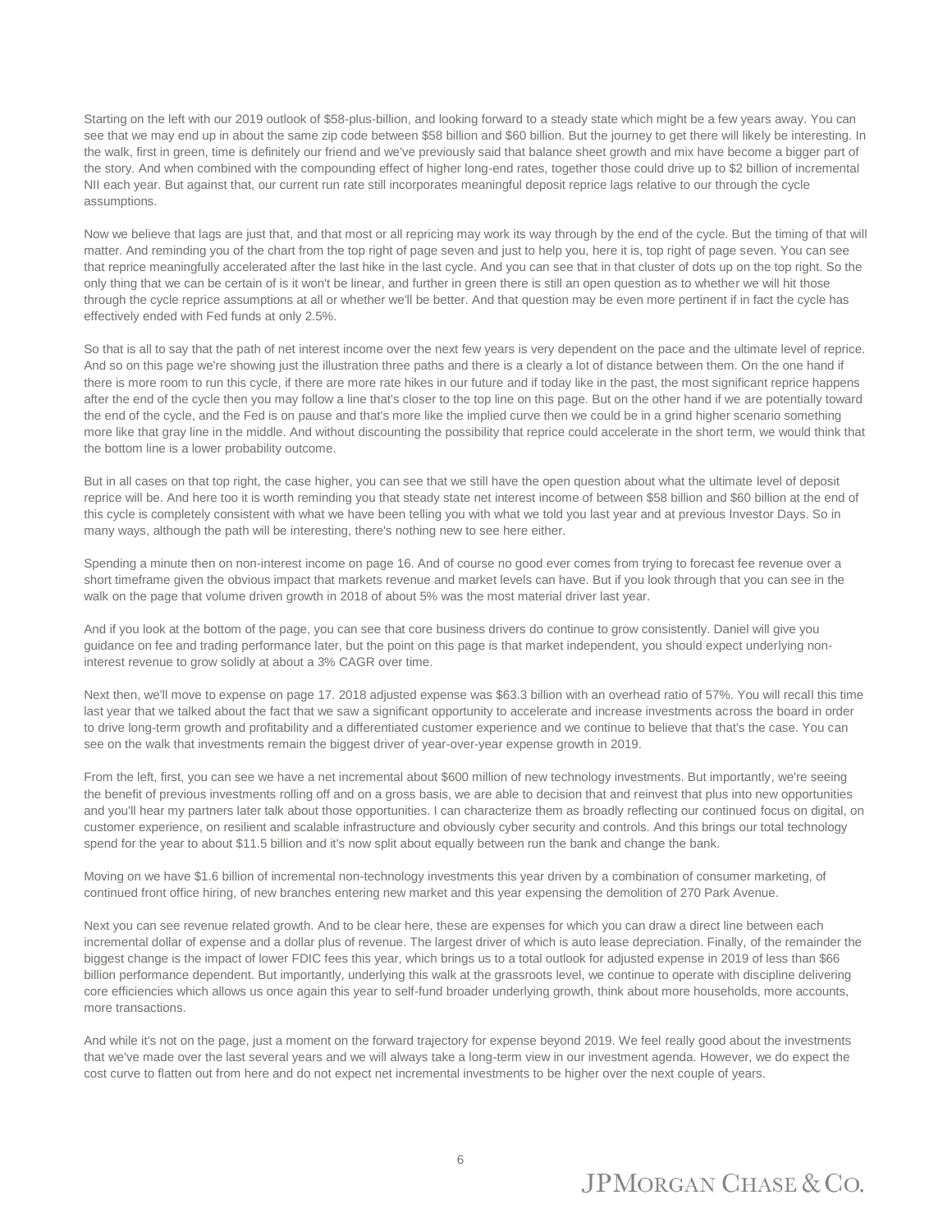Starting on the left with our 2019 outlook of $58-plus-billion, and looking forward to a steady state which might be a few years away. You can see that we may end up in about the same zip code between $58 billion and $60 billion. But the journey to get there will likely be interesting. In the walk, first in green, time is definitely our friend and we've previously said that balance sheet growth and mix have become a bigger part of the story. And when combined with the compounding effect of higher long-end rates, together those could drive up to $2 billion of incremental NII each year. But against that, our current run rate still incorporates meaningful deposit reprice lags relative to our through the cycle assumptions.

Now we believe that lags are just that, and that most or all repricing may work its way through by the end of the cycle. But the timing of that will matter. And reminding you of the chart from the top right of page seven and just to help you, here it is, top right of page seven. You can see that reprice meaningfully accelerated after the last hike in the last cycle. And you can see that in that cluster of dots up on the top right. So the only thing that we can be certain of is it won't be linear, and further in green there is still an open question as to whether we will hit those through the cycle reprice assumptions at all or whether we'll be better. And that question may be even more pertinent if in fact the cycle has effectively ended with Fed funds at only 2.5%.

So that is all to say that the path of net interest income over the next few years is very dependent on the pace and the ultimate level of reprice. And so on this page we're showing just the illustration three paths and there is a clearly a lot of distance between them. On the one hand if there is more room to run this cycle, if there are more rate hikes in our future and if today like in the past, the most significant reprice happens after the end of the cycle then you may follow a line that's closer to the top line on this page. But on the other hand if we are potentially toward the end of the cycle, and the Fed is on pause and that's more like the implied curve then we could be in a grind higher scenario something more like that gray line in the middle. And without discounting the possibility that reprice could accelerate in the short term, we would think that the bottom line is a lower probability outcome.

But in all cases on that top right, the case higher, you can see that we still have the open question about what the ultimate level of deposit reprice will be. And here too it is worth reminding you that steady state net interest income of between $58 billion and $60 billion at the end of this cycle is completely consistent with what we have been telling you with what we told you last year and at previous Investor Days. So in many ways, although the path will be interesting, there's nothing new to see here either.

Spending a minute then on non-interest income on page 16. And of course no good ever comes from trying to forecast fee revenue over a short timeframe given the obvious impact that markets revenue and market levels can have. But if you look through that you can see in the walk on the page that volume driven growth in 2018 of about 5% was the most material driver last year.

And if you look at the bottom of the page, you can see that core business drivers do continue to grow consistently. Daniel will give you guidance on fee and trading performance later, but the point on this page is that market independent, you should expect underlying non-interest revenue to grow solidly at about a 3% CAGR over time.

Next then, we'll move to expense on page 17. 2018 adjusted expense was $63.3 billion with an overhead ratio of 57%. You will recall this time last year that we talked about the fact that we saw a significant opportunity to accelerate and increase investments across the board in order to drive long-term growth and profitability and a differentiated customer experience and we continue to believe that that's the case. You can see on the walk that investments remain the biggest driver of year-over-year expense growth in 2019.

From the left, first, you can see we have a net incremental about $600 million of new technology investments. But importantly, we're seeing the benefit of previous investments rolling off and on a gross basis, we are able to decision that and reinvest that plus into new opportunities and you'll hear my partners later talk about those opportunities. I can characterize them as broadly reflecting our continued focus on digital, on customer experience, on resilient and scalable infrastructure and obviously cyber security and controls. And this brings our total technology spend for the year to about $11.5 billion and it's now split about equally between run the bank and change the bank.

Moving on we have $1.6 billion of incremental non-technology investments this year driven by a combination of consumer marketing, of continued front office hiring, of new branches entering new market and this year expensing the demolition of 270 Park Avenue.

Next you can see revenue related growth. And to be clear here, these are expenses for which you can draw a direct line between each incremental dollar of expense and a dollar plus of revenue. The largest driver of which is auto lease depreciation. Finally, of the remainder the biggest change is the impact of lower FDIC fees this year, which brings us to a total outlook for adjusted expense in 2019 of less than $66 billion performance dependent. But importantly, underlying this walk at the grassroots level, we continue to operate with discipline delivering core efficiencies which allows us once again this year to self-fund broader underlying growth, think about more households, more accounts, more transactions.

And while it's not on the page, just a moment on the forward trajectory for expense beyond 2019. We feel really good about the investments that we've made over the last several years and we will always take a long-term view in our investment agenda. However, we do expect the cost curve to flatten out from here and do not expect net incremental investments to be higher over the next couple of years.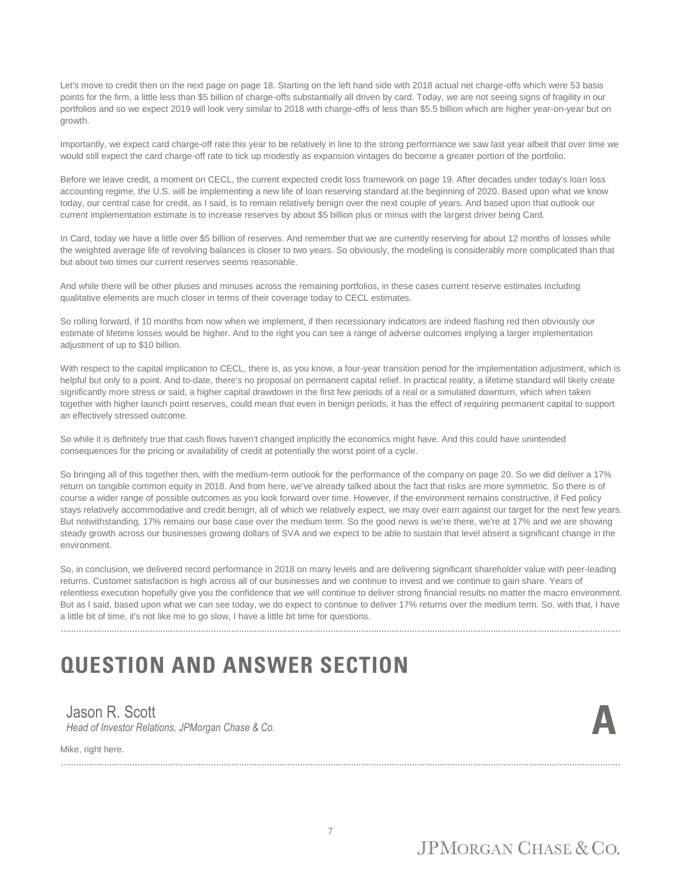Let's move to credit then on the next page on page 18. Starting on the left hand side with 2018 actual net charge-offs which were 53 basis points for the firm, a little less than $5 billion of charge-offs substantially all driven by card. Today, we are not seeing signs of fragility in our portfolios and so we expect 2019 will look very similar to 2018 with charge-offs of less than $5.5 billion which are higher year-on-year but on growth.

Importantly, we expect card charge-off rate this year to be relatively in line to the strong performance we saw last year albeit that over time we would still expect the card charge-off rate to tick up modestly as expansion vintages do become a greater portion of the portfolio.

Before we leave credit, a moment on CECL, the current expected credit loss framework on page 19. After decades under today's loan loss accounting regime, the U.S. will be implementing a new life of loan reserving standard at the beginning of 2020. Based upon what we know today, our central case for credit, as I said, is to remain relatively benign over the next couple of years. And based upon that outlook our current implementation estimate is to increase reserves by about $5 billion plus or minus with the largest driver being Card.

In Card, today we have a little over $5 billion of reserves. And remember that we are currently reserving for about 12 months of losses while the weighted average life of revolving balances is closer to two years. So obviously, the modeling is considerably more complicated than that but about two times our current reserves seems reasonable.

And while there will be other pluses and minuses across the remaining portfolios, in these cases current reserve estimates including qualitative elements are much closer in terms of their coverage today to CECL estimates.

So rolling forward, if 10 months from now when we implement, if then recessionary indicators are indeed flashing red then obviously our estimate of lifetime losses would be higher. And to the right you can see a range of adverse outcomes implying a larger implementation adjustment of up to $10 billion.

With respect to the capital implication to CECL, there is, as you know, a four-year transition period for the implementation adjustment, which is helpful but only to a point. And to-date, there's no proposal on permanent capital relief. In practical reality, a lifetime standard will likely create significantly more stress or said, a higher capital drawdown in the first few periods of a real or a simulated downturn, which when taken together with higher launch point reserves, could mean that even in benign periods, it has the effect of requiring permanent capital to support an effectively stressed outcome.

So while it is definitely true that cash flows haven't changed implicitly the economics might have. And this could have unintended consequences for the pricing or availability of credit at potentially the worst point of a cycle.

So bringing all of this together then, with the medium-term outlook for the performance of the company on page 20. So we did deliver a 17% return on tangible common equity in 2018. And from here, we've already talked about the fact that risks are more symmetric. So there is of course a wider range of possible outcomes as you look forward over time. However, if the environment remains constructive, if Fed policy stays relatively accommodative and credit benign, all of which we relatively expect, we may over earn against our target for the next few years. But notwithstanding, 17% remains our base case over the medium term. So the good news is we're there, we're at 17% and we are showing steady growth across our businesses growing dollars of SVA and we expect to be able to sustain that level absent a significant change in the environment.

So, in conclusion, we delivered record performance in 2018 on many levels and are delivering significant shareholder value with peer-leading returns. Customer satisfaction is high across all of our businesses and we continue to invest and we continue to gain share. Years of relentless execution hopefully give you the confidence that we will continue to deliver strong financial results no matter the macro environment. But as I said, based upon what we can see today, we do expect to continue to deliver 17% returns over the medium term. So, with that, I have a little bit of time, it's not like me to go slow, I have a little bit time for questions.

# QUESTION AND ANSWER SECTION

**Jason R. Scott**
*Head of Investor Relations, JPMorgan Chase & Co.* — **A**

Mike, right here.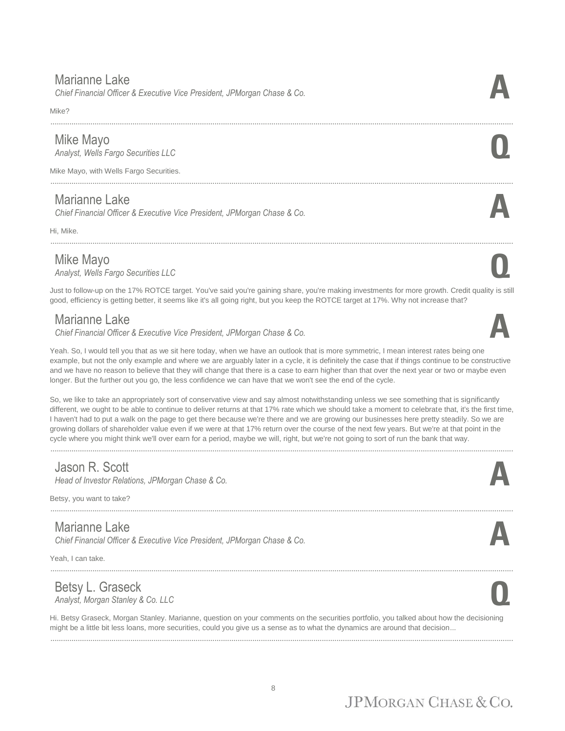### Marianne Lake
*Chief Financial Officer & Executive Vice President, JPMorgan Chase & Co.*

**A**

Mike?

---

### Mike Mayo
*Analyst, Wells Fargo Securities LLC*

**Q**

Mike Mayo, with Wells Fargo Securities.

---

### Marianne Lake
*Chief Financial Officer & Executive Vice President, JPMorgan Chase & Co.*

**A**

Hi, Mike.

---

### Mike Mayo
*Analyst, Wells Fargo Securities LLC*

**Q**

Just to follow-up on the 17% ROTCE target. You've said you're gaining share, you're making investments for more growth. Credit quality is still good, efficiency is getting better, it seems like it's all going right, but you keep the ROTCE target at 17%. Why not increase that?

### Marianne Lake
*Chief Financial Officer & Executive Vice President, JPMorgan Chase & Co.*

**A**

Yeah. So, I would tell you that as we sit here today, when we have an outlook that is more symmetric, I mean interest rates being one example, but not the only example and where we are arguably later in a cycle, it is definitely the case that if things continue to be constructive and we have no reason to believe that they will change that there is a case to earn higher than that over the next year or two or maybe even longer. But the further out you go, the less confidence we can have that we won't see the end of the cycle.

So, we like to take an appropriately sort of conservative view and say almost notwithstanding unless we see something that is significantly different, we ought to be able to continue to deliver returns at that 17% rate which we should take a moment to celebrate that, it's the first time, I haven't had to put a walk on the page to get there because we're there and we are growing our businesses here pretty steadily. So we are growing dollars of shareholder value even if we were at that 17% return over the course of the next few years. But we're at that point in the cycle where you might think we'll over earn for a period, maybe we will, right, but we're not going to sort of run the bank that way.

---

### Jason R. Scott
*Head of Investor Relations, JPMorgan Chase & Co.*

**A**

Betsy, you want to take?

---

### Marianne Lake
*Chief Financial Officer & Executive Vice President, JPMorgan Chase & Co.*

**A**

Yeah, I can take.

---

### Betsy L. Graseck
*Analyst, Morgan Stanley & Co. LLC*

**Q**

Hi. Betsy Graseck, Morgan Stanley. Marianne, question on your comments on the securities portfolio, you talked about how the decisioning might be a little bit less loans, more securities, could you give us a sense as to what the dynamics are around that decision...

---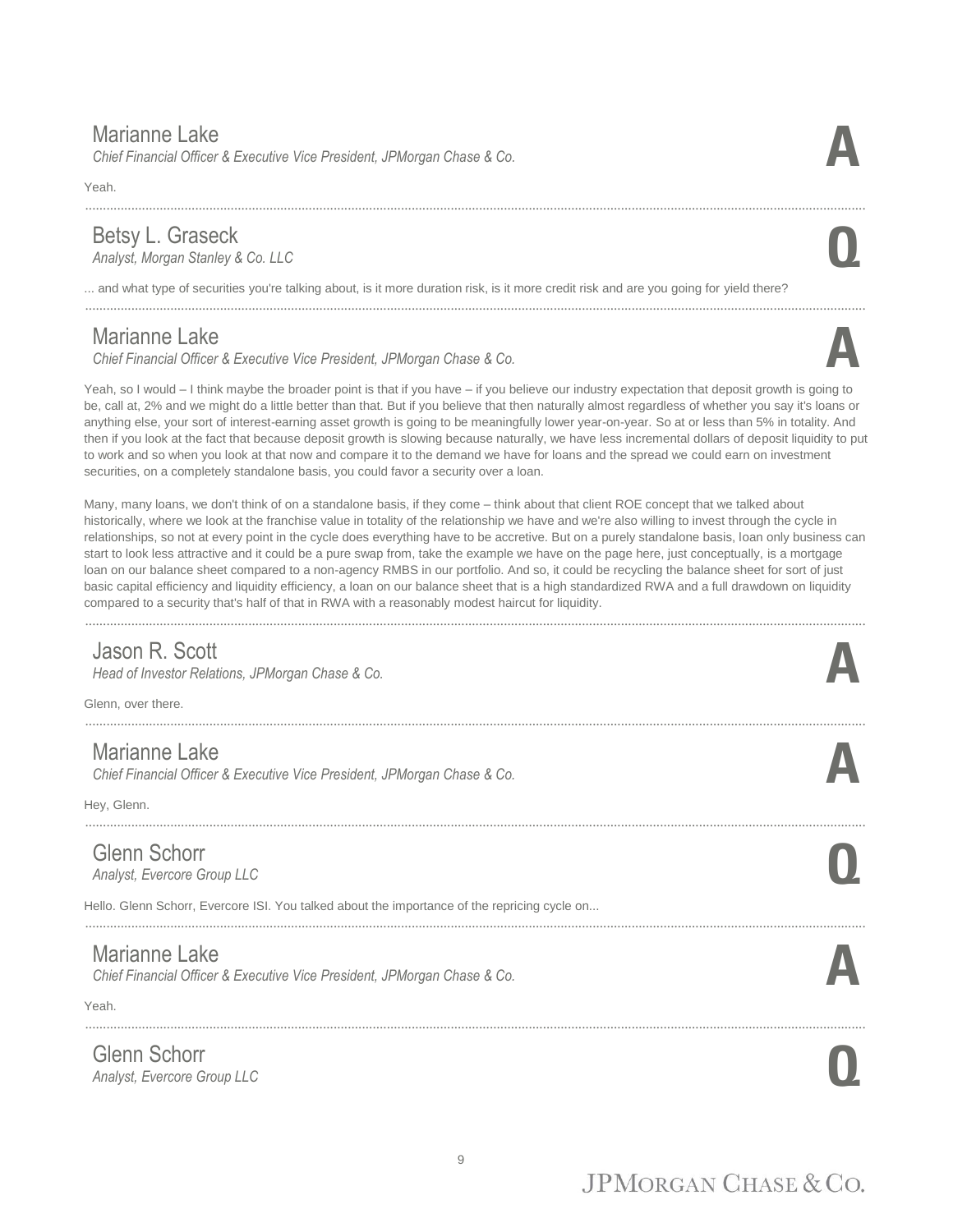Marianne Lake
*Chief Financial Officer & Executive Vice President, JPMorgan Chase & Co.*

**A**

Yeah.

---

Betsy L. Graseck
*Analyst, Morgan Stanley & Co. LLC*

**Q**

... and what type of securities you're talking about, is it more duration risk, is it more credit risk and are you going for yield there?

---

Marianne Lake
*Chief Financial Officer & Executive Vice President, JPMorgan Chase & Co.*

**A**

Yeah, so I would – I think maybe the broader point is that if you have – if you believe our industry expectation that deposit growth is going to be, call at, 2% and we might do a little better than that. But if you believe that then naturally almost regardless of whether you say it's loans or anything else, your sort of interest-earning asset growth is going to be meaningfully lower year-on-year. So at or less than 5% in totality. And then if you look at the fact that because deposit growth is slowing because naturally, we have less incremental dollars of deposit liquidity to put to work and so when you look at that now and compare it to the demand we have for loans and the spread we could earn on investment securities, on a completely standalone basis, you could favor a security over a loan.

Many, many loans, we don't think of on a standalone basis, if they come – think about that client ROE concept that we talked about historically, where we look at the franchise value in totality of the relationship we have and we're also willing to invest through the cycle in relationships, so not at every point in the cycle does everything have to be accretive. But on a purely standalone basis, loan only business can start to look less attractive and it could be a pure swap from, take the example we have on the page here, just conceptually, is a mortgage loan on our balance sheet compared to a non-agency RMBS in our portfolio. And so, it could be recycling the balance sheet for sort of just basic capital efficiency and liquidity efficiency, a loan on our balance sheet that is a high standardized RWA and a full drawdown on liquidity compared to a security that's half of that in RWA with a reasonably modest haircut for liquidity.

---

Jason R. Scott
*Head of Investor Relations, JPMorgan Chase & Co.*

**A**

Glenn, over there.

---

Marianne Lake
*Chief Financial Officer & Executive Vice President, JPMorgan Chase & Co.*

**A**

Hey, Glenn.

---

Glenn Schorr
*Analyst, Evercore Group LLC*

**Q**

Hello. Glenn Schorr, Evercore ISI. You talked about the importance of the repricing cycle on...

---

Marianne Lake
*Chief Financial Officer & Executive Vice President, JPMorgan Chase & Co.*

**A**

Yeah.

---

Glenn Schorr
*Analyst, Evercore Group LLC*

**Q**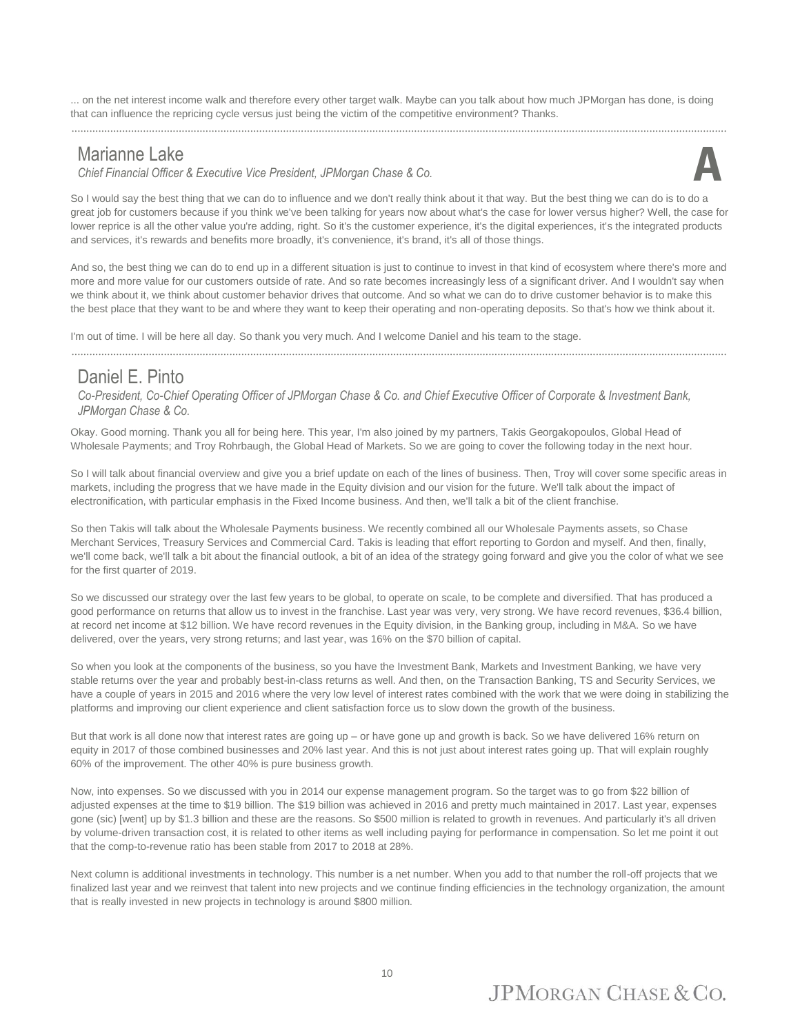... on the net interest income walk and therefore every other target walk. Maybe can you talk about how much JPMorgan has done, is doing that can influence the repricing cycle versus just being the victim of the competitive environment? Thanks.

---

## Marianne Lake

*Chief Financial Officer & Executive Vice President, JPMorgan Chase & Co.*

**A**

So I would say the best thing that we can do to influence and we don't really think about it that way. But the best thing we can do is to do a great job for customers because if you think we've been talking for years now about what's the case for lower versus higher? Well, the case for lower reprice is all the other value you're adding, right. So it's the customer experience, it's the digital experiences, it's the integrated products and services, it's rewards and benefits more broadly, it's convenience, it's brand, it's all of those things.

And so, the best thing we can do to end up in a different situation is just to continue to invest in that kind of ecosystem where there's more and more and more value for our customers outside of rate. And so rate becomes increasingly less of a significant driver. And I wouldn't say when we think about it, we think about customer behavior drives that outcome. And so what we can do to drive customer behavior is to make this the best place that they want to be and where they want to keep their operating and non-operating deposits. So that's how we think about it.

I'm out of time. I will be here all day. So thank you very much. And I welcome Daniel and his team to the stage.

---

## Daniel E. Pinto

*Co-President, Co-Chief Operating Officer of JPMorgan Chase & Co. and Chief Executive Officer of Corporate & Investment Bank, JPMorgan Chase & Co.*

Okay. Good morning. Thank you all for being here. This year, I'm also joined by my partners, Takis Georgakopoulos, Global Head of Wholesale Payments; and Troy Rohrbaugh, the Global Head of Markets. So we are going to cover the following today in the next hour.

So I will talk about financial overview and give you a brief update on each of the lines of business. Then, Troy will cover some specific areas in markets, including the progress that we have made in the Equity division and our vision for the future. We'll talk about the impact of electronification, with particular emphasis in the Fixed Income business. And then, we'll talk a bit of the client franchise.

So then Takis will talk about the Wholesale Payments business. We recently combined all our Wholesale Payments assets, so Chase Merchant Services, Treasury Services and Commercial Card. Takis is leading that effort reporting to Gordon and myself. And then, finally, we'll come back, we'll talk a bit about the financial outlook, a bit of an idea of the strategy going forward and give you the color of what we see for the first quarter of 2019.

So we discussed our strategy over the last few years to be global, to operate on scale, to be complete and diversified. That has produced a good performance on returns that allow us to invest in the franchise. Last year was very, very strong. We have record revenues, $36.4 billion, at record net income at $12 billion. We have record revenues in the Equity division, in the Banking group, including in M&A. So we have delivered, over the years, very strong returns; and last year, was 16% on the $70 billion of capital.

So when you look at the components of the business, so you have the Investment Bank, Markets and Investment Banking, we have very stable returns over the year and probably best-in-class returns as well. And then, on the Transaction Banking, TS and Security Services, we have a couple of years in 2015 and 2016 where the very low level of interest rates combined with the work that we were doing in stabilizing the platforms and improving our client experience and client satisfaction force us to slow down the growth of the business.

But that work is all done now that interest rates are going up – or have gone up and growth is back. So we have delivered 16% return on equity in 2017 of those combined businesses and 20% last year. And this is not just about interest rates going up. That will explain roughly 60% of the improvement. The other 40% is pure business growth.

Now, into expenses. So we discussed with you in 2014 our expense management program. So the target was to go from $22 billion of adjusted expenses at the time to $19 billion. The $19 billion was achieved in 2016 and pretty much maintained in 2017. Last year, expenses gone (sic) [went] up by $1.3 billion and these are the reasons. So $500 million is related to growth in revenues. And particularly it's all driven by volume-driven transaction cost, it is related to other items as well including paying for performance in compensation. So let me point it out that the comp-to-revenue ratio has been stable from 2017 to 2018 at 28%.

Next column is additional investments in technology. This number is a net number. When you add to that number the roll-off projects that we finalized last year and we reinvest that talent into new projects and we continue finding efficiencies in the technology organization, the amount that is really invested in new projects in technology is around $800 million.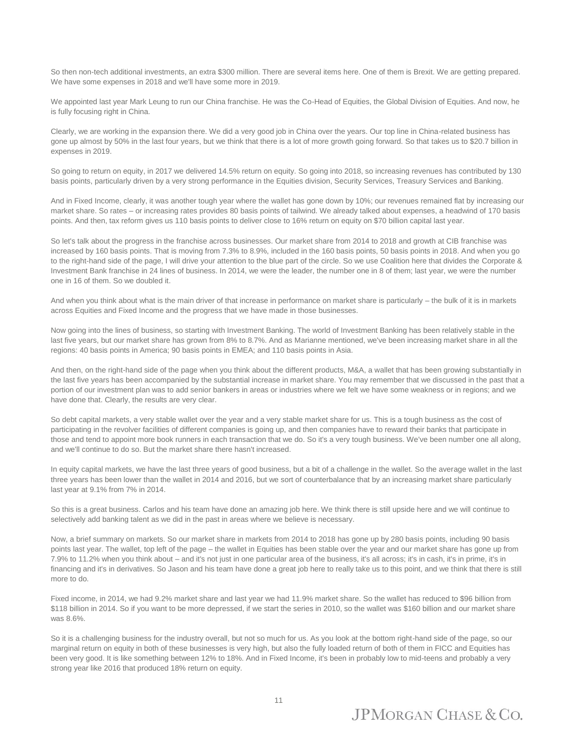So then non-tech additional investments, an extra $300 million. There are several items here. One of them is Brexit. We are getting prepared. We have some expenses in 2018 and we'll have some more in 2019.

We appointed last year Mark Leung to run our China franchise. He was the Co-Head of Equities, the Global Division of Equities. And now, he is fully focusing right in China.

Clearly, we are working in the expansion there. We did a very good job in China over the years. Our top line in China-related business has gone up almost by 50% in the last four years, but we think that there is a lot of more growth going forward. So that takes us to $20.7 billion in expenses in 2019.

So going to return on equity, in 2017 we delivered 14.5% return on equity. So going into 2018, so increasing revenues has contributed by 130 basis points, particularly driven by a very strong performance in the Equities division, Security Services, Treasury Services and Banking.

And in Fixed Income, clearly, it was another tough year where the wallet has gone down by 10%; our revenues remained flat by increasing our market share. So rates – or increasing rates provides 80 basis points of tailwind. We already talked about expenses, a headwind of 170 basis points. And then, tax reform gives us 110 basis points to deliver close to 16% return on equity on $70 billion capital last year.

So let's talk about the progress in the franchise across businesses. Our market share from 2014 to 2018 and growth at CIB franchise was increased by 160 basis points. That is moving from 7.3% to 8.9%, included in the 160 basis points, 50 basis points in 2018. And when you go to the right-hand side of the page, I will drive your attention to the blue part of the circle. So we use Coalition here that divides the Corporate & Investment Bank franchise in 24 lines of business. In 2014, we were the leader, the number one in 8 of them; last year, we were the number one in 16 of them. So we doubled it.

And when you think about what is the main driver of that increase in performance on market share is particularly – the bulk of it is in markets across Equities and Fixed Income and the progress that we have made in those businesses.

Now going into the lines of business, so starting with Investment Banking. The world of Investment Banking has been relatively stable in the last five years, but our market share has grown from 8% to 8.7%. And as Marianne mentioned, we've been increasing market share in all the regions: 40 basis points in America; 90 basis points in EMEA; and 110 basis points in Asia.

And then, on the right-hand side of the page when you think about the different products, M&A, a wallet that has been growing substantially in the last five years has been accompanied by the substantial increase in market share. You may remember that we discussed in the past that a portion of our investment plan was to add senior bankers in areas or industries where we felt we have some weakness or in regions; and we have done that. Clearly, the results are very clear.

So debt capital markets, a very stable wallet over the year and a very stable market share for us. This is a tough business as the cost of participating in the revolver facilities of different companies is going up, and then companies have to reward their banks that participate in those and tend to appoint more book runners in each transaction that we do. So it's a very tough business. We've been number one all along, and we'll continue to do so. But the market share there hasn't increased.

In equity capital markets, we have the last three years of good business, but a bit of a challenge in the wallet. So the average wallet in the last three years has been lower than the wallet in 2014 and 2016, but we sort of counterbalance that by an increasing market share particularly last year at 9.1% from 7% in 2014.

So this is a great business. Carlos and his team have done an amazing job here. We think there is still upside here and we will continue to selectively add banking talent as we did in the past in areas where we believe is necessary.

Now, a brief summary on markets. So our market share in markets from 2014 to 2018 has gone up by 280 basis points, including 90 basis points last year. The wallet, top left of the page – the wallet in Equities has been stable over the year and our market share has gone up from 7.9% to 11.2% when you think about – and it's not just in one particular area of the business, it's all across; it's in cash, it's in prime, it's in financing and it's in derivatives. So Jason and his team have done a great job here to really take us to this point, and we think that there is still more to do.

Fixed income, in 2014, we had 9.2% market share and last year we had 11.9% market share. So the wallet has reduced to $96 billion from $118 billion in 2014. So if you want to be more depressed, if we start the series in 2010, so the wallet was $160 billion and our market share was 8.6%.

So it is a challenging business for the industry overall, but not so much for us. As you look at the bottom right-hand side of the page, so our marginal return on equity in both of these businesses is very high, but also the fully loaded return of both of them in FICC and Equities has been very good. It is like something between 12% to 18%. And in Fixed Income, it's been in probably low to mid-teens and probably a very strong year like 2016 that produced 18% return on equity.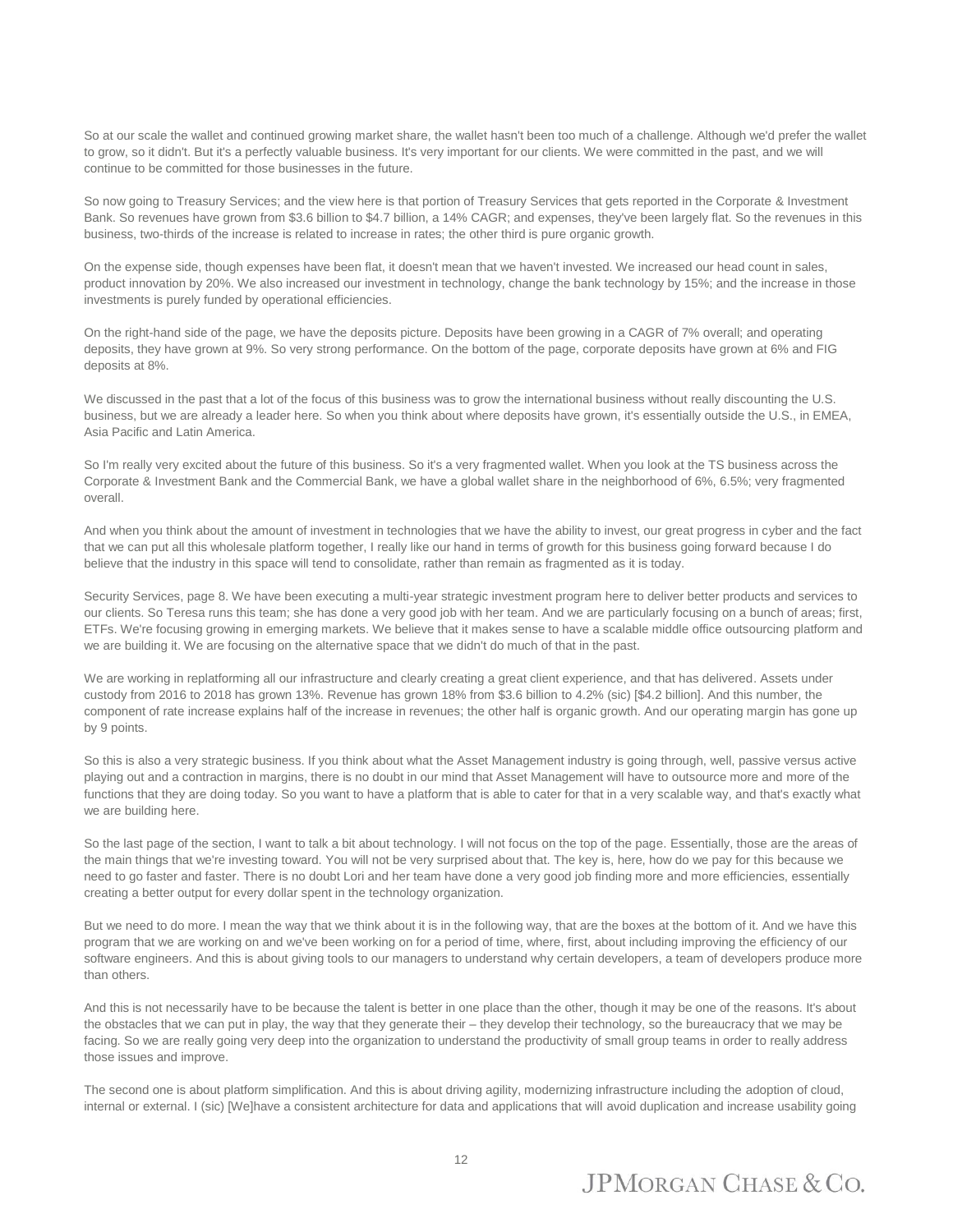So at our scale the wallet and continued growing market share, the wallet hasn't been too much of a challenge. Although we'd prefer the wallet to grow, so it didn't. But it's a perfectly valuable business. It's very important for our clients. We were committed in the past, and we will continue to be committed for those businesses in the future.

So now going to Treasury Services; and the view here is that portion of Treasury Services that gets reported in the Corporate & Investment Bank. So revenues have grown from $3.6 billion to $4.7 billion, a 14% CAGR; and expenses, they've been largely flat. So the revenues in this business, two-thirds of the increase is related to increase in rates; the other third is pure organic growth.

On the expense side, though expenses have been flat, it doesn't mean that we haven't invested. We increased our head count in sales, product innovation by 20%. We also increased our investment in technology, change the bank technology by 15%; and the increase in those investments is purely funded by operational efficiencies.

On the right-hand side of the page, we have the deposits picture. Deposits have been growing in a CAGR of 7% overall; and operating deposits, they have grown at 9%. So very strong performance. On the bottom of the page, corporate deposits have grown at 6% and FIG deposits at 8%.

We discussed in the past that a lot of the focus of this business was to grow the international business without really discounting the U.S. business, but we are already a leader here. So when you think about where deposits have grown, it's essentially outside the U.S., in EMEA, Asia Pacific and Latin America.

So I'm really very excited about the future of this business. So it's a very fragmented wallet. When you look at the TS business across the Corporate & Investment Bank and the Commercial Bank, we have a global wallet share in the neighborhood of 6%, 6.5%; very fragmented overall.

And when you think about the amount of investment in technologies that we have the ability to invest, our great progress in cyber and the fact that we can put all this wholesale platform together, I really like our hand in terms of growth for this business going forward because I do believe that the industry in this space will tend to consolidate, rather than remain as fragmented as it is today.

Security Services, page 8. We have been executing a multi-year strategic investment program here to deliver better products and services to our clients. So Teresa runs this team; she has done a very good job with her team. And we are particularly focusing on a bunch of areas; first, ETFs. We're focusing growing in emerging markets. We believe that it makes sense to have a scalable middle office outsourcing platform and we are building it. We are focusing on the alternative space that we didn't do much of that in the past.

We are working in replatforming all our infrastructure and clearly creating a great client experience, and that has delivered. Assets under custody from 2016 to 2018 has grown 13%. Revenue has grown 18% from $3.6 billion to 4.2% (sic) [$4.2 billion]. And this number, the component of rate increase explains half of the increase in revenues; the other half is organic growth. And our operating margin has gone up by 9 points.

So this is also a very strategic business. If you think about what the Asset Management industry is going through, well, passive versus active playing out and a contraction in margins, there is no doubt in our mind that Asset Management will have to outsource more and more of the functions that they are doing today. So you want to have a platform that is able to cater for that in a very scalable way, and that's exactly what we are building here.

So the last page of the section, I want to talk a bit about technology. I will not focus on the top of the page. Essentially, those are the areas of the main things that we're investing toward. You will not be very surprised about that. The key is, here, how do we pay for this because we need to go faster and faster. There is no doubt Lori and her team have done a very good job finding more and more efficiencies, essentially creating a better output for every dollar spent in the technology organization.

But we need to do more. I mean the way that we think about it is in the following way, that are the boxes at the bottom of it. And we have this program that we are working on and we've been working on for a period of time, where, first, about including improving the efficiency of our software engineers. And this is about giving tools to our managers to understand why certain developers, a team of developers produce more than others.

And this is not necessarily have to be because the talent is better in one place than the other, though it may be one of the reasons. It's about the obstacles that we can put in play, the way that they generate their – they develop their technology, so the bureaucracy that we may be facing. So we are really going very deep into the organization to understand the productivity of small group teams in order to really address those issues and improve.

The second one is about platform simplification. And this is about driving agility, modernizing infrastructure including the adoption of cloud, internal or external. I (sic) [We]have a consistent architecture for data and applications that will avoid duplication and increase usability going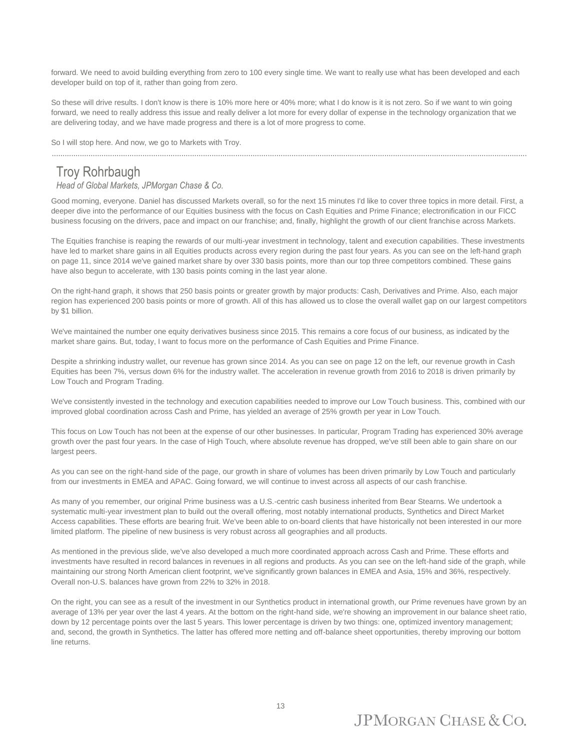forward. We need to avoid building everything from zero to 100 every single time. We want to really use what has been developed and each developer build on top of it, rather than going from zero.

So these will drive results. I don't know is there is 10% more here or 40% more; what I do know is it is not zero. So if we want to win going forward, we need to really address this issue and really deliver a lot more for every dollar of expense in the technology organization that we are delivering today, and we have made progress and there is a lot of more progress to come.

So I will stop here. And now, we go to Markets with Troy.

---

## Troy Rohrbaugh

*Head of Global Markets, JPMorgan Chase & Co.*

Good morning, everyone. Daniel has discussed Markets overall, so for the next 15 minutes I'd like to cover three topics in more detail. First, a deeper dive into the performance of our Equities business with the focus on Cash Equities and Prime Finance; electronification in our FICC business focusing on the drivers, pace and impact on our franchise; and, finally, highlight the growth of our client franchise across Markets.

The Equities franchise is reaping the rewards of our multi-year investment in technology, talent and execution capabilities. These investments have led to market share gains in all Equities products across every region during the past four years. As you can see on the left-hand graph on page 11, since 2014 we've gained market share by over 330 basis points, more than our top three competitors combined. These gains have also begun to accelerate, with 130 basis points coming in the last year alone.

On the right-hand graph, it shows that 250 basis points or greater growth by major products: Cash, Derivatives and Prime. Also, each major region has experienced 200 basis points or more of growth. All of this has allowed us to close the overall wallet gap on our largest competitors by $1 billion.

We've maintained the number one equity derivatives business since 2015. This remains a core focus of our business, as indicated by the market share gains. But, today, I want to focus more on the performance of Cash Equities and Prime Finance.

Despite a shrinking industry wallet, our revenue has grown since 2014. As you can see on page 12 on the left, our revenue growth in Cash Equities has been 7%, versus down 6% for the industry wallet. The acceleration in revenue growth from 2016 to 2018 is driven primarily by Low Touch and Program Trading.

We've consistently invested in the technology and execution capabilities needed to improve our Low Touch business. This, combined with our improved global coordination across Cash and Prime, has yielded an average of 25% growth per year in Low Touch.

This focus on Low Touch has not been at the expense of our other businesses. In particular, Program Trading has experienced 30% average growth over the past four years. In the case of High Touch, where absolute revenue has dropped, we've still been able to gain share on our largest peers.

As you can see on the right-hand side of the page, our growth in share of volumes has been driven primarily by Low Touch and particularly from our investments in EMEA and APAC. Going forward, we will continue to invest across all aspects of our cash franchise.

As many of you remember, our original Prime business was a U.S.-centric cash business inherited from Bear Stearns. We undertook a systematic multi-year investment plan to build out the overall offering, most notably international products, Synthetics and Direct Market Access capabilities. These efforts are bearing fruit. We've been able to on-board clients that have historically not been interested in our more limited platform. The pipeline of new business is very robust across all geographies and all products.

As mentioned in the previous slide, we've also developed a much more coordinated approach across Cash and Prime. These efforts and investments have resulted in record balances in revenues in all regions and products. As you can see on the left-hand side of the graph, while maintaining our strong North American client footprint, we've significantly grown balances in EMEA and Asia, 15% and 36%, respectively. Overall non-U.S. balances have grown from 22% to 32% in 2018.

On the right, you can see as a result of the investment in our Synthetics product in international growth, our Prime revenues have grown by an average of 13% per year over the last 4 years. At the bottom on the right-hand side, we're showing an improvement in our balance sheet ratio, down by 12 percentage points over the last 5 years. This lower percentage is driven by two things: one, optimized inventory management; and, second, the growth in Synthetics. The latter has offered more netting and off-balance sheet opportunities, thereby improving our bottom line returns.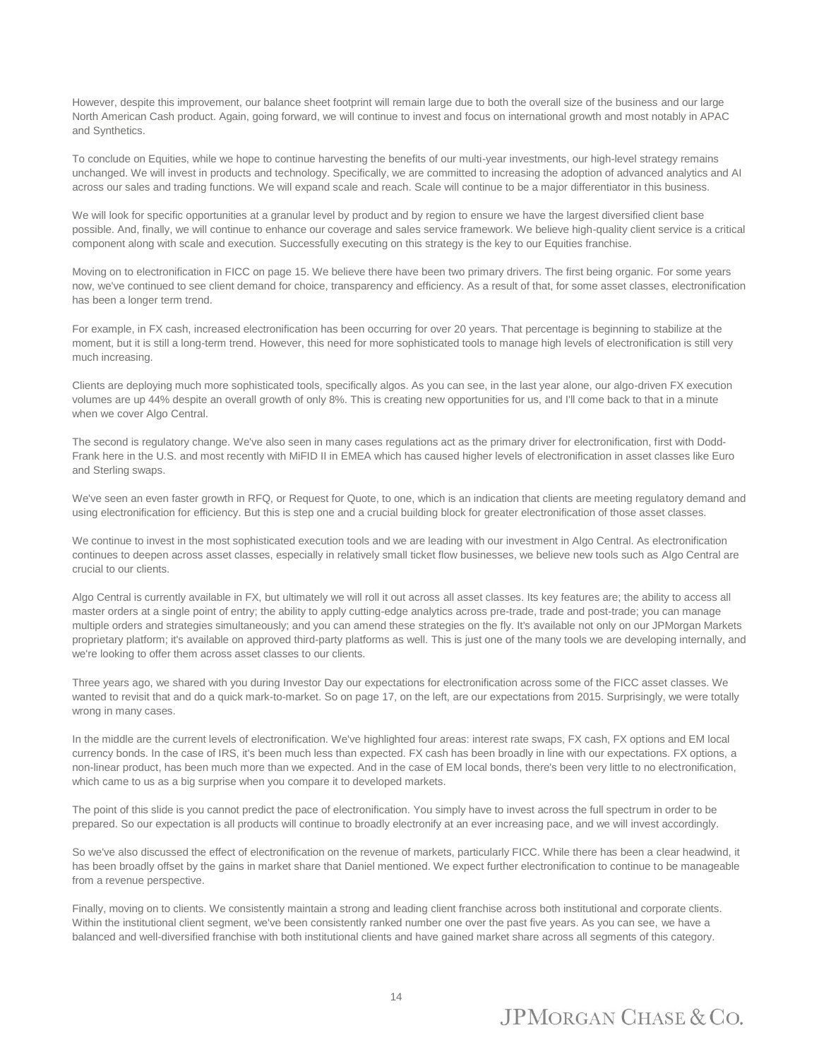However, despite this improvement, our balance sheet footprint will remain large due to both the overall size of the business and our large North American Cash product. Again, going forward, we will continue to invest and focus on international growth and most notably in APAC and Synthetics.

To conclude on Equities, while we hope to continue harvesting the benefits of our multi-year investments, our high-level strategy remains unchanged. We will invest in products and technology. Specifically, we are committed to increasing the adoption of advanced analytics and AI across our sales and trading functions. We will expand scale and reach. Scale will continue to be a major differentiator in this business.

We will look for specific opportunities at a granular level by product and by region to ensure we have the largest diversified client base possible. And, finally, we will continue to enhance our coverage and sales service framework. We believe high-quality client service is a critical component along with scale and execution. Successfully executing on this strategy is the key to our Equities franchise.

Moving on to electronification in FICC on page 15. We believe there have been two primary drivers. The first being organic. For some years now, we've continued to see client demand for choice, transparency and efficiency. As a result of that, for some asset classes, electronification has been a longer term trend.

For example, in FX cash, increased electronification has been occurring for over 20 years. That percentage is beginning to stabilize at the moment, but it is still a long-term trend. However, this need for more sophisticated tools to manage high levels of electronification is still very much increasing.

Clients are deploying much more sophisticated tools, specifically algos. As you can see, in the last year alone, our algo-driven FX execution volumes are up 44% despite an overall growth of only 8%. This is creating new opportunities for us, and I'll come back to that in a minute when we cover Algo Central.

The second is regulatory change. We've also seen in many cases regulations act as the primary driver for electronification, first with Dodd-Frank here in the U.S. and most recently with MiFID II in EMEA which has caused higher levels of electronification in asset classes like Euro and Sterling swaps.

We've seen an even faster growth in RFQ, or Request for Quote, to one, which is an indication that clients are meeting regulatory demand and using electronification for efficiency. But this is step one and a crucial building block for greater electronification of those asset classes.

We continue to invest in the most sophisticated execution tools and we are leading with our investment in Algo Central. As electronification continues to deepen across asset classes, especially in relatively small ticket flow businesses, we believe new tools such as Algo Central are crucial to our clients.

Algo Central is currently available in FX, but ultimately we will roll it out across all asset classes. Its key features are; the ability to access all master orders at a single point of entry; the ability to apply cutting-edge analytics across pre-trade, trade and post-trade; you can manage multiple orders and strategies simultaneously; and you can amend these strategies on the fly. It's available not only on our JPMorgan Markets proprietary platform; it's available on approved third-party platforms as well. This is just one of the many tools we are developing internally, and we're looking to offer them across asset classes to our clients.

Three years ago, we shared with you during Investor Day our expectations for electronification across some of the FICC asset classes. We wanted to revisit that and do a quick mark-to-market. So on page 17, on the left, are our expectations from 2015. Surprisingly, we were totally wrong in many cases.

In the middle are the current levels of electronification. We've highlighted four areas: interest rate swaps, FX cash, FX options and EM local currency bonds. In the case of IRS, it's been much less than expected. FX cash has been broadly in line with our expectations. FX options, a non-linear product, has been much more than we expected. And in the case of EM local bonds, there's been very little to no electronification, which came to us as a big surprise when you compare it to developed markets.

The point of this slide is you cannot predict the pace of electronification. You simply have to invest across the full spectrum in order to be prepared. So our expectation is all products will continue to broadly electronify at an ever increasing pace, and we will invest accordingly.

So we've also discussed the effect of electronification on the revenue of markets, particularly FICC. While there has been a clear headwind, it has been broadly offset by the gains in market share that Daniel mentioned. We expect further electronification to continue to be manageable from a revenue perspective.

Finally, moving on to clients. We consistently maintain a strong and leading client franchise across both institutional and corporate clients. Within the institutional client segment, we've been consistently ranked number one over the past five years. As you can see, we have a balanced and well-diversified franchise with both institutional clients and have gained market share across all segments of this category.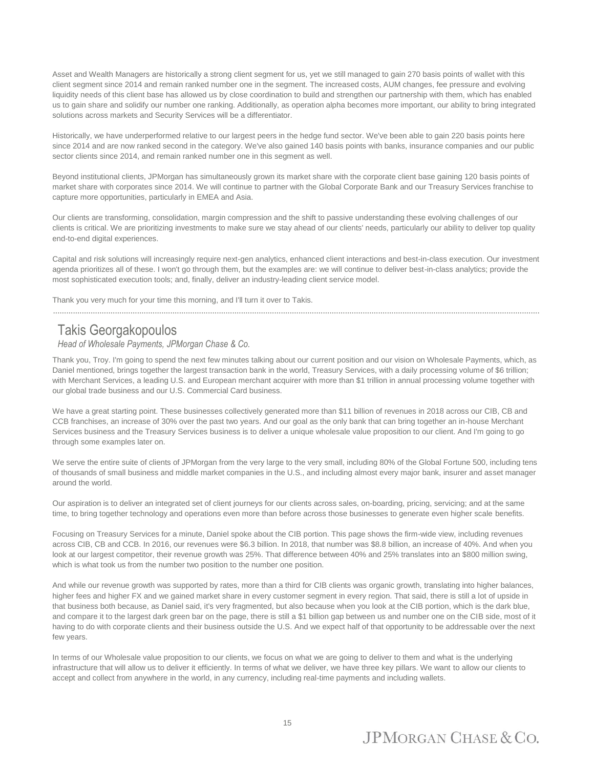Asset and Wealth Managers are historically a strong client segment for us, yet we still managed to gain 270 basis points of wallet with this client segment since 2014 and remain ranked number one in the segment. The increased costs, AUM changes, fee pressure and evolving liquidity needs of this client base has allowed us by close coordination to build and strengthen our partnership with them, which has enabled us to gain share and solidify our number one ranking. Additionally, as operation alpha becomes more important, our ability to bring integrated solutions across markets and Security Services will be a differentiator.

Historically, we have underperformed relative to our largest peers in the hedge fund sector. We've been able to gain 220 basis points here since 2014 and are now ranked second in the category. We've also gained 140 basis points with banks, insurance companies and our public sector clients since 2014, and remain ranked number one in this segment as well.

Beyond institutional clients, JPMorgan has simultaneously grown its market share with the corporate client base gaining 120 basis points of market share with corporates since 2014. We will continue to partner with the Global Corporate Bank and our Treasury Services franchise to capture more opportunities, particularly in EMEA and Asia.

Our clients are transforming, consolidation, margin compression and the shift to passive understanding these evolving challenges of our clients is critical. We are prioritizing investments to make sure we stay ahead of our clients' needs, particularly our ability to deliver top quality end-to-end digital experiences.

Capital and risk solutions will increasingly require next-gen analytics, enhanced client interactions and best-in-class execution. Our investment agenda prioritizes all of these. I won't go through them, but the examples are: we will continue to deliver best-in-class analytics; provide the most sophisticated execution tools; and, finally, deliver an industry-leading client service model.

Thank you very much for your time this morning, and I'll turn it over to Takis.

## Takis Georgakopoulos

*Head of Wholesale Payments, JPMorgan Chase & Co.*

Thank you, Troy. I'm going to spend the next few minutes talking about our current position and our vision on Wholesale Payments, which, as Daniel mentioned, brings together the largest transaction bank in the world, Treasury Services, with a daily processing volume of $6 trillion; with Merchant Services, a leading U.S. and European merchant acquirer with more than $1 trillion in annual processing volume together with our global trade business and our U.S. Commercial Card business.

We have a great starting point. These businesses collectively generated more than $11 billion of revenues in 2018 across our CIB, CB and CCB franchises, an increase of 30% over the past two years. And our goal as the only bank that can bring together an in-house Merchant Services business and the Treasury Services business is to deliver a unique wholesale value proposition to our client. And I'm going to go through some examples later on.

We serve the entire suite of clients of JPMorgan from the very large to the very small, including 80% of the Global Fortune 500, including tens of thousands of small business and middle market companies in the U.S., and including almost every major bank, insurer and asset manager around the world.

Our aspiration is to deliver an integrated set of client journeys for our clients across sales, on-boarding, pricing, servicing; and at the same time, to bring together technology and operations even more than before across those businesses to generate even higher scale benefits.

Focusing on Treasury Services for a minute, Daniel spoke about the CIB portion. This page shows the firm-wide view, including revenues across CIB, CB and CCB. In 2016, our revenues were $6.3 billion. In 2018, that number was $8.8 billion, an increase of 40%. And when you look at our largest competitor, their revenue growth was 25%. That difference between 40% and 25% translates into an $800 million swing, which is what took us from the number two position to the number one position.

And while our revenue growth was supported by rates, more than a third for CIB clients was organic growth, translating into higher balances, higher fees and higher FX and we gained market share in every customer segment in every region. That said, there is still a lot of upside in that business both because, as Daniel said, it's very fragmented, but also because when you look at the CIB portion, which is the dark blue, and compare it to the largest dark green bar on the page, there is still a $1 billion gap between us and number one on the CIB side, most of it having to do with corporate clients and their business outside the U.S. And we expect half of that opportunity to be addressable over the next few years.

In terms of our Wholesale value proposition to our clients, we focus on what we are going to deliver to them and what is the underlying infrastructure that will allow us to deliver it efficiently. In terms of what we deliver, we have three key pillars. We want to allow our clients to accept and collect from anywhere in the world, in any currency, including real-time payments and including wallets.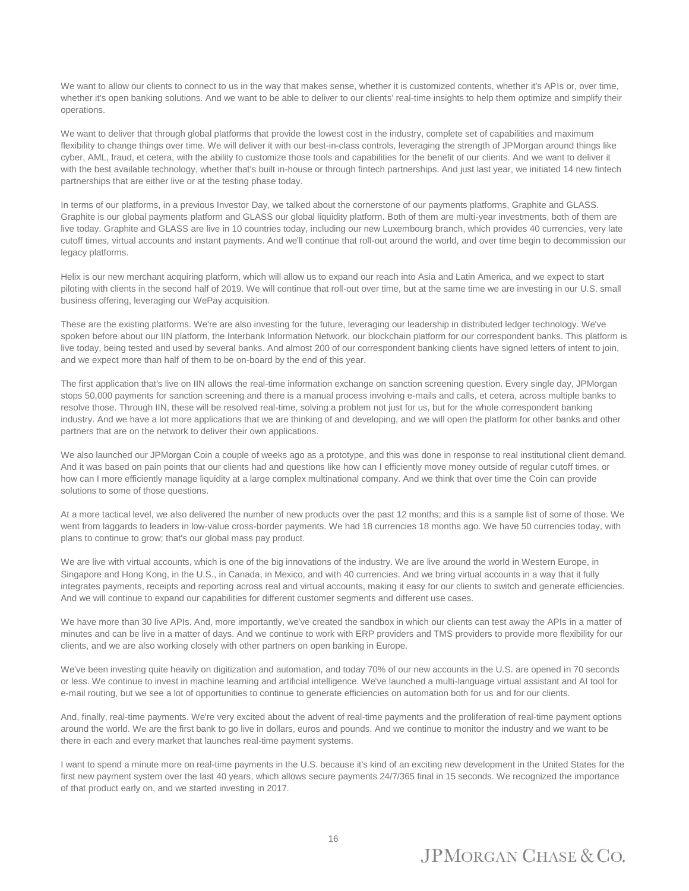We want to allow our clients to connect to us in the way that makes sense, whether it is customized contents, whether it's APIs or, over time, whether it's open banking solutions. And we want to be able to deliver to our clients' real-time insights to help them optimize and simplify their operations.

We want to deliver that through global platforms that provide the lowest cost in the industry, complete set of capabilities and maximum flexibility to change things over time. We will deliver it with our best-in-class controls, leveraging the strength of JPMorgan around things like cyber, AML, fraud, et cetera, with the ability to customize those tools and capabilities for the benefit of our clients. And we want to deliver it with the best available technology, whether that's built in-house or through fintech partnerships. And just last year, we initiated 14 new fintech partnerships that are either live or at the testing phase today.

In terms of our platforms, in a previous Investor Day, we talked about the cornerstone of our payments platforms, Graphite and GLASS. Graphite is our global payments platform and GLASS our global liquidity platform. Both of them are multi-year investments, both of them are live today. Graphite and GLASS are live in 10 countries today, including our new Luxembourg branch, which provides 40 currencies, very late cutoff times, virtual accounts and instant payments. And we'll continue that roll-out around the world, and over time begin to decommission our legacy platforms.

Helix is our new merchant acquiring platform, which will allow us to expand our reach into Asia and Latin America, and we expect to start piloting with clients in the second half of 2019. We will continue that roll-out over time, but at the same time we are investing in our U.S. small business offering, leveraging our WePay acquisition.

These are the existing platforms. We're are also investing for the future, leveraging our leadership in distributed ledger technology. We've spoken before about our IIN platform, the Interbank Information Network, our blockchain platform for our correspondent banks. This platform is live today, being tested and used by several banks. And almost 200 of our correspondent banking clients have signed letters of intent to join, and we expect more than half of them to be on-board by the end of this year.

The first application that's live on IIN allows the real-time information exchange on sanction screening question. Every single day, JPMorgan stops 50,000 payments for sanction screening and there is a manual process involving e-mails and calls, et cetera, across multiple banks to resolve those. Through IIN, these will be resolved real-time, solving a problem not just for us, but for the whole correspondent banking industry. And we have a lot more applications that we are thinking of and developing, and we will open the platform for other banks and other partners that are on the network to deliver their own applications.

We also launched our JPMorgan Coin a couple of weeks ago as a prototype, and this was done in response to real institutional client demand. And it was based on pain points that our clients had and questions like how can I efficiently move money outside of regular cutoff times, or how can I more efficiently manage liquidity at a large complex multinational company. And we think that over time the Coin can provide solutions to some of those questions.

At a more tactical level, we also delivered the number of new products over the past 12 months; and this is a sample list of some of those. We went from laggards to leaders in low-value cross-border payments. We had 18 currencies 18 months ago. We have 50 currencies today, with plans to continue to grow; that's our global mass pay product.

We are live with virtual accounts, which is one of the big innovations of the industry. We are live around the world in Western Europe, in Singapore and Hong Kong, in the U.S., in Canada, in Mexico, and with 40 currencies. And we bring virtual accounts in a way that it fully integrates payments, receipts and reporting across real and virtual accounts, making it easy for our clients to switch and generate efficiencies. And we will continue to expand our capabilities for different customer segments and different use cases.

We have more than 30 live APIs. And, more importantly, we've created the sandbox in which our clients can test away the APIs in a matter of minutes and can be live in a matter of days. And we continue to work with ERP providers and TMS providers to provide more flexibility for our clients, and we are also working closely with other partners on open banking in Europe.

We've been investing quite heavily on digitization and automation, and today 70% of our new accounts in the U.S. are opened in 70 seconds or less. We continue to invest in machine learning and artificial intelligence. We've launched a multi-language virtual assistant and AI tool for e-mail routing, but we see a lot of opportunities to continue to generate efficiencies on automation both for us and for our clients.

And, finally, real-time payments. We're very excited about the advent of real-time payments and the proliferation of real-time payment options around the world. We are the first bank to go live in dollars, euros and pounds. And we continue to monitor the industry and we want to be there in each and every market that launches real-time payment systems.

I want to spend a minute more on real-time payments in the U.S. because it's kind of an exciting new development in the United States for the first new payment system over the last 40 years, which allows secure payments 24/7/365 final in 15 seconds. We recognized the importance of that product early on, and we started investing in 2017.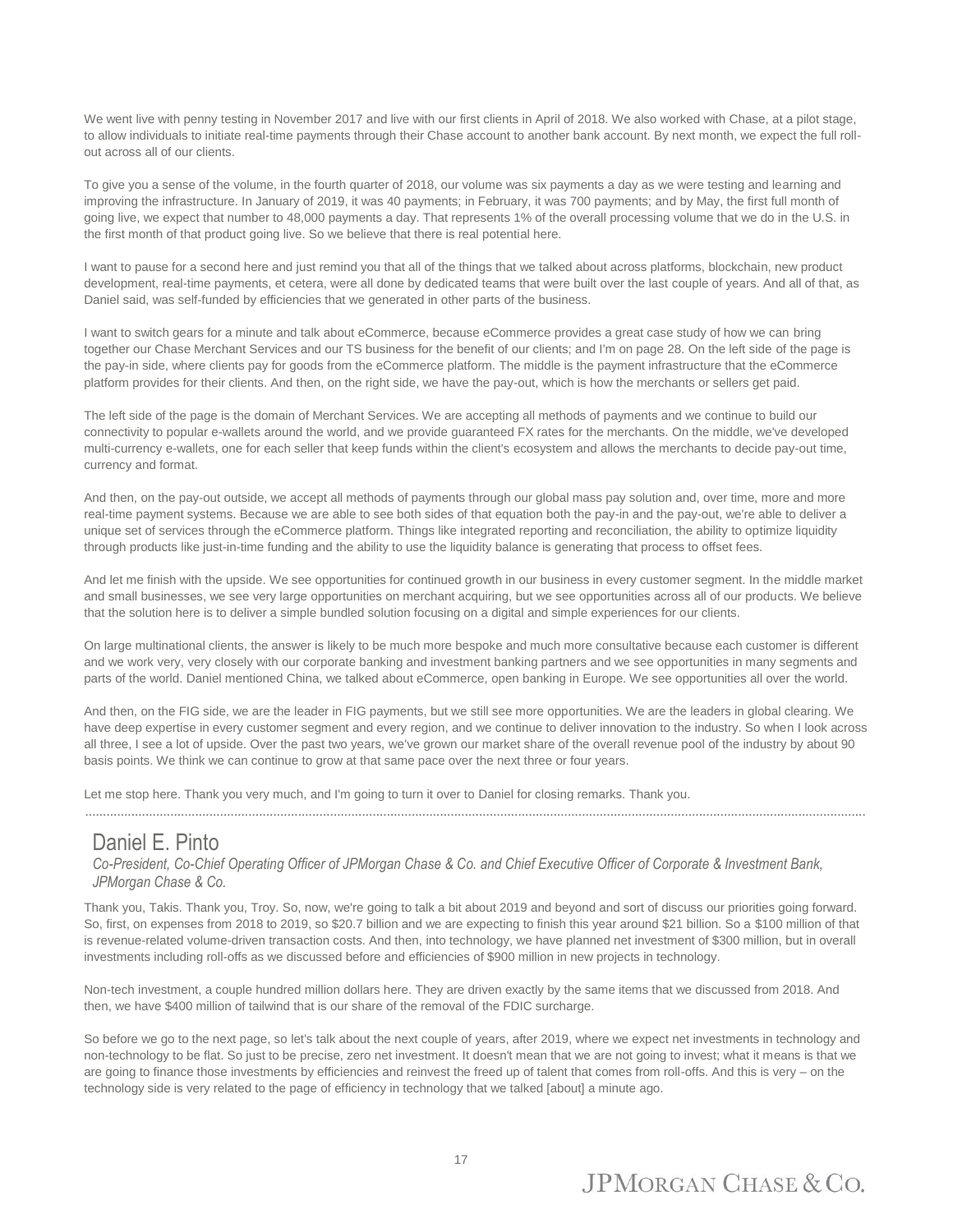We went live with penny testing in November 2017 and live with our first clients in April of 2018. We also worked with Chase, at a pilot stage, to allow individuals to initiate real-time payments through their Chase account to another bank account. By next month, we expect the full roll-out across all of our clients.

To give you a sense of the volume, in the fourth quarter of 2018, our volume was six payments a day as we were testing and learning and improving the infrastructure. In January of 2019, it was 40 payments; in February, it was 700 payments; and by May, the first full month of going live, we expect that number to 48,000 payments a day. That represents 1% of the overall processing volume that we do in the U.S. in the first month of that product going live. So we believe that there is real potential here.

I want to pause for a second here and just remind you that all of the things that we talked about across platforms, blockchain, new product development, real-time payments, et cetera, were all done by dedicated teams that were built over the last couple of years. And all of that, as Daniel said, was self-funded by efficiencies that we generated in other parts of the business.

I want to switch gears for a minute and talk about eCommerce, because eCommerce provides a great case study of how we can bring together our Chase Merchant Services and our TS business for the benefit of our clients; and I'm on page 28. On the left side of the page is the pay-in side, where clients pay for goods from the eCommerce platform. The middle is the payment infrastructure that the eCommerce platform provides for their clients. And then, on the right side, we have the pay-out, which is how the merchants or sellers get paid.

The left side of the page is the domain of Merchant Services. We are accepting all methods of payments and we continue to build our connectivity to popular e-wallets around the world, and we provide guaranteed FX rates for the merchants. On the middle, we've developed multi-currency e-wallets, one for each seller that keep funds within the client's ecosystem and allows the merchants to decide pay-out time, currency and format.

And then, on the pay-out outside, we accept all methods of payments through our global mass pay solution and, over time, more and more real-time payment systems. Because we are able to see both sides of that equation both the pay-in and the pay-out, we're able to deliver a unique set of services through the eCommerce platform. Things like integrated reporting and reconciliation, the ability to optimize liquidity through products like just-in-time funding and the ability to use the liquidity balance is generating that process to offset fees.

And let me finish with the upside. We see opportunities for continued growth in our business in every customer segment. In the middle market and small businesses, we see very large opportunities on merchant acquiring, but we see opportunities across all of our products. We believe that the solution here is to deliver a simple bundled solution focusing on a digital and simple experiences for our clients.

On large multinational clients, the answer is likely to be much more bespoke and much more consultative because each customer is different and we work very, very closely with our corporate banking and investment banking partners and we see opportunities in many segments and parts of the world. Daniel mentioned China, we talked about eCommerce, open banking in Europe. We see opportunities all over the world.

And then, on the FIG side, we are the leader in FIG payments, but we still see more opportunities. We are the leaders in global clearing. We have deep expertise in every customer segment and every region, and we continue to deliver innovation to the industry. So when I look across all three, I see a lot of upside. Over the past two years, we've grown our market share of the overall revenue pool of the industry by about 90 basis points. We think we can continue to grow at that same pace over the next three or four years.

Let me stop here. Thank you very much, and I'm going to turn it over to Daniel for closing remarks. Thank you.

---

## Daniel E. Pinto

*Co-President, Co-Chief Operating Officer of JPMorgan Chase & Co. and Chief Executive Officer of Corporate & Investment Bank, JPMorgan Chase & Co.*

Thank you, Takis. Thank you, Troy. So, now, we're going to talk a bit about 2019 and beyond and sort of discuss our priorities going forward. So, first, on expenses from 2018 to 2019, so $20.7 billion and we are expecting to finish this year around $21 billion. So a $100 million of that is revenue-related volume-driven transaction costs. And then, into technology, we have planned net investment of $300 million, but in overall investments including roll-offs as we discussed before and efficiencies of $900 million in new projects in technology.

Non-tech investment, a couple hundred million dollars here. They are driven exactly by the same items that we discussed from 2018. And then, we have $400 million of tailwind that is our share of the removal of the FDIC surcharge.

So before we go to the next page, so let's talk about the next couple of years, after 2019, where we expect net investments in technology and non-technology to be flat. So just to be precise, zero net investment. It doesn't mean that we are not going to invest; what it means is that we are going to finance those investments by efficiencies and reinvest the freed up of talent that comes from roll-offs. And this is very – on the technology side is very related to the page of efficiency in technology that we talked [about] a minute ago.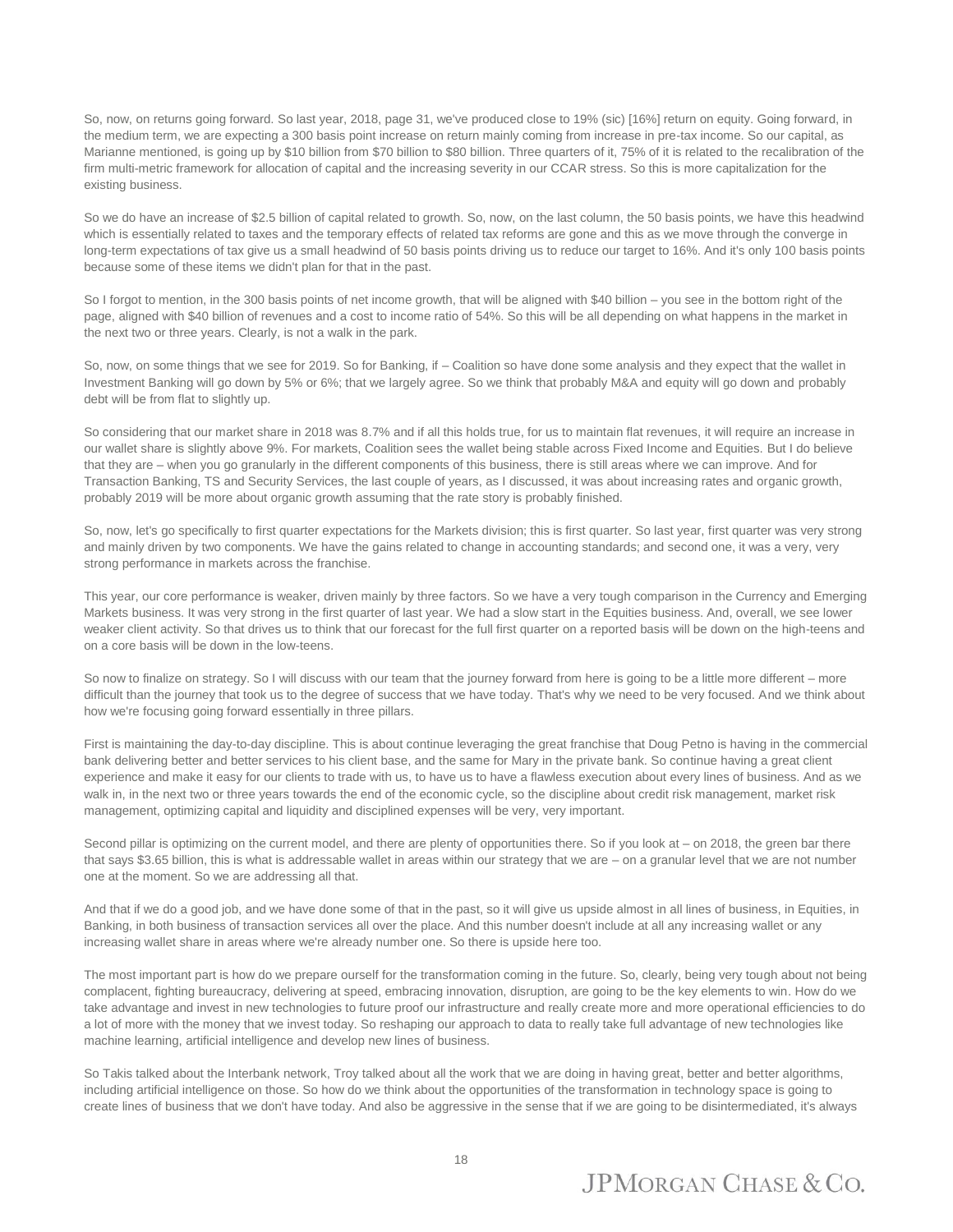So, now, on returns going forward. So last year, 2018, page 31, we've produced close to 19% (sic) [16%] return on equity. Going forward, in the medium term, we are expecting a 300 basis point increase on return mainly coming from increase in pre-tax income. So our capital, as Marianne mentioned, is going up by $10 billion from $70 billion to $80 billion. Three quarters of it, 75% of it is related to the recalibration of the firm multi-metric framework for allocation of capital and the increasing severity in our CCAR stress. So this is more capitalization for the existing business.

So we do have an increase of $2.5 billion of capital related to growth. So, now, on the last column, the 50 basis points, we have this headwind which is essentially related to taxes and the temporary effects of related tax reforms are gone and this as we move through the converge in long-term expectations of tax give us a small headwind of 50 basis points driving us to reduce our target to 16%. And it's only 100 basis points because some of these items we didn't plan for that in the past.

So I forgot to mention, in the 300 basis points of net income growth, that will be aligned with $40 billion – you see in the bottom right of the page, aligned with $40 billion of revenues and a cost to income ratio of 54%. So this will be all depending on what happens in the market in the next two or three years. Clearly, is not a walk in the park.

So, now, on some things that we see for 2019. So for Banking, if – Coalition so have done some analysis and they expect that the wallet in Investment Banking will go down by 5% or 6%; that we largely agree. So we think that probably M&A and equity will go down and probably debt will be from flat to slightly up.

So considering that our market share in 2018 was 8.7% and if all this holds true, for us to maintain flat revenues, it will require an increase in our wallet share is slightly above 9%. For markets, Coalition sees the wallet being stable across Fixed Income and Equities. But I do believe that they are – when you go granularly in the different components of this business, there is still areas where we can improve. And for Transaction Banking, TS and Security Services, the last couple of years, as I discussed, it was about increasing rates and organic growth, probably 2019 will be more about organic growth assuming that the rate story is probably finished.

So, now, let's go specifically to first quarter expectations for the Markets division; this is first quarter. So last year, first quarter was very strong and mainly driven by two components. We have the gains related to change in accounting standards; and second one, it was a very, very strong performance in markets across the franchise.

This year, our core performance is weaker, driven mainly by three factors. So we have a very tough comparison in the Currency and Emerging Markets business. It was very strong in the first quarter of last year. We had a slow start in the Equities business. And, overall, we see lower weaker client activity. So that drives us to think that our forecast for the full first quarter on a reported basis will be down on the high-teens and on a core basis will be down in the low-teens.

So now to finalize on strategy. So I will discuss with our team that the journey forward from here is going to be a little more different – more difficult than the journey that took us to the degree of success that we have today. That's why we need to be very focused. And we think about how we're focusing going forward essentially in three pillars.

First is maintaining the day-to-day discipline. This is about continue leveraging the great franchise that Doug Petno is having in the commercial bank delivering better and better services to his client base, and the same for Mary in the private bank. So continue having a great client experience and make it easy for our clients to trade with us, to have us to have a flawless execution about every lines of business. And as we walk in, in the next two or three years towards the end of the economic cycle, so the discipline about credit risk management, market risk management, optimizing capital and liquidity and disciplined expenses will be very, very important.

Second pillar is optimizing on the current model, and there are plenty of opportunities there. So if you look at – on 2018, the green bar there that says $3.65 billion, this is what is addressable wallet in areas within our strategy that we are – on a granular level that we are not number one at the moment. So we are addressing all that.

And that if we do a good job, and we have done some of that in the past, so it will give us upside almost in all lines of business, in Equities, in Banking, in both business of transaction services all over the place. And this number doesn't include at all any increasing wallet or any increasing wallet share in areas where we're already number one. So there is upside here too.

The most important part is how do we prepare ourself for the transformation coming in the future. So, clearly, being very tough about not being complacent, fighting bureaucracy, delivering at speed, embracing innovation, disruption, are going to be the key elements to win. How do we take advantage and invest in new technologies to future proof our infrastructure and really create more and more operational efficiencies to do a lot of more with the money that we invest today. So reshaping our approach to data to really take full advantage of new technologies like machine learning, artificial intelligence and develop new lines of business.

So Takis talked about the Interbank network, Troy talked about all the work that we are doing in having great, better and better algorithms, including artificial intelligence on those. So how do we think about the opportunities of the transformation in technology space is going to create lines of business that we don't have today. And also be aggressive in the sense that if we are going to be disintermediated, it's always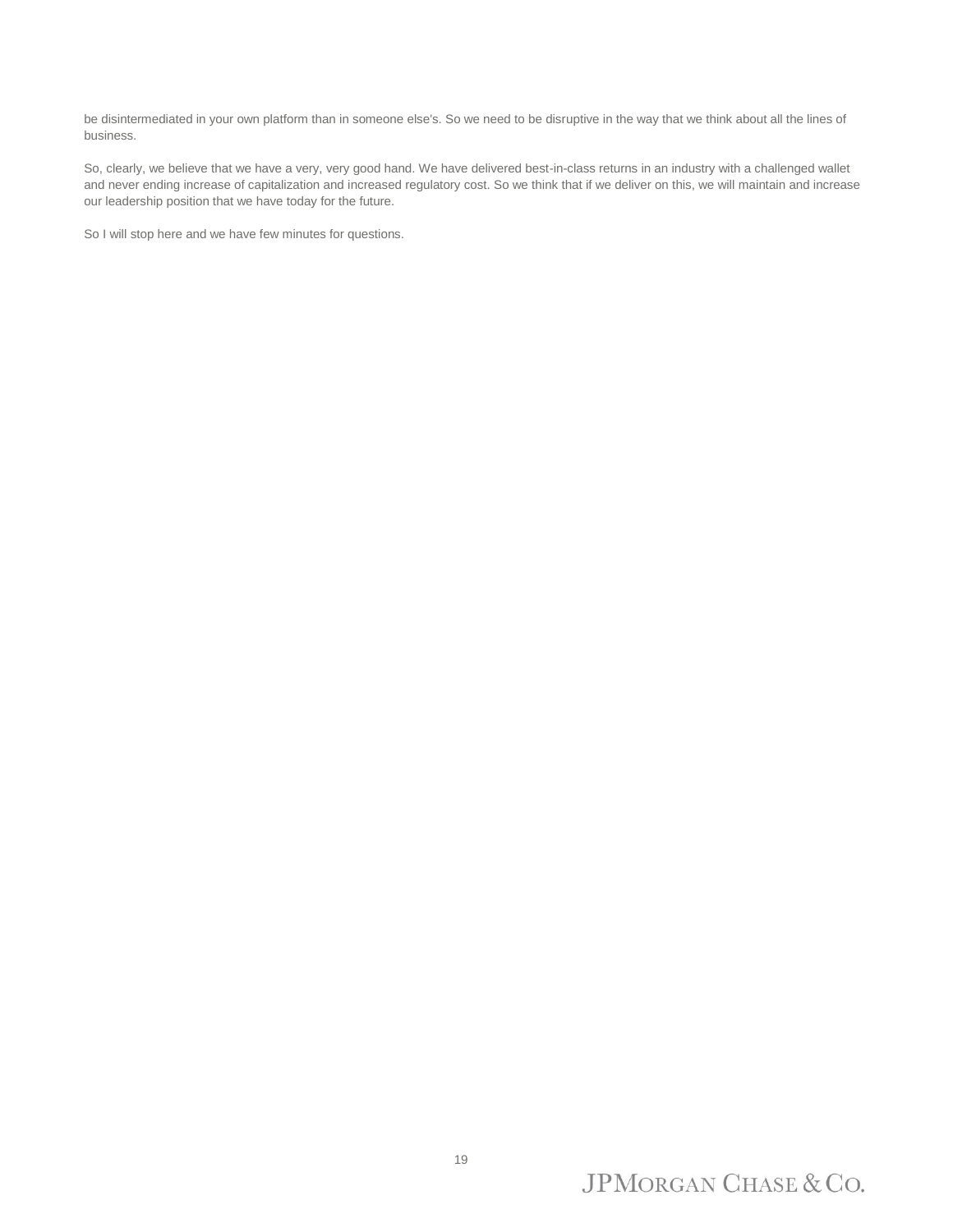be disintermediated in your own platform than in someone else's. So we need to be disruptive in the way that we think about all the lines of business.

So, clearly, we believe that we have a very, very good hand. We have delivered best-in-class returns in an industry with a challenged wallet and never ending increase of capitalization and increased regulatory cost. So we think that if we deliver on this, we will maintain and increase our leadership position that we have today for the future.

So I will stop here and we have few minutes for questions.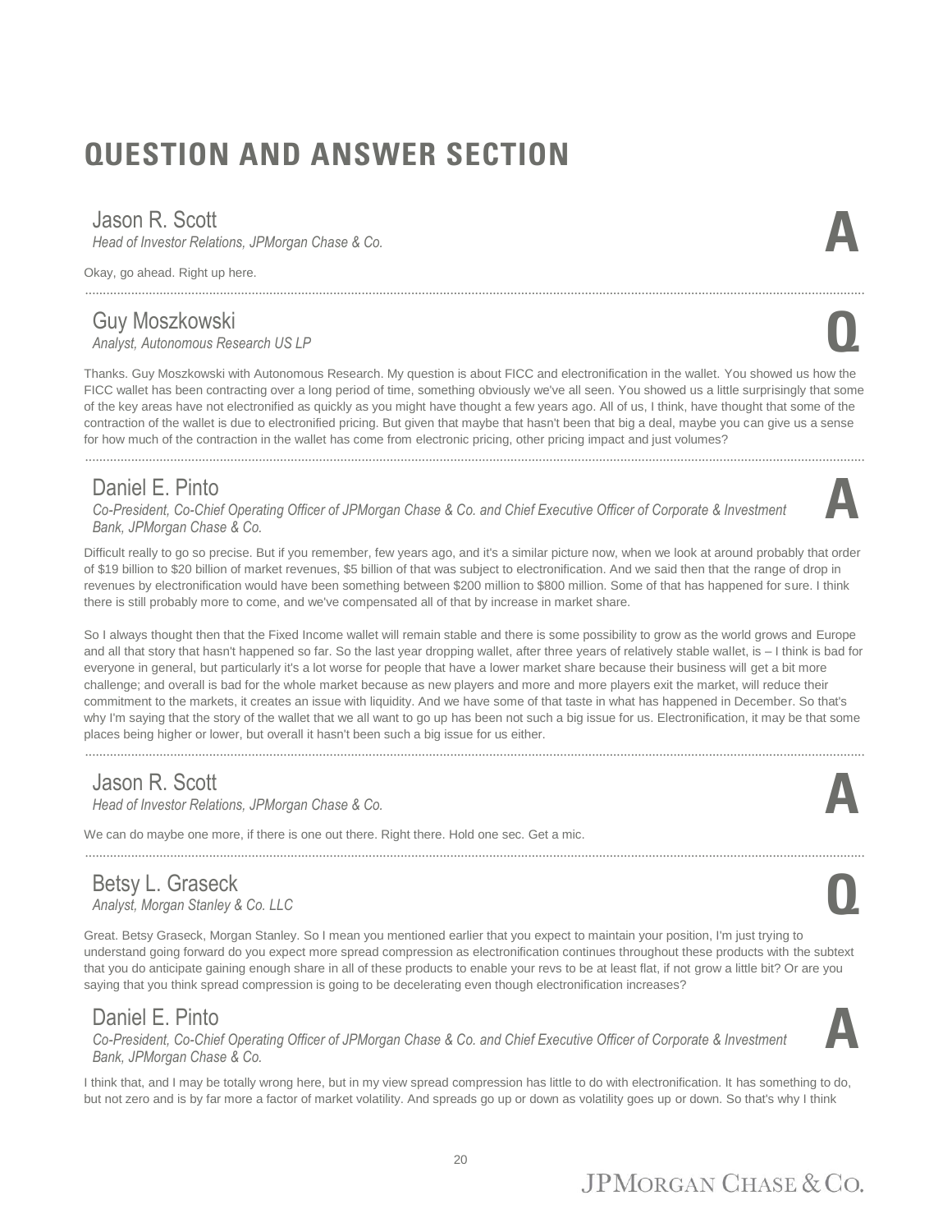# QUESTION AND ANSWER SECTION

**Jason R. Scott**
*Head of Investor Relations, JPMorgan Chase & Co.* **A**

Okay, go ahead. Right up here.

---

**Guy Moszkowski**
*Analyst, Autonomous Research US LP* **Q**

Thanks. Guy Moszkowski with Autonomous Research. My question is about FICC and electronification in the wallet. You showed us how the FICC wallet has been contracting over a long period of time, something obviously we've all seen. You showed us a little surprisingly that some of the key areas have not electronified as quickly as you might have thought a few years ago. All of us, I think, have thought that some of the contraction of the wallet is due to electronified pricing. But given that maybe that hasn't been that big a deal, maybe you can give us a sense for how much of the contraction in the wallet has come from electronic pricing, other pricing impact and just volumes?

---

**Daniel E. Pinto**
*Co-President, Co-Chief Operating Officer of JPMorgan Chase & Co. and Chief Executive Officer of Corporate & Investment Bank, JPMorgan Chase & Co.* **A**

Difficult really to go so precise. But if you remember, few years ago, and it's a similar picture now, when we look at around probably that order of $19 billion to $20 billion of market revenues, $5 billion of that was subject to electronification. And we said then that the range of drop in revenues by electronification would have been something between $200 million to $800 million. Some of that has happened for sure. I think there is still probably more to come, and we've compensated all of that by increase in market share.

So I always thought then that the Fixed Income wallet will remain stable and there is some possibility to grow as the world grows and Europe and all that story that hasn't happened so far. So the last year dropping wallet, after three years of relatively stable wallet, is – I think is bad for everyone in general, but particularly it's a lot worse for people that have a lower market share because their business will get a bit more challenge; and overall is bad for the whole market because as new players and more and more players exit the market, will reduce their commitment to the markets, it creates an issue with liquidity. And we have some of that taste in what has happened in December. So that's why I'm saying that the story of the wallet that we all want to go up has been not such a big issue for us. Electronification, it may be that some places being higher or lower, but overall it hasn't been such a big issue for us either.

---

**Jason R. Scott**
*Head of Investor Relations, JPMorgan Chase & Co.* **A**

We can do maybe one more, if there is one out there. Right there. Hold one sec. Get a mic.

---

**Betsy L. Graseck**
*Analyst, Morgan Stanley & Co. LLC* **Q**

Great. Betsy Graseck, Morgan Stanley. So I mean you mentioned earlier that you expect to maintain your position, I'm just trying to understand going forward do you expect more spread compression as electronification continues throughout these products with the subtext that you do anticipate gaining enough share in all of these products to enable your revs to be at least flat, if not grow a little bit? Or are you saying that you think spread compression is going to be decelerating even though electronification increases?

**Daniel E. Pinto**
*Co-President, Co-Chief Operating Officer of JPMorgan Chase & Co. and Chief Executive Officer of Corporate & Investment Bank, JPMorgan Chase & Co.* **A**

I think that, and I may be totally wrong here, but in my view spread compression has little to do with electronification. It has something to do, but not zero and is by far more a factor of market volatility. And spreads go up or down as volatility goes up or down. So that's why I think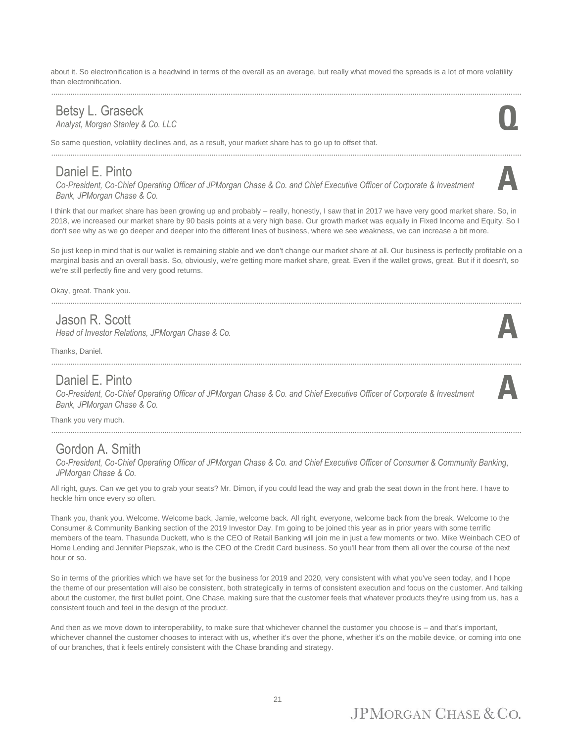about it. So electronification is a headwind in terms of the overall as an average, but really what moved the spreads is a lot of more volatility than electronification.

---

## Betsy L. Graseck
*Analyst, Morgan Stanley & Co. LLC*

**Q**

So same question, volatility declines and, as a result, your market share has to go up to offset that.

---

## Daniel E. Pinto
*Co-President, Co-Chief Operating Officer of JPMorgan Chase & Co. and Chief Executive Officer of Corporate & Investment Bank, JPMorgan Chase & Co.*

**A**

I think that our market share has been growing up and probably – really, honestly, I saw that in 2017 we have very good market share. So, in 2018, we increased our market share by 90 basis points at a very high base. Our growth market was equally in Fixed Income and Equity. So I don't see why as we go deeper and deeper into the different lines of business, where we see weakness, we can increase a bit more.

So just keep in mind that is our wallet is remaining stable and we don't change our market share at all. Our business is perfectly profitable on a marginal basis and an overall basis. So, obviously, we're getting more market share, great. Even if the wallet grows, great. But if it doesn't, so we're still perfectly fine and very good returns.

Okay, great. Thank you.

---

## Jason R. Scott
*Head of Investor Relations, JPMorgan Chase & Co.*

**A**

Thanks, Daniel.

---

## Daniel E. Pinto
*Co-President, Co-Chief Operating Officer of JPMorgan Chase & Co. and Chief Executive Officer of Corporate & Investment Bank, JPMorgan Chase & Co.*

**A**

Thank you very much.

---

## Gordon A. Smith
*Co-President, Co-Chief Operating Officer of JPMorgan Chase & Co. and Chief Executive Officer of Consumer & Community Banking, JPMorgan Chase & Co.*

All right, guys. Can we get you to grab your seats? Mr. Dimon, if you could lead the way and grab the seat down in the front here. I have to heckle him once every so often.

Thank you, thank you. Welcome. Welcome back, Jamie, welcome back. All right, everyone, welcome back from the break. Welcome to the Consumer & Community Banking section of the 2019 Investor Day. I'm going to be joined this year as in prior years with some terrific members of the team. Thasunda Duckett, who is the CEO of Retail Banking will join me in just a few moments or two. Mike Weinbach CEO of Home Lending and Jennifer Piepszak, who is the CEO of the Credit Card business. So you'll hear from them all over the course of the next hour or so.

So in terms of the priorities which we have set for the business for 2019 and 2020, very consistent with what you've seen today, and I hope the theme of our presentation will also be consistent, both strategically in terms of consistent execution and focus on the customer. And talking about the customer, the first bullet point, One Chase, making sure that the customer feels that whatever products they're using from us, has a consistent touch and feel in the design of the product.

And then as we move down to interoperability, to make sure that whichever channel the customer you choose is – and that's important, whichever channel the customer chooses to interact with us, whether it's over the phone, whether it's on the mobile device, or coming into one of our branches, that it feels entirely consistent with the Chase branding and strategy.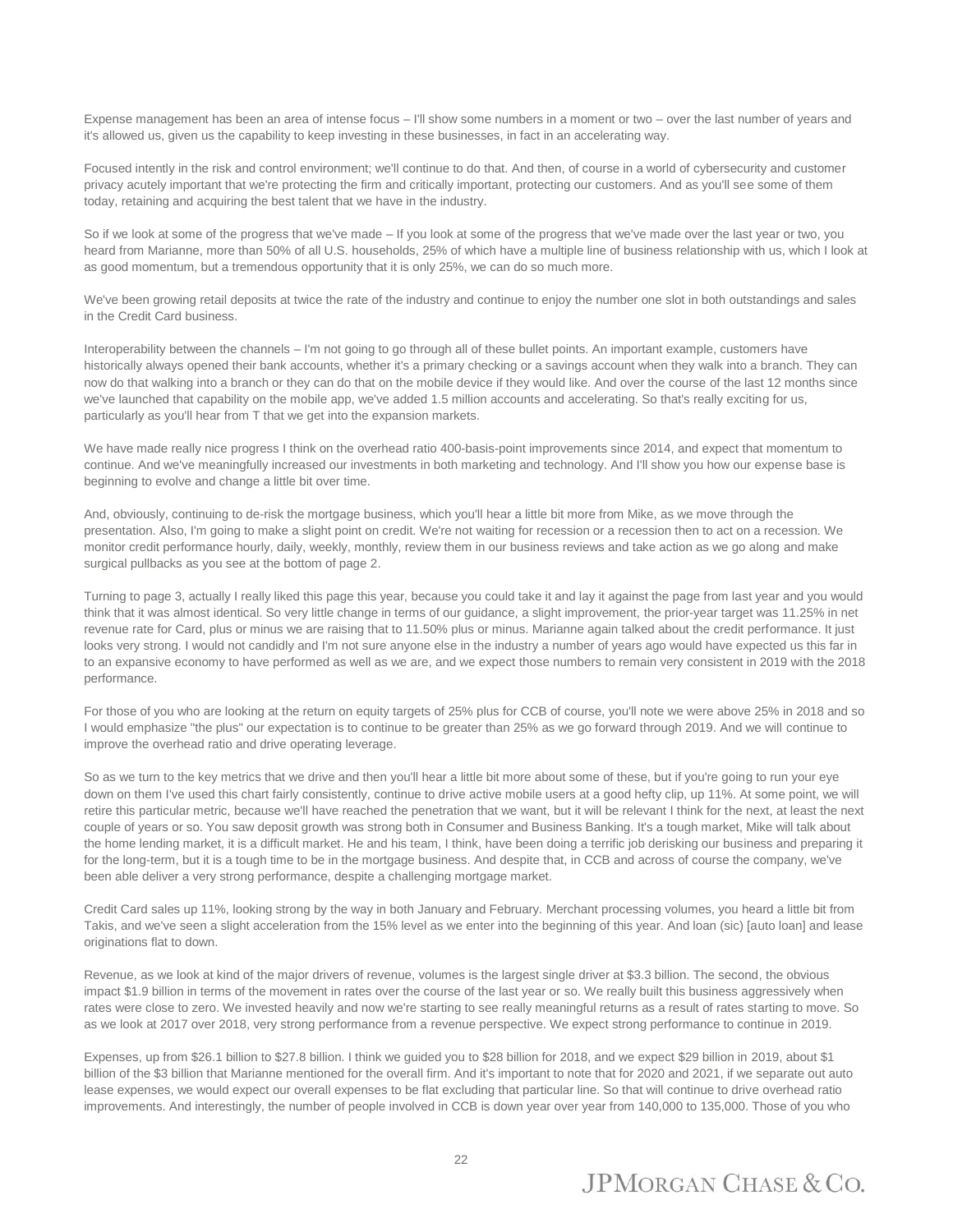Expense management has been an area of intense focus – I'll show some numbers in a moment or two – over the last number of years and it's allowed us, given us the capability to keep investing in these businesses, in fact in an accelerating way.

Focused intently in the risk and control environment; we'll continue to do that. And then, of course in a world of cybersecurity and customer privacy acutely important that we're protecting the firm and critically important, protecting our customers. And as you'll see some of them today, retaining and acquiring the best talent that we have in the industry.

So if we look at some of the progress that we've made – If you look at some of the progress that we've made over the last year or two, you heard from Marianne, more than 50% of all U.S. households, 25% of which have a multiple line of business relationship with us, which I look at as good momentum, but a tremendous opportunity that it is only 25%, we can do so much more.

We've been growing retail deposits at twice the rate of the industry and continue to enjoy the number one slot in both outstandings and sales in the Credit Card business.

Interoperability between the channels – I'm not going to go through all of these bullet points. An important example, customers have historically always opened their bank accounts, whether it's a primary checking or a savings account when they walk into a branch. They can now do that walking into a branch or they can do that on the mobile device if they would like. And over the course of the last 12 months since we've launched that capability on the mobile app, we've added 1.5 million accounts and accelerating. So that's really exciting for us, particularly as you'll hear from T that we get into the expansion markets.

We have made really nice progress I think on the overhead ratio 400-basis-point improvements since 2014, and expect that momentum to continue. And we've meaningfully increased our investments in both marketing and technology. And I'll show you how our expense base is beginning to evolve and change a little bit over time.

And, obviously, continuing to de-risk the mortgage business, which you'll hear a little bit more from Mike, as we move through the presentation. Also, I'm going to make a slight point on credit. We're not waiting for recession or a recession then to act on a recession. We monitor credit performance hourly, daily, weekly, monthly, review them in our business reviews and take action as we go along and make surgical pullbacks as you see at the bottom of page 2.

Turning to page 3, actually I really liked this page this year, because you could take it and lay it against the page from last year and you would think that it was almost identical. So very little change in terms of our guidance, a slight improvement, the prior-year target was 11.25% in net revenue rate for Card, plus or minus we are raising that to 11.50% plus or minus. Marianne again talked about the credit performance. It just looks very strong. I would not candidly and I'm not sure anyone else in the industry a number of years ago would have expected us this far in to an expansive economy to have performed as well as we are, and we expect those numbers to remain very consistent in 2019 with the 2018 performance.

For those of you who are looking at the return on equity targets of 25% plus for CCB of course, you'll note we were above 25% in 2018 and so I would emphasize "the plus" our expectation is to continue to be greater than 25% as we go forward through 2019. And we will continue to improve the overhead ratio and drive operating leverage.

So as we turn to the key metrics that we drive and then you'll hear a little bit more about some of these, but if you're going to run your eye down on them I've used this chart fairly consistently, continue to drive active mobile users at a good hefty clip, up 11%. At some point, we will retire this particular metric, because we'll have reached the penetration that we want, but it will be relevant I think for the next, at least the next couple of years or so. You saw deposit growth was strong both in Consumer and Business Banking. It's a tough market, Mike will talk about the home lending market, it is a difficult market. He and his team, I think, have been doing a terrific job derisking our business and preparing it for the long-term, but it is a tough time to be in the mortgage business. And despite that, in CCB and across of course the company, we've been able deliver a very strong performance, despite a challenging mortgage market.

Credit Card sales up 11%, looking strong by the way in both January and February. Merchant processing volumes, you heard a little bit from Takis, and we've seen a slight acceleration from the 15% level as we enter into the beginning of this year. And loan (sic) [auto loan] and lease originations flat to down.

Revenue, as we look at kind of the major drivers of revenue, volumes is the largest single driver at $3.3 billion. The second, the obvious impact $1.9 billion in terms of the movement in rates over the course of the last year or so. We really built this business aggressively when rates were close to zero. We invested heavily and now we're starting to see really meaningful returns as a result of rates starting to move. So as we look at 2017 over 2018, very strong performance from a revenue perspective. We expect strong performance to continue in 2019.

Expenses, up from $26.1 billion to $27.8 billion. I think we guided you to $28 billion for 2018, and we expect $29 billion in 2019, about $1 billion of the $3 billion that Marianne mentioned for the overall firm. And it's important to note that for 2020 and 2021, if we separate out auto lease expenses, we would expect our overall expenses to be flat excluding that particular line. So that will continue to drive overhead ratio improvements. And interestingly, the number of people involved in CCB is down year over year from 140,000 to 135,000. Those of you who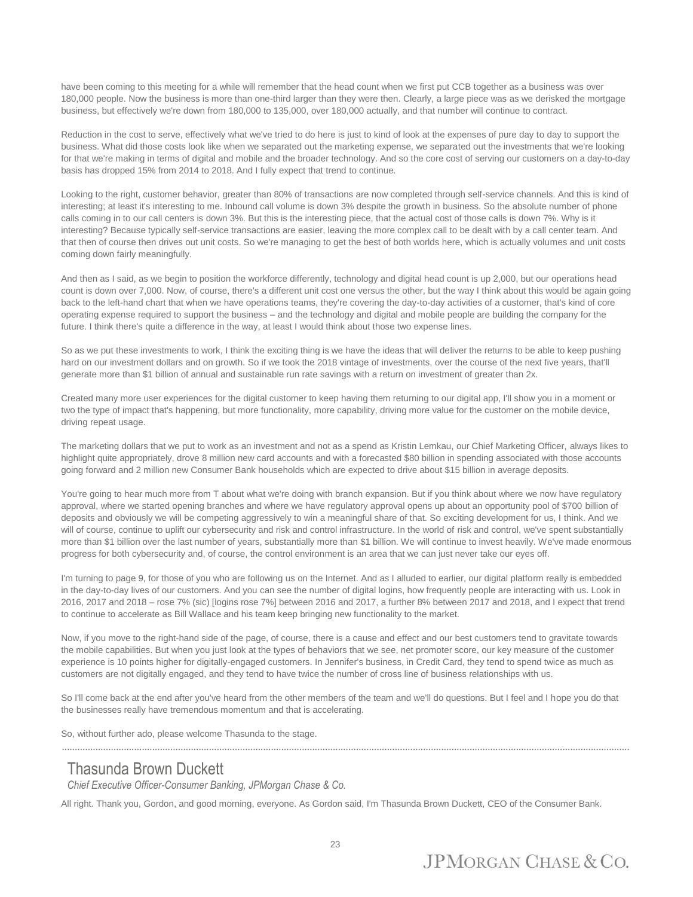have been coming to this meeting for a while will remember that the head count when we first put CCB together as a business was over 180,000 people. Now the business is more than one-third larger than they were then. Clearly, a large piece was as we derisked the mortgage business, but effectively we're down from 180,000 to 135,000, over 180,000 actually, and that number will continue to contract.

Reduction in the cost to serve, effectively what we've tried to do here is just to kind of look at the expenses of pure day to day to support the business. What did those costs look like when we separated out the marketing expense, we separated out the investments that we're looking for that we're making in terms of digital and mobile and the broader technology. And so the core cost of serving our customers on a day-to-day basis has dropped 15% from 2014 to 2018. And I fully expect that trend to continue.

Looking to the right, customer behavior, greater than 80% of transactions are now completed through self-service channels. And this is kind of interesting; at least it's interesting to me. Inbound call volume is down 3% despite the growth in business. So the absolute number of phone calls coming in to our call centers is down 3%. But this is the interesting piece, that the actual cost of those calls is down 7%. Why is it interesting? Because typically self-service transactions are easier, leaving the more complex call to be dealt with by a call center team. And that then of course then drives out unit costs. So we're managing to get the best of both worlds here, which is actually volumes and unit costs coming down fairly meaningfully.

And then as I said, as we begin to position the workforce differently, technology and digital head count is up 2,000, but our operations head count is down over 7,000. Now, of course, there's a different unit cost one versus the other, but the way I think about this would be again going back to the left-hand chart that when we have operations teams, they're covering the day-to-day activities of a customer, that's kind of core operating expense required to support the business – and the technology and digital and mobile people are building the company for the future. I think there's quite a difference in the way, at least I would think about those two expense lines.

So as we put these investments to work, I think the exciting thing is we have the ideas that will deliver the returns to be able to keep pushing hard on our investment dollars and on growth. So if we took the 2018 vintage of investments, over the course of the next five years, that'll generate more than $1 billion of annual and sustainable run rate savings with a return on investment of greater than 2x.

Created many more user experiences for the digital customer to keep having them returning to our digital app, I'll show you in a moment or two the type of impact that's happening, but more functionality, more capability, driving more value for the customer on the mobile device, driving repeat usage.

The marketing dollars that we put to work as an investment and not as a spend as Kristin Lemkau, our Chief Marketing Officer, always likes to highlight quite appropriately, drove 8 million new card accounts and with a forecasted $80 billion in spending associated with those accounts going forward and 2 million new Consumer Bank households which are expected to drive about $15 billion in average deposits.

You're going to hear much more from T about what we're doing with branch expansion. But if you think about where we now have regulatory approval, where we started opening branches and where we have regulatory approval opens up about an opportunity pool of $700 billion of deposits and obviously we will be competing aggressively to win a meaningful share of that. So exciting development for us, I think. And we will of course, continue to uplift our cybersecurity and risk and control infrastructure. In the world of risk and control, we've spent substantially more than $1 billion over the last number of years, substantially more than $1 billion. We will continue to invest heavily. We've made enormous progress for both cybersecurity and, of course, the control environment is an area that we can just never take our eyes off.

I'm turning to page 9, for those of you who are following us on the Internet. And as I alluded to earlier, our digital platform really is embedded in the day-to-day lives of our customers. And you can see the number of digital logins, how frequently people are interacting with us. Look in 2016, 2017 and 2018 – rose 7% (sic) [logins rose 7%] between 2016 and 2017, a further 8% between 2017 and 2018, and I expect that trend to continue to accelerate as Bill Wallace and his team keep bringing new functionality to the market.

Now, if you move to the right-hand side of the page, of course, there is a cause and effect and our best customers tend to gravitate towards the mobile capabilities. But when you just look at the types of behaviors that we see, net promoter score, our key measure of the customer experience is 10 points higher for digitally-engaged customers. In Jennifer's business, in Credit Card, they tend to spend twice as much as customers are not digitally engaged, and they tend to have twice the number of cross line of business relationships with us.

So I'll come back at the end after you've heard from the other members of the team and we'll do questions. But I feel and I hope you do that the businesses really have tremendous momentum and that is accelerating.

So, without further ado, please welcome Thasunda to the stage.

## Thasunda Brown Duckett

*Chief Executive Officer-Consumer Banking, JPMorgan Chase & Co.*

All right. Thank you, Gordon, and good morning, everyone. As Gordon said, I'm Thasunda Brown Duckett, CEO of the Consumer Bank.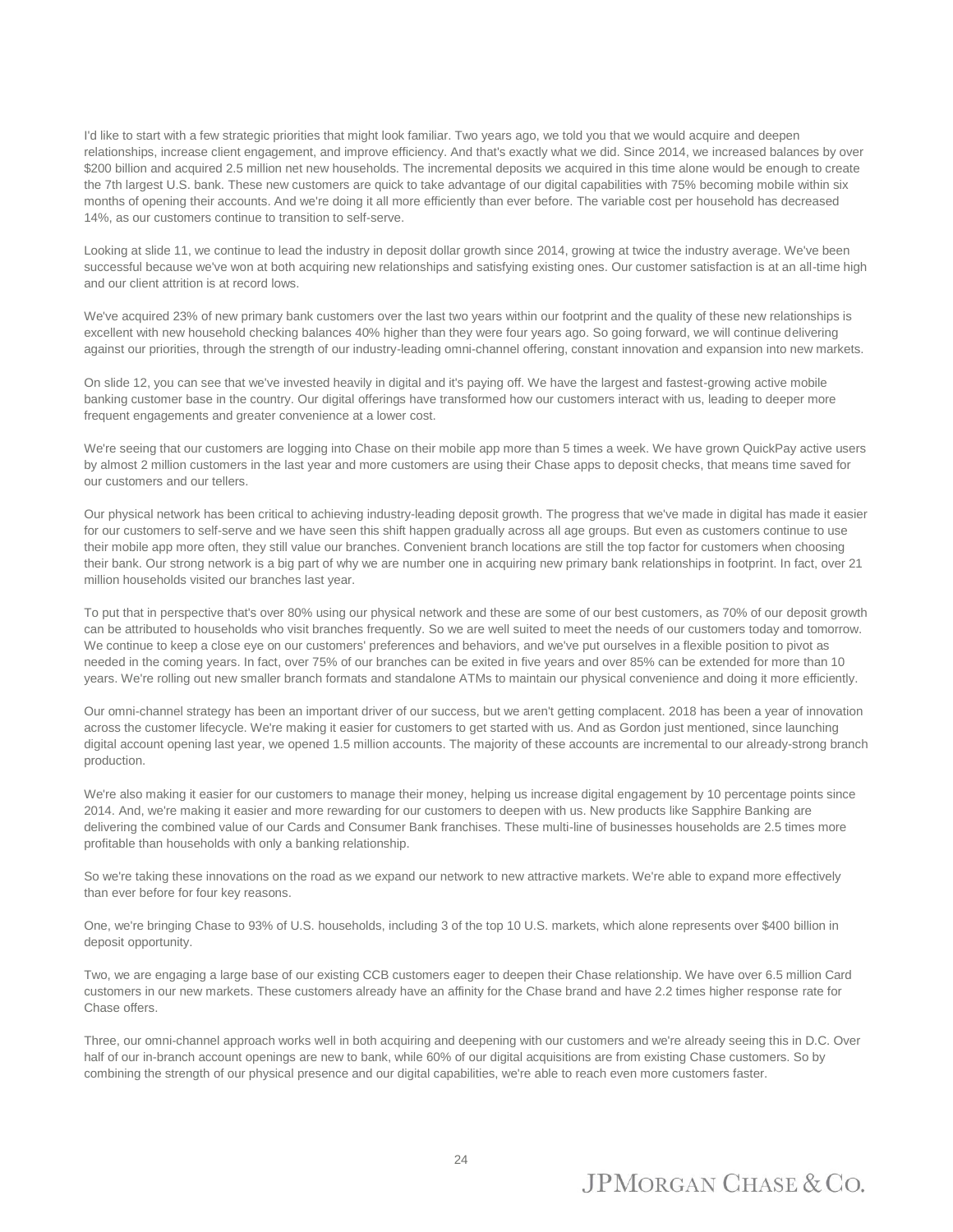I'd like to start with a few strategic priorities that might look familiar. Two years ago, we told you that we would acquire and deepen relationships, increase client engagement, and improve efficiency. And that's exactly what we did. Since 2014, we increased balances by over $200 billion and acquired 2.5 million net new households. The incremental deposits we acquired in this time alone would be enough to create the 7th largest U.S. bank. These new customers are quick to take advantage of our digital capabilities with 75% becoming mobile within six months of opening their accounts. And we're doing it all more efficiently than ever before. The variable cost per household has decreased 14%, as our customers continue to transition to self-serve.

Looking at slide 11, we continue to lead the industry in deposit dollar growth since 2014, growing at twice the industry average. We've been successful because we've won at both acquiring new relationships and satisfying existing ones. Our customer satisfaction is at an all-time high and our client attrition is at record lows.

We've acquired 23% of new primary bank customers over the last two years within our footprint and the quality of these new relationships is excellent with new household checking balances 40% higher than they were four years ago. So going forward, we will continue delivering against our priorities, through the strength of our industry-leading omni-channel offering, constant innovation and expansion into new markets.

On slide 12, you can see that we've invested heavily in digital and it's paying off. We have the largest and fastest-growing active mobile banking customer base in the country. Our digital offerings have transformed how our customers interact with us, leading to deeper more frequent engagements and greater convenience at a lower cost.

We're seeing that our customers are logging into Chase on their mobile app more than 5 times a week. We have grown QuickPay active users by almost 2 million customers in the last year and more customers are using their Chase apps to deposit checks, that means time saved for our customers and our tellers.

Our physical network has been critical to achieving industry-leading deposit growth. The progress that we've made in digital has made it easier for our customers to self-serve and we have seen this shift happen gradually across all age groups. But even as customers continue to use their mobile app more often, they still value our branches. Convenient branch locations are still the top factor for customers when choosing their bank. Our strong network is a big part of why we are number one in acquiring new primary bank relationships in footprint. In fact, over 21 million households visited our branches last year.

To put that in perspective that's over 80% using our physical network and these are some of our best customers, as 70% of our deposit growth can be attributed to households who visit branches frequently. So we are well suited to meet the needs of our customers today and tomorrow. We continue to keep a close eye on our customers' preferences and behaviors, and we've put ourselves in a flexible position to pivot as needed in the coming years. In fact, over 75% of our branches can be exited in five years and over 85% can be extended for more than 10 years. We're rolling out new smaller branch formats and standalone ATMs to maintain our physical convenience and doing it more efficiently.

Our omni-channel strategy has been an important driver of our success, but we aren't getting complacent. 2018 has been a year of innovation across the customer lifecycle. We're making it easier for customers to get started with us. And as Gordon just mentioned, since launching digital account opening last year, we opened 1.5 million accounts. The majority of these accounts are incremental to our already-strong branch production.

We're also making it easier for our customers to manage their money, helping us increase digital engagement by 10 percentage points since 2014. And, we're making it easier and more rewarding for our customers to deepen with us. New products like Sapphire Banking are delivering the combined value of our Cards and Consumer Bank franchises. These multi-line of businesses households are 2.5 times more profitable than households with only a banking relationship.

So we're taking these innovations on the road as we expand our network to new attractive markets. We're able to expand more effectively than ever before for four key reasons.

One, we're bringing Chase to 93% of U.S. households, including 3 of the top 10 U.S. markets, which alone represents over $400 billion in deposit opportunity.

Two, we are engaging a large base of our existing CCB customers eager to deepen their Chase relationship. We have over 6.5 million Card customers in our new markets. These customers already have an affinity for the Chase brand and have 2.2 times higher response rate for Chase offers.

Three, our omni-channel approach works well in both acquiring and deepening with our customers and we're already seeing this in D.C. Over half of our in-branch account openings are new to bank, while 60% of our digital acquisitions are from existing Chase customers. So by combining the strength of our physical presence and our digital capabilities, we're able to reach even more customers faster.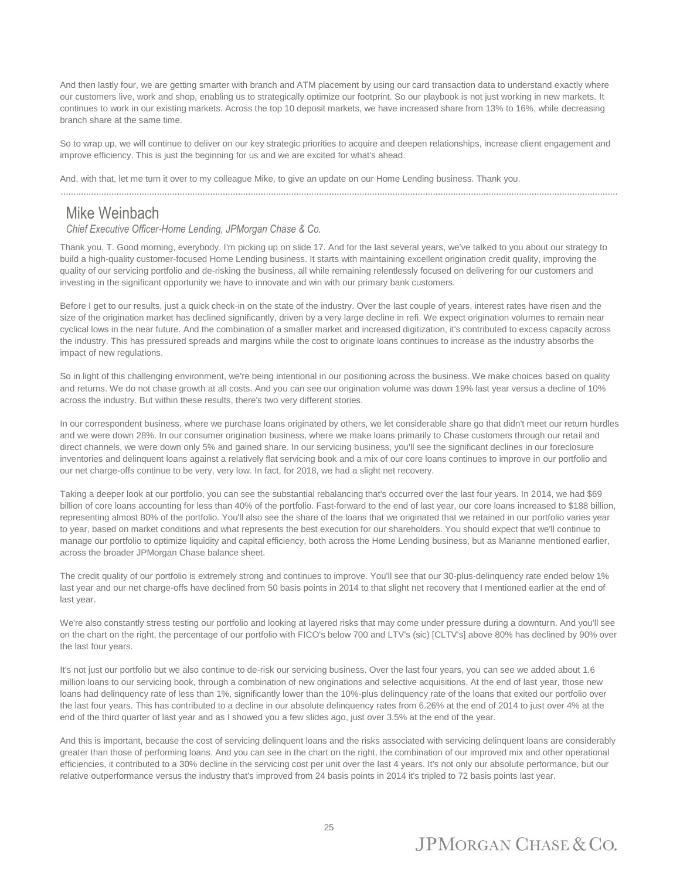And then lastly four, we are getting smarter with branch and ATM placement by using our card transaction data to understand exactly where our customers live, work and shop, enabling us to strategically optimize our footprint. So our playbook is not just working in new markets. It continues to work in our existing markets. Across the top 10 deposit markets, we have increased share from 13% to 16%, while decreasing branch share at the same time.

So to wrap up, we will continue to deliver on our key strategic priorities to acquire and deepen relationships, increase client engagement and improve efficiency. This is just the beginning for us and we are excited for what's ahead.

And, with that, let me turn it over to my colleague Mike, to give an update on our Home Lending business. Thank you.

## Mike Weinbach

*Chief Executive Officer-Home Lending, JPMorgan Chase & Co.*

Thank you, T. Good morning, everybody. I'm picking up on slide 17. And for the last several years, we've talked to you about our strategy to build a high-quality customer-focused Home Lending business. It starts with maintaining excellent origination credit quality, improving the quality of our servicing portfolio and de-risking the business, all while remaining relentlessly focused on delivering for our customers and investing in the significant opportunity we have to innovate and win with our primary bank customers.

Before I get to our results, just a quick check-in on the state of the industry. Over the last couple of years, interest rates have risen and the size of the origination market has declined significantly, driven by a very large decline in refi. We expect origination volumes to remain near cyclical lows in the near future. And the combination of a smaller market and increased digitization, it's contributed to excess capacity across the industry. This has pressured spreads and margins while the cost to originate loans continues to increase as the industry absorbs the impact of new regulations.

So in light of this challenging environment, we're being intentional in our positioning across the business. We make choices based on quality and returns. We do not chase growth at all costs. And you can see our origination volume was down 19% last year versus a decline of 10% across the industry. But within these results, there's two very different stories.

In our correspondent business, where we purchase loans originated by others, we let considerable share go that didn't meet our return hurdles and we were down 28%. In our consumer origination business, where we make loans primarily to Chase customers through our retail and direct channels, we were down only 5% and gained share. In our servicing business, you'll see the significant declines in our foreclosure inventories and delinquent loans against a relatively flat servicing book and a mix of our core loans continues to improve in our portfolio and our net charge-offs continue to be very, very low. In fact, for 2018, we had a slight net recovery.

Taking a deeper look at our portfolio, you can see the substantial rebalancing that's occurred over the last four years. In 2014, we had $69 billion of core loans accounting for less than 40% of the portfolio. Fast-forward to the end of last year, our core loans increased to $188 billion, representing almost 80% of the portfolio. You'll also see the share of the loans that we originated that we retained in our portfolio varies year to year, based on market conditions and what represents the best execution for our shareholders. You should expect that we'll continue to manage our portfolio to optimize liquidity and capital efficiency, both across the Home Lending business, but as Marianne mentioned earlier, across the broader JPMorgan Chase balance sheet.

The credit quality of our portfolio is extremely strong and continues to improve. You'll see that our 30-plus-delinquency rate ended below 1% last year and our net charge-offs have declined from 50 basis points in 2014 to that slight net recovery that I mentioned earlier at the end of last year.

We're also constantly stress testing our portfolio and looking at layered risks that may come under pressure during a downturn. And you'll see on the chart on the right, the percentage of our portfolio with FICO's below 700 and LTV's (sic) [CLTV's] above 80% has declined by 90% over the last four years.

It's not just our portfolio but we also continue to de-risk our servicing business. Over the last four years, you can see we added about 1.6 million loans to our servicing book, through a combination of new originations and selective acquisitions. At the end of last year, those new loans had delinquency rate of less than 1%, significantly lower than the 10%-plus delinquency rate of the loans that exited our portfolio over the last four years. This has contributed to a decline in our absolute delinquency rates from 6.26% at the end of 2014 to just over 4% at the end of the third quarter of last year and as I showed you a few slides ago, just over 3.5% at the end of the year.

And this is important, because the cost of servicing delinquent loans and the risks associated with servicing delinquent loans are considerably greater than those of performing loans. And you can see in the chart on the right, the combination of our improved mix and other operational efficiencies, it contributed to a 30% decline in the servicing cost per unit over the last 4 years. It's not only our absolute performance, but our relative outperformance versus the industry that's improved from 24 basis points in 2014 it's tripled to 72 basis points last year.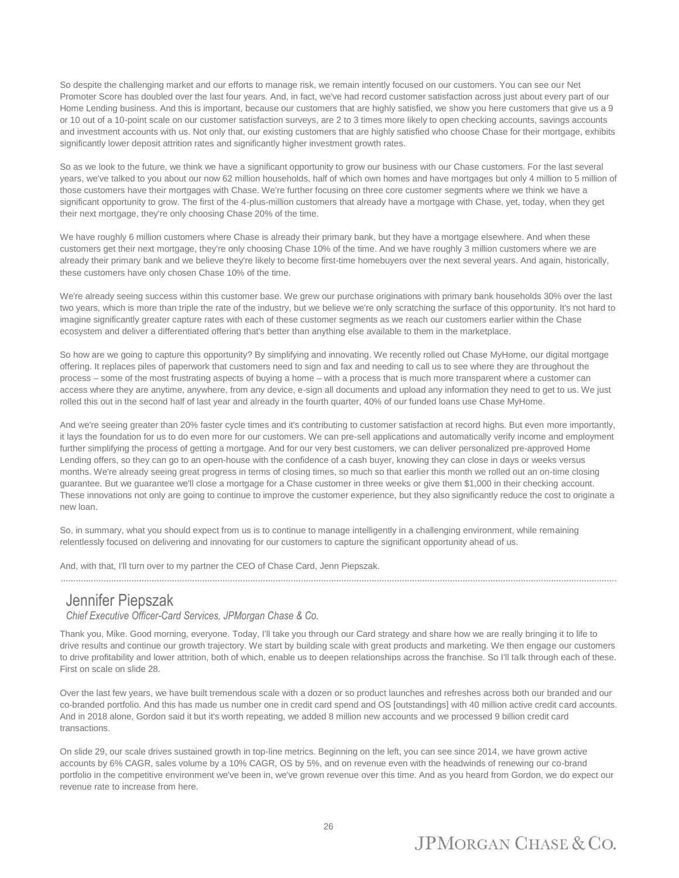So despite the challenging market and our efforts to manage risk, we remain intently focused on our customers. You can see our Net Promoter Score has doubled over the last four years. And, in fact, we've had record customer satisfaction across just about every part of our Home Lending business. And this is important, because our customers that are highly satisfied, we show you here customers that give us a 9 or 10 out of a 10-point scale on our customer satisfaction surveys, are 2 to 3 times more likely to open checking accounts, savings accounts and investment accounts with us. Not only that, our existing customers that are highly satisfied who choose Chase for their mortgage, exhibits significantly lower deposit attrition rates and significantly higher investment growth rates.

So as we look to the future, we think we have a significant opportunity to grow our business with our Chase customers. For the last several years, we've talked to you about our now 62 million households, half of which own homes and have mortgages but only 4 million to 5 million of those customers have their mortgages with Chase. We're further focusing on three core customer segments where we think we have a significant opportunity to grow. The first of the 4-plus-million customers that already have a mortgage with Chase, yet, today, when they get their next mortgage, they're only choosing Chase 20% of the time.

We have roughly 6 million customers where Chase is already their primary bank, but they have a mortgage elsewhere. And when these customers get their next mortgage, they're only choosing Chase 10% of the time. And we have roughly 3 million customers where we are already their primary bank and we believe they're likely to become first-time homebuyers over the next several years. And again, historically, these customers have only chosen Chase 10% of the time.

We're already seeing success within this customer base. We grew our purchase originations with primary bank households 30% over the last two years, which is more than triple the rate of the industry, but we believe we're only scratching the surface of this opportunity. It's not hard to imagine significantly greater capture rates with each of these customer segments as we reach our customers earlier within the Chase ecosystem and deliver a differentiated offering that's better than anything else available to them in the marketplace.

So how are we going to capture this opportunity? By simplifying and innovating. We recently rolled out Chase MyHome, our digital mortgage offering. It replaces piles of paperwork that customers need to sign and fax and needing to call us to see where they are throughout the process – some of the most frustrating aspects of buying a home – with a process that is much more transparent where a customer can access where they are anytime, anywhere, from any device, e-sign all documents and upload any information they need to get to us. We just rolled this out in the second half of last year and already in the fourth quarter, 40% of our funded loans use Chase MyHome.

And we're seeing greater than 20% faster cycle times and it's contributing to customer satisfaction at record highs. But even more importantly, it lays the foundation for us to do even more for our customers. We can pre-sell applications and automatically verify income and employment further simplifying the process of getting a mortgage. And for our very best customers, we can deliver personalized pre-approved Home Lending offers, so they can go to an open-house with the confidence of a cash buyer, knowing they can close in days or weeks versus months. We're already seeing great progress in terms of closing times, so much so that earlier this month we rolled out an on-time closing guarantee. But we guarantee we'll close a mortgage for a Chase customer in three weeks or give them $1,000 in their checking account. These innovations not only are going to continue to improve the customer experience, but they also significantly reduce the cost to originate a new loan.

So, in summary, what you should expect from us is to continue to manage intelligently in a challenging environment, while remaining relentlessly focused on delivering and innovating for our customers to capture the significant opportunity ahead of us.

And, with that, I'll turn over to my partner the CEO of Chase Card, Jenn Piepszak.

## Jennifer Piepszak

*Chief Executive Officer-Card Services, JPMorgan Chase & Co.*

Thank you, Mike. Good morning, everyone. Today, I'll take you through our Card strategy and share how we are really bringing it to life to drive results and continue our growth trajectory. We start by building scale with great products and marketing. We then engage our customers to drive profitability and lower attrition, both of which, enable us to deepen relationships across the franchise. So I'll talk through each of these. First on scale on slide 28.

Over the last few years, we have built tremendous scale with a dozen or so product launches and refreshes across both our branded and our co-branded portfolio. And this has made us number one in credit card spend and OS [outstandings] with 40 million active credit card accounts. And in 2018 alone, Gordon said it but it's worth repeating, we added 8 million new accounts and we processed 9 billion credit card transactions.

On slide 29, our scale drives sustained growth in top-line metrics. Beginning on the left, you can see since 2014, we have grown active accounts by 6% CAGR, sales volume by a 10% CAGR, OS by 5%, and on revenue even with the headwinds of renewing our co-brand portfolio in the competitive environment we've been in, we've grown revenue over this time. And as you heard from Gordon, we do expect our revenue rate to increase from here.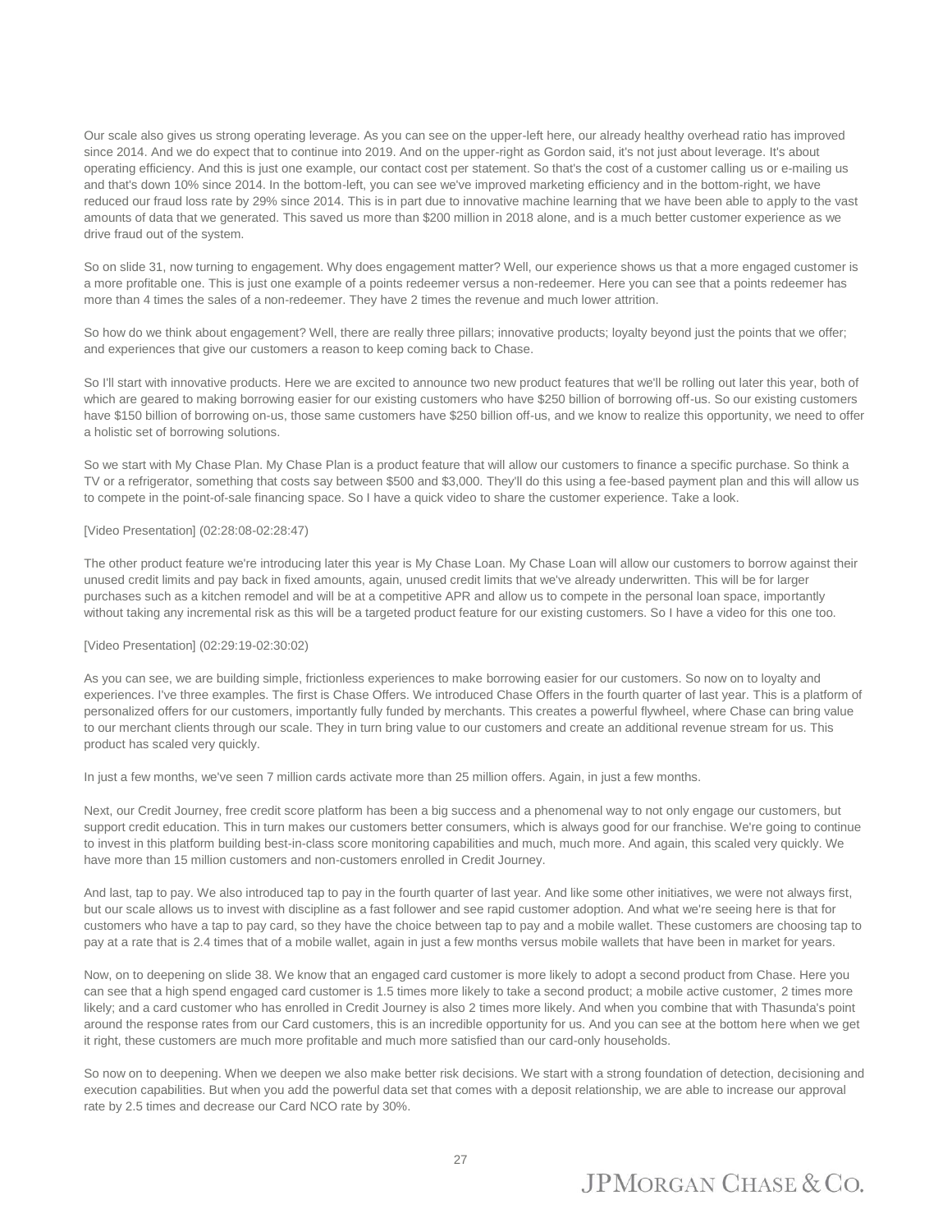Our scale also gives us strong operating leverage. As you can see on the upper-left here, our already healthy overhead ratio has improved since 2014. And we do expect that to continue into 2019. And on the upper-right as Gordon said, it's not just about leverage. It's about operating efficiency. And this is just one example, our contact cost per statement. So that's the cost of a customer calling us or e-mailing us and that's down 10% since 2014. In the bottom-left, you can see we've improved marketing efficiency and in the bottom-right, we have reduced our fraud loss rate by 29% since 2014. This is in part due to innovative machine learning that we have been able to apply to the vast amounts of data that we generated. This saved us more than $200 million in 2018 alone, and is a much better customer experience as we drive fraud out of the system.

So on slide 31, now turning to engagement. Why does engagement matter? Well, our experience shows us that a more engaged customer is a more profitable one. This is just one example of a points redeemer versus a non-redeemer. Here you can see that a points redeemer has more than 4 times the sales of a non-redeemer. They have 2 times the revenue and much lower attrition.

So how do we think about engagement? Well, there are really three pillars; innovative products; loyalty beyond just the points that we offer; and experiences that give our customers a reason to keep coming back to Chase.

So I'll start with innovative products. Here we are excited to announce two new product features that we'll be rolling out later this year, both of which are geared to making borrowing easier for our existing customers who have $250 billion of borrowing off-us. So our existing customers have $150 billion of borrowing on-us, those same customers have $250 billion off-us, and we know to realize this opportunity, we need to offer a holistic set of borrowing solutions.

So we start with My Chase Plan. My Chase Plan is a product feature that will allow our customers to finance a specific purchase. So think a TV or a refrigerator, something that costs say between $500 and $3,000. They'll do this using a fee-based payment plan and this will allow us to compete in the point-of-sale financing space. So I have a quick video to share the customer experience. Take a look.

[Video Presentation] (02:28:08-02:28:47)

The other product feature we're introducing later this year is My Chase Loan. My Chase Loan will allow our customers to borrow against their unused credit limits and pay back in fixed amounts, again, unused credit limits that we've already underwritten. This will be for larger purchases such as a kitchen remodel and will be at a competitive APR and allow us to compete in the personal loan space, importantly without taking any incremental risk as this will be a targeted product feature for our existing customers. So I have a video for this one too.

[Video Presentation] (02:29:19-02:30:02)

As you can see, we are building simple, frictionless experiences to make borrowing easier for our customers. So now on to loyalty and experiences. I've three examples. The first is Chase Offers. We introduced Chase Offers in the fourth quarter of last year. This is a platform of personalized offers for our customers, importantly fully funded by merchants. This creates a powerful flywheel, where Chase can bring value to our merchant clients through our scale. They in turn bring value to our customers and create an additional revenue stream for us. This product has scaled very quickly.

In just a few months, we've seen 7 million cards activate more than 25 million offers. Again, in just a few months.

Next, our Credit Journey, free credit score platform has been a big success and a phenomenal way to not only engage our customers, but support credit education. This in turn makes our customers better consumers, which is always good for our franchise. We're going to continue to invest in this platform building best-in-class score monitoring capabilities and much, much more. And again, this scaled very quickly. We have more than 15 million customers and non-customers enrolled in Credit Journey.

And last, tap to pay. We also introduced tap to pay in the fourth quarter of last year. And like some other initiatives, we were not always first, but our scale allows us to invest with discipline as a fast follower and see rapid customer adoption. And what we're seeing here is that for customers who have a tap to pay card, so they have the choice between tap to pay and a mobile wallet. These customers are choosing tap to pay at a rate that is 2.4 times that of a mobile wallet, again in just a few months versus mobile wallets that have been in market for years.

Now, on to deepening on slide 38. We know that an engaged card customer is more likely to adopt a second product from Chase. Here you can see that a high spend engaged card customer is 1.5 times more likely to take a second product; a mobile active customer, 2 times more likely; and a card customer who has enrolled in Credit Journey is also 2 times more likely. And when you combine that with Thasunda's point around the response rates from our Card customers, this is an incredible opportunity for us. And you can see at the bottom here when we get it right, these customers are much more profitable and much more satisfied than our card-only households.

So now on to deepening. When we deepen we also make better risk decisions. We start with a strong foundation of detection, decisioning and execution capabilities. But when you add the powerful data set that comes with a deposit relationship, we are able to increase our approval rate by 2.5 times and decrease our Card NCO rate by 30%.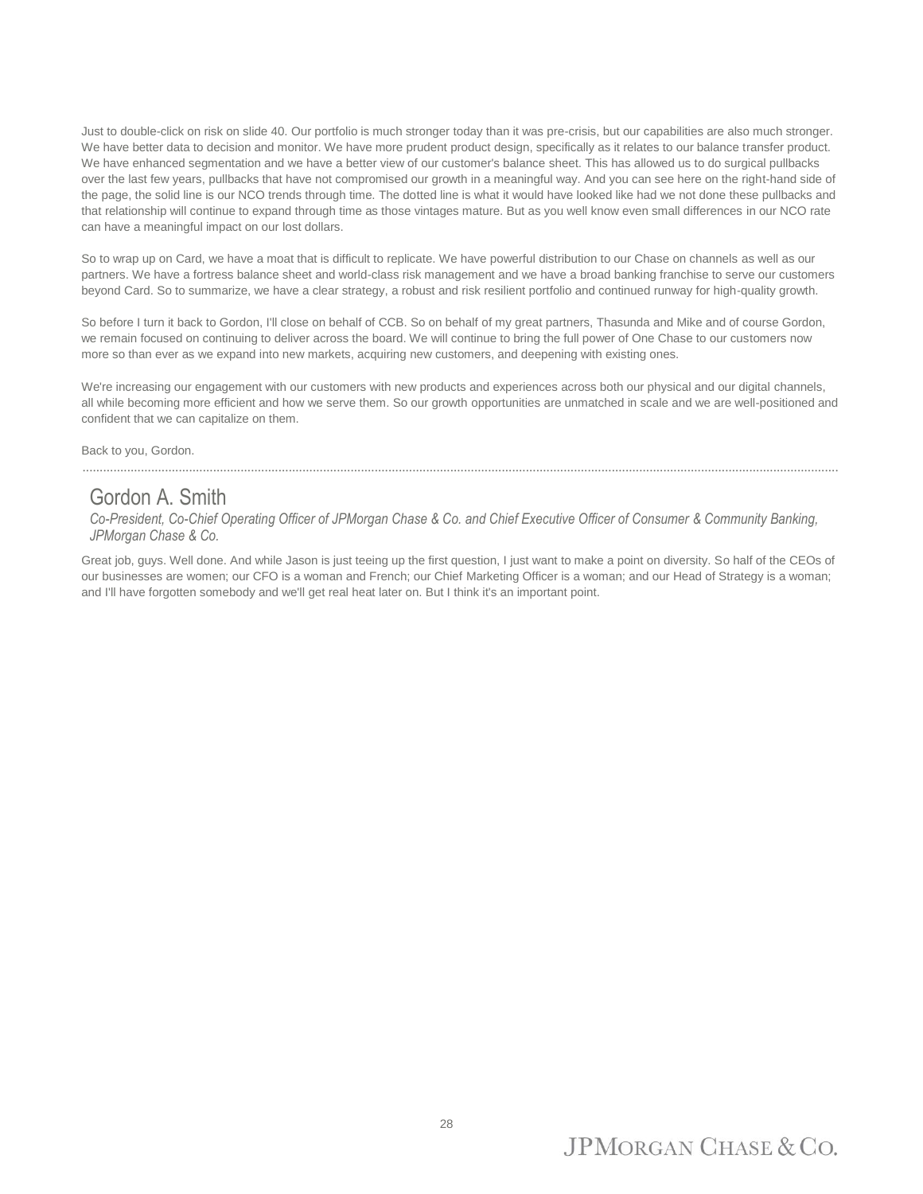Just to double-click on risk on slide 40. Our portfolio is much stronger today than it was pre-crisis, but our capabilities are also much stronger. We have better data to decision and monitor. We have more prudent product design, specifically as it relates to our balance transfer product. We have enhanced segmentation and we have a better view of our customer's balance sheet. This has allowed us to do surgical pullbacks over the last few years, pullbacks that have not compromised our growth in a meaningful way. And you can see here on the right-hand side of the page, the solid line is our NCO trends through time. The dotted line is what it would have looked like had we not done these pullbacks and that relationship will continue to expand through time as those vintages mature. But as you well know even small differences in our NCO rate can have a meaningful impact on our lost dollars.

So to wrap up on Card, we have a moat that is difficult to replicate. We have powerful distribution to our Chase on channels as well as our partners. We have a fortress balance sheet and world-class risk management and we have a broad banking franchise to serve our customers beyond Card. So to summarize, we have a clear strategy, a robust and risk resilient portfolio and continued runway for high-quality growth.

So before I turn it back to Gordon, I'll close on behalf of CCB. So on behalf of my great partners, Thasunda and Mike and of course Gordon, we remain focused on continuing to deliver across the board. We will continue to bring the full power of One Chase to our customers now more so than ever as we expand into new markets, acquiring new customers, and deepening with existing ones.

We're increasing our engagement with our customers with new products and experiences across both our physical and our digital channels, all while becoming more efficient and how we serve them. So our growth opportunities are unmatched in scale and we are well-positioned and confident that we can capitalize on them.

Back to you, Gordon.

---

## Gordon A. Smith

*Co-President, Co-Chief Operating Officer of JPMorgan Chase & Co. and Chief Executive Officer of Consumer & Community Banking, JPMorgan Chase & Co.*

Great job, guys. Well done. And while Jason is just teeing up the first question, I just want to make a point on diversity. So half of the CEOs of our businesses are women; our CFO is a woman and French; our Chief Marketing Officer is a woman; and our Head of Strategy is a woman; and I'll have forgotten somebody and we'll get real heat later on. But I think it's an important point.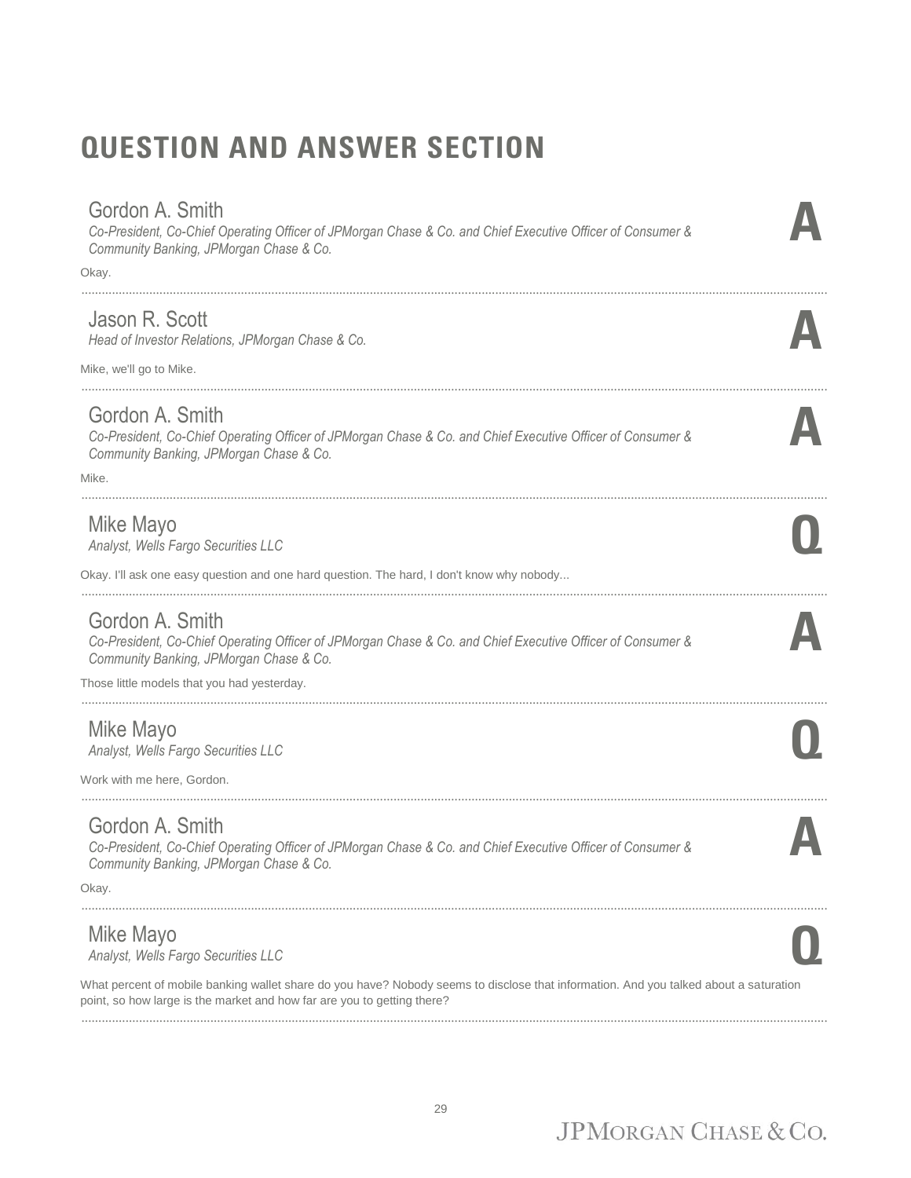# QUESTION AND ANSWER SECTION

**Gordon A. Smith**
*Co-President, Co-Chief Operating Officer of JPMorgan Chase & Co. and Chief Executive Officer of Consumer & Community Banking, JPMorgan Chase & Co.* **A**

Okay.

---

**Jason R. Scott**
*Head of Investor Relations, JPMorgan Chase & Co.* **A**

Mike, we'll go to Mike.

---

**Gordon A. Smith**
*Co-President, Co-Chief Operating Officer of JPMorgan Chase & Co. and Chief Executive Officer of Consumer & Community Banking, JPMorgan Chase & Co.* **A**

Mike.

---

**Mike Mayo**
*Analyst, Wells Fargo Securities LLC* **Q**

Okay. I'll ask one easy question and one hard question. The hard, I don't know why nobody...

---

**Gordon A. Smith**
*Co-President, Co-Chief Operating Officer of JPMorgan Chase & Co. and Chief Executive Officer of Consumer & Community Banking, JPMorgan Chase & Co.* **A**

Those little models that you had yesterday.

---

**Mike Mayo**
*Analyst, Wells Fargo Securities LLC* **Q**

Work with me here, Gordon.

---

**Gordon A. Smith**
*Co-President, Co-Chief Operating Officer of JPMorgan Chase & Co. and Chief Executive Officer of Consumer & Community Banking, JPMorgan Chase & Co.* **A**

Okay.

---

**Mike Mayo**
*Analyst, Wells Fargo Securities LLC* **Q**

What percent of mobile banking wallet share do you have? Nobody seems to disclose that information. And you talked about a saturation point, so how large is the market and how far are you to getting there?

---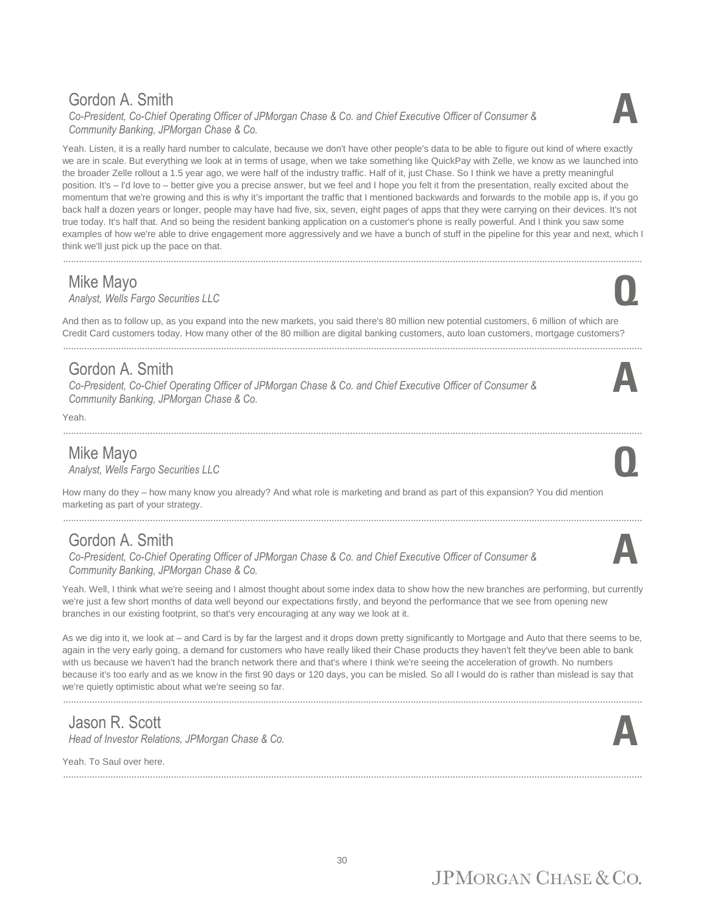## Gordon A. Smith

*Co-President, Co-Chief Operating Officer of JPMorgan Chase & Co. and Chief Executive Officer of Consumer & Community Banking, JPMorgan Chase & Co.*

**A**

Yeah. Listen, it is a really hard number to calculate, because we don't have other people's data to be able to figure out kind of where exactly we are in scale. But everything we look at in terms of usage, when we take something like QuickPay with Zelle, we know as we launched into the broader Zelle rollout a 1.5 year ago, we were half of the industry traffic. Half of it, just Chase. So I think we have a pretty meaningful position. It's – I'd love to – better give you a precise answer, but we feel and I hope you felt it from the presentation, really excited about the momentum that we're growing and this is why it's important the traffic that I mentioned backwards and forwards to the mobile app is, if you go back half a dozen years or longer, people may have had five, six, seven, eight pages of apps that they were carrying on their devices. It's not true today. It's half that. And so being the resident banking application on a customer's phone is really powerful. And I think you saw some examples of how we're able to drive engagement more aggressively and we have a bunch of stuff in the pipeline for this year and next, which I think we'll just pick up the pace on that.

---

## Mike Mayo

*Analyst, Wells Fargo Securities LLC*

**Q**

And then as to follow up, as you expand into the new markets, you said there's 80 million new potential customers, 6 million of which are Credit Card customers today. How many other of the 80 million are digital banking customers, auto loan customers, mortgage customers?

---

## Gordon A. Smith

*Co-President, Co-Chief Operating Officer of JPMorgan Chase & Co. and Chief Executive Officer of Consumer & Community Banking, JPMorgan Chase & Co.*

**A**

Yeah.

---

## Mike Mayo

*Analyst, Wells Fargo Securities LLC*

**Q**

How many do they – how many know you already? And what role is marketing and brand as part of this expansion? You did mention marketing as part of your strategy.

---

## Gordon A. Smith

*Co-President, Co-Chief Operating Officer of JPMorgan Chase & Co. and Chief Executive Officer of Consumer & Community Banking, JPMorgan Chase & Co.*

**A**

Yeah. Well, I think what we're seeing and I almost thought about some index data to show how the new branches are performing, but currently we're just a few short months of data well beyond our expectations firstly, and beyond the performance that we see from opening new branches in our existing footprint, so that's very encouraging at any way we look at it.

As we dig into it, we look at – and Card is by far the largest and it drops down pretty significantly to Mortgage and Auto that there seems to be, again in the very early going, a demand for customers who have really liked their Chase products they haven't felt they've been able to bank with us because we haven't had the branch network there and that's where I think we're seeing the acceleration of growth. No numbers because it's too early and as we know in the first 90 days or 120 days, you can be misled. So all I would do is rather than mislead is say that we're quietly optimistic about what we're seeing so far.

---

## Jason R. Scott

*Head of Investor Relations, JPMorgan Chase & Co.*

**A**

Yeah. To Saul over here.

---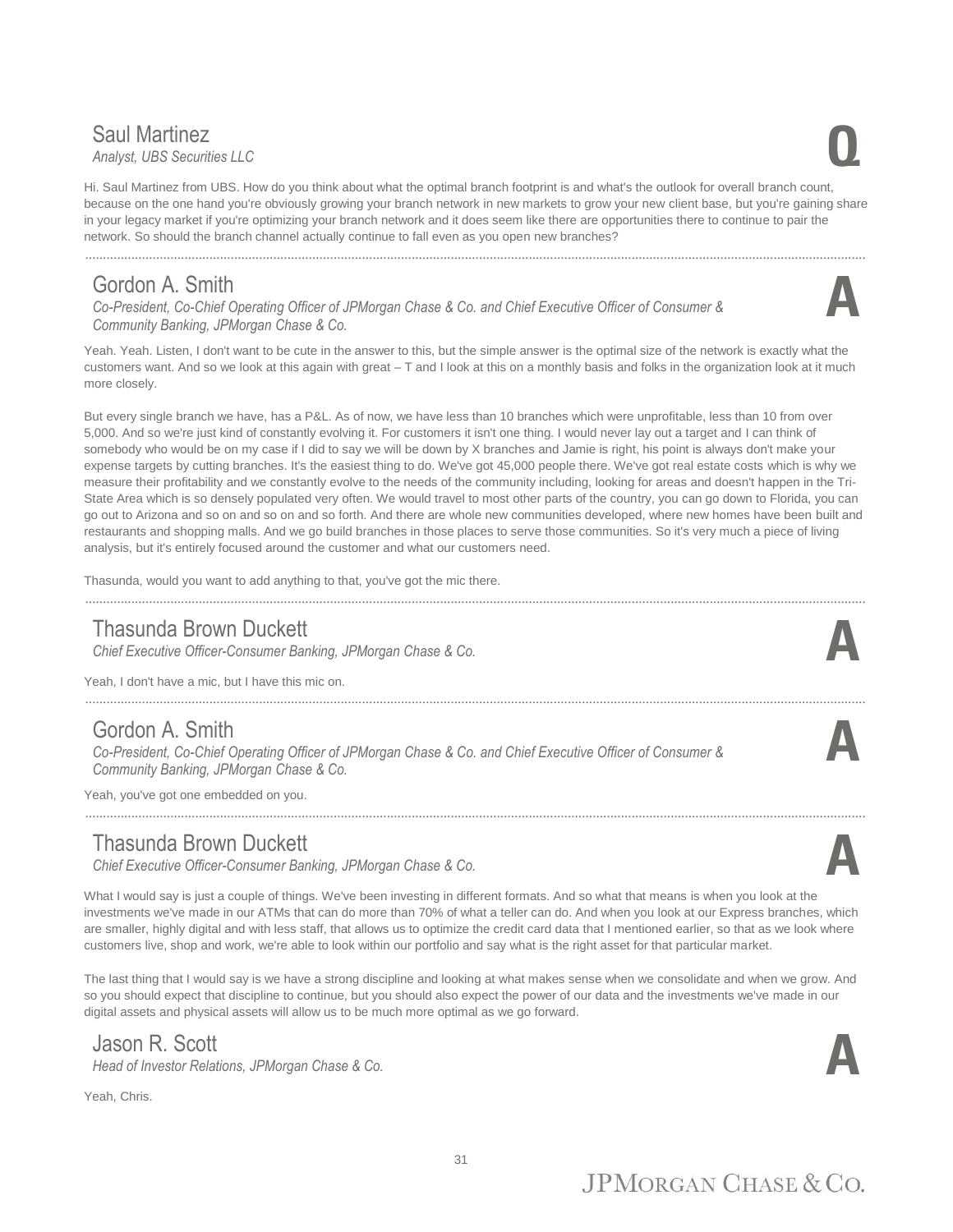### Saul Martinez
*Analyst, UBS Securities LLC*

**Q**

Hi. Saul Martinez from UBS. How do you think about what the optimal branch footprint is and what's the outlook for overall branch count, because on the one hand you're obviously growing your branch network in new markets to grow your new client base, but you're gaining share in your legacy market if you're optimizing your branch network and it does seem like there are opportunities there to continue to pair the network. So should the branch channel actually continue to fall even as you open new branches?

---

### Gordon A. Smith
*Co-President, Co-Chief Operating Officer of JPMorgan Chase & Co. and Chief Executive Officer of Consumer & Community Banking, JPMorgan Chase & Co.*

**A**

Yeah. Yeah. Listen, I don't want to be cute in the answer to this, but the simple answer is the optimal size of the network is exactly what the customers want. And so we look at this again with great – T and I look at this on a monthly basis and folks in the organization look at it much more closely.

But every single branch we have, has a P&L. As of now, we have less than 10 branches which were unprofitable, less than 10 from over 5,000. And so we're just kind of constantly evolving it. For customers it isn't one thing. I would never lay out a target and I can think of somebody who would be on my case if I did to say we will be down by X branches and Jamie is right, his point is always don't make your expense targets by cutting branches. It's the easiest thing to do. We've got 45,000 people there. We've got real estate costs which is why we measure their profitability and we constantly evolve to the needs of the community including, looking for areas and doesn't happen in the Tri-State Area which is so densely populated very often. We would travel to most other parts of the country, you can go down to Florida, you can go out to Arizona and so on and so on and so forth. And there are whole new communities developed, where new homes have been built and restaurants and shopping malls. And we go build branches in those places to serve those communities. So it's very much a piece of living analysis, but it's entirely focused around the customer and what our customers need.

Thasunda, would you want to add anything to that, you've got the mic there.

---

### Thasunda Brown Duckett
*Chief Executive Officer-Consumer Banking, JPMorgan Chase & Co.*

**A**

Yeah, I don't have a mic, but I have this mic on.

---

### Gordon A. Smith
*Co-President, Co-Chief Operating Officer of JPMorgan Chase & Co. and Chief Executive Officer of Consumer & Community Banking, JPMorgan Chase & Co.*

**A**

Yeah, you've got one embedded on you.

---

### Thasunda Brown Duckett
*Chief Executive Officer-Consumer Banking, JPMorgan Chase & Co.*

**A**

What I would say is just a couple of things. We've been investing in different formats. And so what that means is when you look at the investments we've made in our ATMs that can do more than 70% of what a teller can do. And when you look at our Express branches, which are smaller, highly digital and with less staff, that allows us to optimize the credit card data that I mentioned earlier, so that as we look where customers live, shop and work, we're able to look within our portfolio and say what is the right asset for that particular market.

The last thing that I would say is we have a strong discipline and looking at what makes sense when we consolidate and when we grow. And so you should expect that discipline to continue, but you should also expect the power of our data and the investments we've made in our digital assets and physical assets will allow us to be much more optimal as we go forward.

### Jason R. Scott
*Head of Investor Relations, JPMorgan Chase & Co.*

**A**

Yeah, Chris.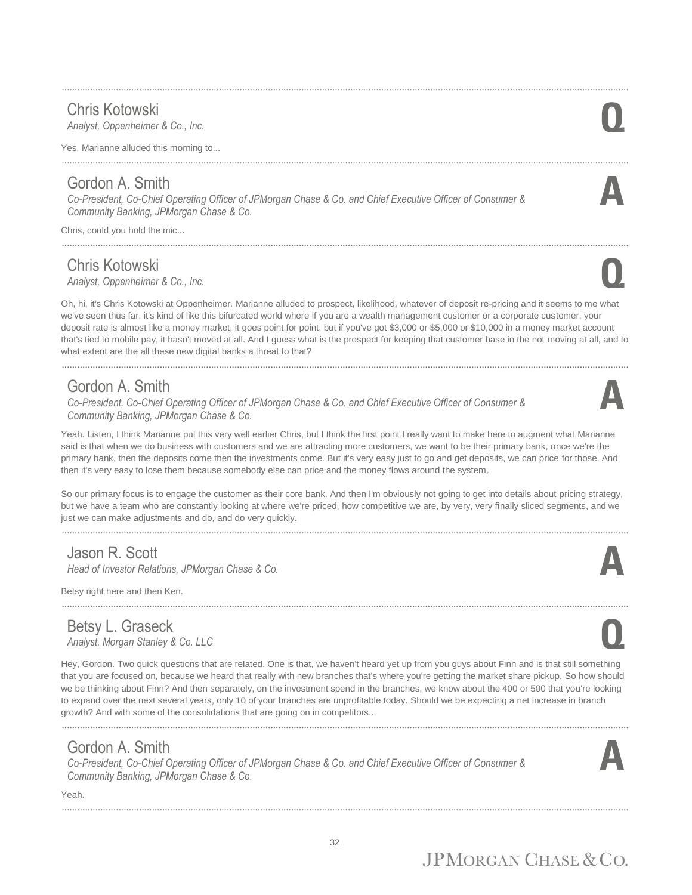**Chris Kotowski**
*Analyst, Oppenheimer & Co., Inc.* **Q**

Yes, Marianne alluded this morning to...

---

**Gordon A. Smith**
*Co-President, Co-Chief Operating Officer of JPMorgan Chase & Co. and Chief Executive Officer of Consumer & Community Banking, JPMorgan Chase & Co.* **A**

Chris, could you hold the mic...

---

**Chris Kotowski**
*Analyst, Oppenheimer & Co., Inc.* **Q**

Oh, hi, it's Chris Kotowski at Oppenheimer. Marianne alluded to prospect, likelihood, whatever of deposit re-pricing and it seems to me what we've seen thus far, it's kind of like this bifurcated world where if you are a wealth management customer or a corporate customer, your deposit rate is almost like a money market, it goes point for point, but if you've got $3,000 or $5,000 or $10,000 in a money market account that's tied to mobile pay, it hasn't moved at all. And I guess what is the prospect for keeping that customer base in the not moving at all, and to what extent are the all these new digital banks a threat to that?

---

**Gordon A. Smith**
*Co-President, Co-Chief Operating Officer of JPMorgan Chase & Co. and Chief Executive Officer of Consumer & Community Banking, JPMorgan Chase & Co.* **A**

Yeah. Listen, I think Marianne put this very well earlier Chris, but I think the first point I really want to make here to augment what Marianne said is that when we do business with customers and we are attracting more customers, we want to be their primary bank, once we're the primary bank, then the deposits come then the investments come. But it's very easy just to go and get deposits, we can price for those. And then it's very easy to lose them because somebody else can price and the money flows around the system.

So our primary focus is to engage the customer as their core bank. And then I'm obviously not going to get into details about pricing strategy, but we have a team who are constantly looking at where we're priced, how competitive we are, by very, very finally sliced segments, and we just we can make adjustments and do, and do very quickly.

---

**Jason R. Scott**
*Head of Investor Relations, JPMorgan Chase & Co.* **A**

Betsy right here and then Ken.

---

**Betsy L. Graseck**
*Analyst, Morgan Stanley & Co. LLC* **Q**

Hey, Gordon. Two quick questions that are related. One is that, we haven't heard yet up from you guys about Finn and is that still something that you are focused on, because we heard that really with new branches that's where you're getting the market share pickup. So how should we be thinking about Finn? And then separately, on the investment spend in the branches, we know about the 400 or 500 that you're looking to expand over the next several years, only 10 of your branches are unprofitable today. Should we be expecting a net increase in branch growth? And with some of the consolidations that are going on in competitors...

---

**Gordon A. Smith**
*Co-President, Co-Chief Operating Officer of JPMorgan Chase & Co. and Chief Executive Officer of Consumer & Community Banking, JPMorgan Chase & Co.* **A**

Yeah.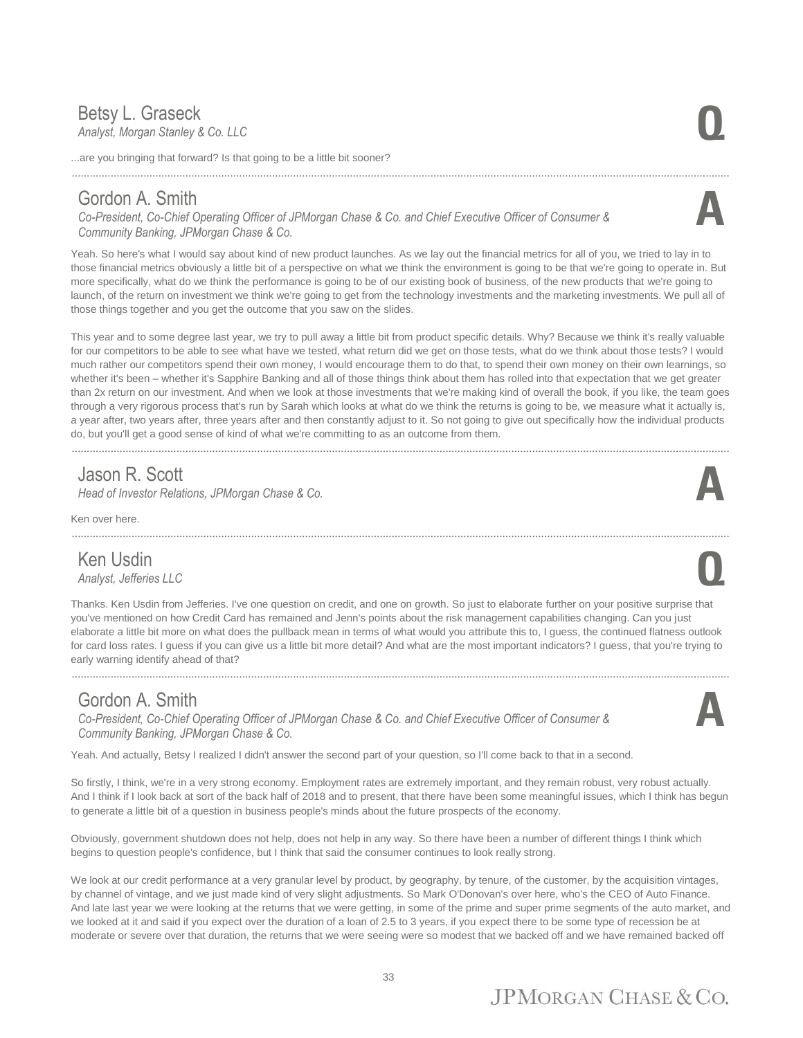### Betsy L. Graseck
*Analyst, Morgan Stanley & Co. LLC*

**Q**

...are you bringing that forward? Is that going to be a little bit sooner?

---

### Gordon A. Smith
*Co-President, Co-Chief Operating Officer of JPMorgan Chase & Co. and Chief Executive Officer of Consumer & Community Banking, JPMorgan Chase & Co.*

**A**

Yeah. So here's what I would say about kind of new product launches. As we lay out the financial metrics for all of you, we tried to lay in to those financial metrics obviously a little bit of a perspective on what we think the environment is going to be that we're going to operate in. But more specifically, what do we think the performance is going to be of our existing book of business, of the new products that we're going to launch, of the return on investment we think we're going to get from the technology investments and the marketing investments. We pull all of those things together and you get the outcome that you saw on the slides.

This year and to some degree last year, we try to pull away a little bit from product specific details. Why? Because we think it's really valuable for our competitors to be able to see what have we tested, what return did we get on those tests, what do we think about those tests? I would much rather our competitors spend their own money, I would encourage them to do that, to spend their own money on their own learnings, so whether it's been – whether it's Sapphire Banking and all of those things think about them has rolled into that expectation that we get greater than 2x return on our investment. And when we look at those investments that we're making kind of overall the book, if you like, the team goes through a very rigorous process that's run by Sarah which looks at what do we think the returns is going to be, we measure what it actually is, a year after, two years after, three years after and then constantly adjust to it. So not going to give out specifically how the individual products do, but you'll get a good sense of kind of what we're committing to as an outcome from them.

---

### Jason R. Scott
*Head of Investor Relations, JPMorgan Chase & Co.*

**A**

Ken over here.

---

### Ken Usdin
*Analyst, Jefferies LLC*

**Q**

Thanks. Ken Usdin from Jefferies. I've one question on credit, and one on growth. So just to elaborate further on your positive surprise that you've mentioned on how Credit Card has remained and Jenn's points about the risk management capabilities changing. Can you just elaborate a little bit more on what does the pullback mean in terms of what would you attribute this to, I guess, the continued flatness outlook for card loss rates. I guess if you can give us a little bit more detail? And what are the most important indicators? I guess, that you're trying to early warning identify ahead of that?

---

### Gordon A. Smith
*Co-President, Co-Chief Operating Officer of JPMorgan Chase & Co. and Chief Executive Officer of Consumer & Community Banking, JPMorgan Chase & Co.*

**A**

Yeah. And actually, Betsy I realized I didn't answer the second part of your question, so I'll come back to that in a second.

So firstly, I think, we're in a very strong economy. Employment rates are extremely important, and they remain robust, very robust actually. And I think if I look back at sort of the back half of 2018 and to present, that there have been some meaningful issues, which I think has begun to generate a little bit of a question in business people's minds about the future prospects of the economy.

Obviously, government shutdown does not help, does not help in any way. So there have been a number of different things I think which begins to question people's confidence, but I think that said the consumer continues to look really strong.

We look at our credit performance at a very granular level by product, by geography, by tenure, of the customer, by the acquisition vintages, by channel of vintage, and we just made kind of very slight adjustments. So Mark O'Donovan's over here, who's the CEO of Auto Finance. And late last year we were looking at the returns that we were getting, in some of the prime and super prime segments of the auto market, and we looked at it and said if you expect over the duration of a loan of 2.5 to 3 years, if you expect there to be some type of recession be at moderate or severe over that duration, the returns that we were seeing were so modest that we backed off and we have remained backed off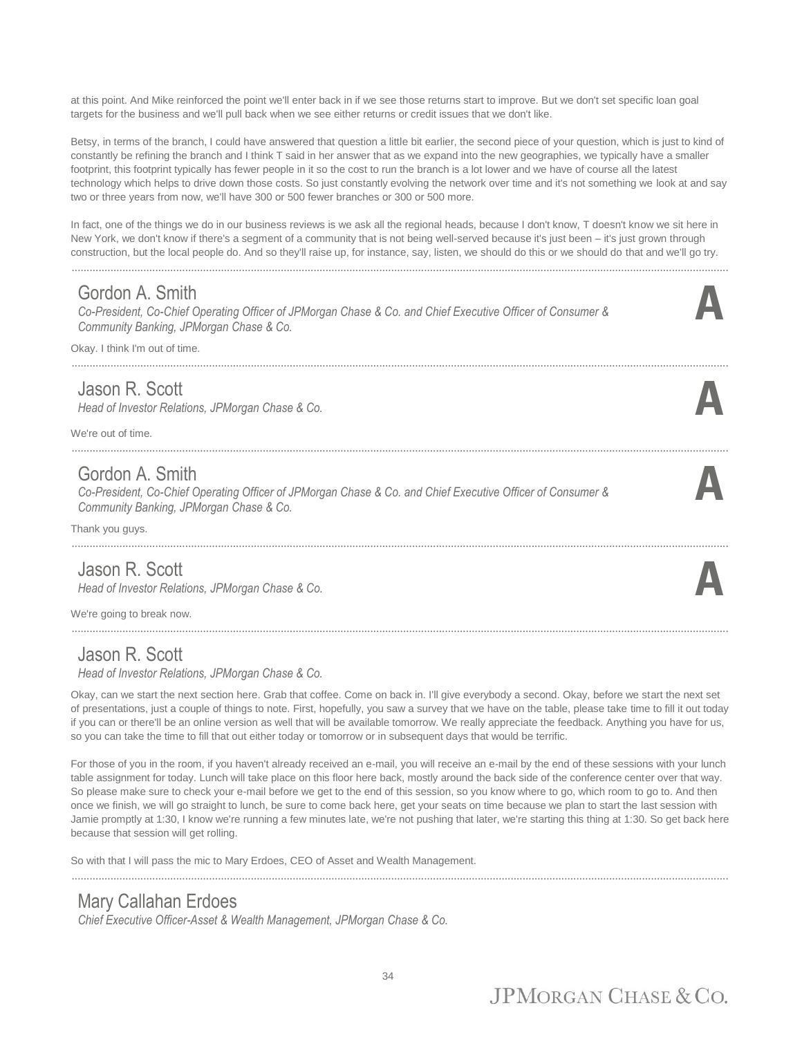at this point. And Mike reinforced the point we'll enter back in if we see those returns start to improve. But we don't set specific loan goal targets for the business and we'll pull back when we see either returns or credit issues that we don't like.

Betsy, in terms of the branch, I could have answered that question a little bit earlier, the second piece of your question, which is just to kind of constantly be refining the branch and I think T said in her answer that as we expand into the new geographies, we typically have a smaller footprint, this footprint typically has fewer people in it so the cost to run the branch is a lot lower and we have of course all the latest technology which helps to drive down those costs. So just constantly evolving the network over time and it's not something we look at and say two or three years from now, we'll have 300 or 500 fewer branches or 300 or 500 more.

In fact, one of the things we do in our business reviews is we ask all the regional heads, because I don't know, T doesn't know we sit here in New York, we don't know if there's a segment of a community that is not being well-served because it's just been – it's just grown through construction, but the local people do. And so they'll raise up, for instance, say, listen, we should do this or we should do that and we'll go try.

---

## Gordon A. Smith

*Co-President, Co-Chief Operating Officer of JPMorgan Chase & Co. and Chief Executive Officer of Consumer & Community Banking, JPMorgan Chase & Co.*

**A**

Okay. I think I'm out of time.

---

## Jason R. Scott

*Head of Investor Relations, JPMorgan Chase & Co.*

**A**

We're out of time.

---

## Gordon A. Smith

*Co-President, Co-Chief Operating Officer of JPMorgan Chase & Co. and Chief Executive Officer of Consumer & Community Banking, JPMorgan Chase & Co.*

**A**

Thank you guys.

---

## Jason R. Scott

*Head of Investor Relations, JPMorgan Chase & Co.*

**A**

We're going to break now.

---

## Jason R. Scott

*Head of Investor Relations, JPMorgan Chase & Co.*

Okay, can we start the next section here. Grab that coffee. Come on back in. I'll give everybody a second. Okay, before we start the next set of presentations, just a couple of things to note. First, hopefully, you saw a survey that we have on the table, please take time to fill it out today if you can or there'll be an online version as well that will be available tomorrow. We really appreciate the feedback. Anything you have for us, so you can take the time to fill that out either today or tomorrow or in subsequent days that would be terrific.

For those of you in the room, if you haven't already received an e-mail, you will receive an e-mail by the end of these sessions with your lunch table assignment for today. Lunch will take place on this floor here back, mostly around the back side of the conference center over that way. So please make sure to check your e-mail before we get to the end of this session, so you know where to go, which room to go to. And then once we finish, we will go straight to lunch, be sure to come back here, get your seats on time because we plan to start the last session with Jamie promptly at 1:30, I know we're running a few minutes late, we're not pushing that later, we're starting this thing at 1:30. So get back here because that session will get rolling.

So with that I will pass the mic to Mary Erdoes, CEO of Asset and Wealth Management.

---

## Mary Callahan Erdoes

*Chief Executive Officer-Asset & Wealth Management, JPMorgan Chase & Co.*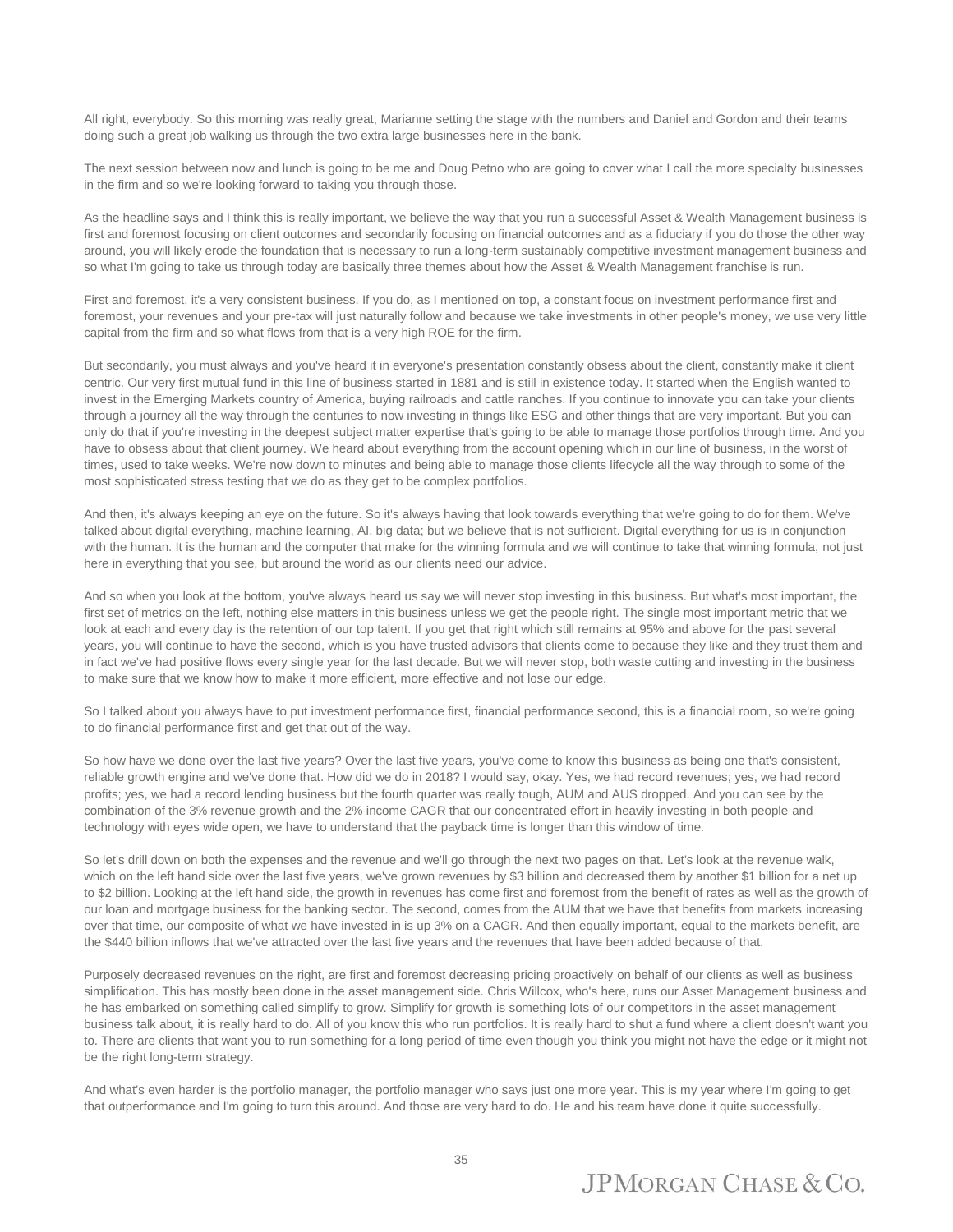All right, everybody. So this morning was really great, Marianne setting the stage with the numbers and Daniel and Gordon and their teams doing such a great job walking us through the two extra large businesses here in the bank.

The next session between now and lunch is going to be me and Doug Petno who are going to cover what I call the more specialty businesses in the firm and so we're looking forward to taking you through those.

As the headline says and I think this is really important, we believe the way that you run a successful Asset & Wealth Management business is first and foremost focusing on client outcomes and secondarily focusing on financial outcomes and as a fiduciary if you do those the other way around, you will likely erode the foundation that is necessary to run a long-term sustainably competitive investment management business and so what I'm going to take us through today are basically three themes about how the Asset & Wealth Management franchise is run.

First and foremost, it's a very consistent business. If you do, as I mentioned on top, a constant focus on investment performance first and foremost, your revenues and your pre-tax will just naturally follow and because we take investments in other people's money, we use very little capital from the firm and so what flows from that is a very high ROE for the firm.

But secondarily, you must always and you've heard it in everyone's presentation constantly obsess about the client, constantly make it client centric. Our very first mutual fund in this line of business started in 1881 and is still in existence today. It started when the English wanted to invest in the Emerging Markets country of America, buying railroads and cattle ranches. If you continue to innovate you can take your clients through a journey all the way through the centuries to now investing in things like ESG and other things that are very important. But you can only do that if you're investing in the deepest subject matter expertise that's going to be able to manage those portfolios through time. And you have to obsess about that client journey. We heard about everything from the account opening which in our line of business, in the worst of times, used to take weeks. We're now down to minutes and being able to manage those clients lifecycle all the way through to some of the most sophisticated stress testing that we do as they get to be complex portfolios.

And then, it's always keeping an eye on the future. So it's always having that look towards everything that we're going to do for them. We've talked about digital everything, machine learning, AI, big data; but we believe that is not sufficient. Digital everything for us is in conjunction with the human. It is the human and the computer that make for the winning formula and we will continue to take that winning formula, not just here in everything that you see, but around the world as our clients need our advice.

And so when you look at the bottom, you've always heard us say we will never stop investing in this business. But what's most important, the first set of metrics on the left, nothing else matters in this business unless we get the people right. The single most important metric that we look at each and every day is the retention of our top talent. If you get that right which still remains at 95% and above for the past several years, you will continue to have the second, which is you have trusted advisors that clients come to because they like and they trust them and in fact we've had positive flows every single year for the last decade. But we will never stop, both waste cutting and investing in the business to make sure that we know how to make it more efficient, more effective and not lose our edge.

So I talked about you always have to put investment performance first, financial performance second, this is a financial room, so we're going to do financial performance first and get that out of the way.

So how have we done over the last five years? Over the last five years, you've come to know this business as being one that's consistent, reliable growth engine and we've done that. How did we do in 2018? I would say, okay. Yes, we had record revenues; yes, we had record profits; yes, we had a record lending business but the fourth quarter was really tough, AUM and AUS dropped. And you can see by the combination of the 3% revenue growth and the 2% income CAGR that our concentrated effort in heavily investing in both people and technology with eyes wide open, we have to understand that the payback time is longer than this window of time.

So let's drill down on both the expenses and the revenue and we'll go through the next two pages on that. Let's look at the revenue walk, which on the left hand side over the last five years, we've grown revenues by $3 billion and decreased them by another $1 billion for a net up to $2 billion. Looking at the left hand side, the growth in revenues has come first and foremost from the benefit of rates as well as the growth of our loan and mortgage business for the banking sector. The second, comes from the AUM that we have that benefits from markets increasing over that time, our composite of what we have invested in is up 3% on a CAGR. And then equally important, equal to the markets benefit, are the $440 billion inflows that we've attracted over the last five years and the revenues that have been added because of that.

Purposely decreased revenues on the right, are first and foremost decreasing pricing proactively on behalf of our clients as well as business simplification. This has mostly been done in the asset management side. Chris Willcox, who's here, runs our Asset Management business and he has embarked on something called simplify to grow. Simplify for growth is something lots of our competitors in the asset management business talk about, it is really hard to do. All of you know this who run portfolios. It is really hard to shut a fund where a client doesn't want you to. There are clients that want you to run something for a long period of time even though you think you might not have the edge or it might not be the right long-term strategy.

And what's even harder is the portfolio manager, the portfolio manager who says just one more year. This is my year where I'm going to get that outperformance and I'm going to turn this around. And those are very hard to do. He and his team have done it quite successfully.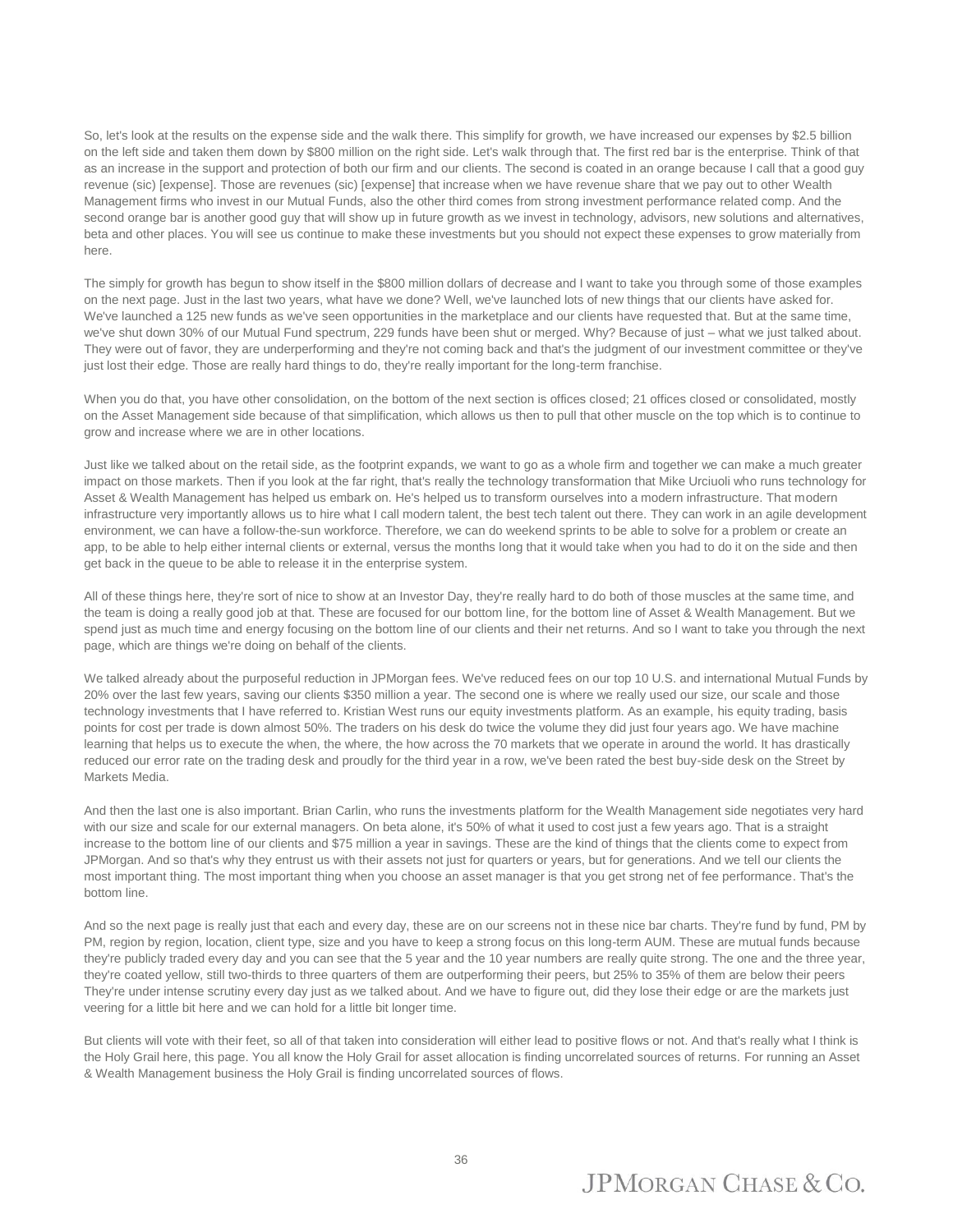So, let's look at the results on the expense side and the walk there. This simplify for growth, we have increased our expenses by $2.5 billion on the left side and taken them down by $800 million on the right side. Let's walk through that. The first red bar is the enterprise. Think of that as an increase in the support and protection of both our firm and our clients. The second is coated in an orange because I call that a good guy revenue (sic) [expense]. Those are revenues (sic) [expense] that increase when we have revenue share that we pay out to other Wealth Management firms who invest in our Mutual Funds, also the other third comes from strong investment performance related comp. And the second orange bar is another good guy that will show up in future growth as we invest in technology, advisors, new solutions and alternatives, beta and other places. You will see us continue to make these investments but you should not expect these expenses to grow materially from here.

The simply for growth has begun to show itself in the $800 million dollars of decrease and I want to take you through some of those examples on the next page. Just in the last two years, what have we done? Well, we've launched lots of new things that our clients have asked for. We've launched a 125 new funds as we've seen opportunities in the marketplace and our clients have requested that. But at the same time, we've shut down 30% of our Mutual Fund spectrum, 229 funds have been shut or merged. Why? Because of just – what we just talked about. They were out of favor, they are underperforming and they're not coming back and that's the judgment of our investment committee or they've just lost their edge. Those are really hard things to do, they're really important for the long-term franchise.

When you do that, you have other consolidation, on the bottom of the next section is offices closed; 21 offices closed or consolidated, mostly on the Asset Management side because of that simplification, which allows us then to pull that other muscle on the top which is to continue to grow and increase where we are in other locations.

Just like we talked about on the retail side, as the footprint expands, we want to go as a whole firm and together we can make a much greater impact on those markets. Then if you look at the far right, that's really the technology transformation that Mike Urciuoli who runs technology for Asset & Wealth Management has helped us embark on. He's helped us to transform ourselves into a modern infrastructure. That modern infrastructure very importantly allows us to hire what I call modern talent, the best tech talent out there. They can work in an agile development environment, we can have a follow-the-sun workforce. Therefore, we can do weekend sprints to be able to solve for a problem or create an app, to be able to help either internal clients or external, versus the months long that it would take when you had to do it on the side and then get back in the queue to be able to release it in the enterprise system.

All of these things here, they're sort of nice to show at an Investor Day, they're really hard to do both of those muscles at the same time, and the team is doing a really good job at that. These are focused for our bottom line, for the bottom line of Asset & Wealth Management. But we spend just as much time and energy focusing on the bottom line of our clients and their net returns. And so I want to take you through the next page, which are things we're doing on behalf of the clients.

We talked already about the purposeful reduction in JPMorgan fees. We've reduced fees on our top 10 U.S. and international Mutual Funds by 20% over the last few years, saving our clients $350 million a year. The second one is where we really used our size, our scale and those technology investments that I have referred to. Kristian West runs our equity investments platform. As an example, his equity trading, basis points for cost per trade is down almost 50%. The traders on his desk do twice the volume they did just four years ago. We have machine learning that helps us to execute the when, the where, the how across the 70 markets that we operate in around the world. It has drastically reduced our error rate on the trading desk and proudly for the third year in a row, we've been rated the best buy-side desk on the Street by Markets Media.

And then the last one is also important. Brian Carlin, who runs the investments platform for the Wealth Management side negotiates very hard with our size and scale for our external managers. On beta alone, it's 50% of what it used to cost just a few years ago. That is a straight increase to the bottom line of our clients and $75 million a year in savings. These are the kind of things that the clients come to expect from JPMorgan. And so that's why they entrust us with their assets not just for quarters or years, but for generations. And we tell our clients the most important thing. The most important thing when you choose an asset manager is that you get strong net of fee performance. That's the bottom line.

And so the next page is really just that each and every day, these are on our screens not in these nice bar charts. They're fund by fund, PM by PM, region by region, location, client type, size and you have to keep a strong focus on this long-term AUM. These are mutual funds because they're publicly traded every day and you can see that the 5 year and the 10 year numbers are really quite strong. The one and the three year, they're coated yellow, still two-thirds to three quarters of them are outperforming their peers, but 25% to 35% of them are below their peers They're under intense scrutiny every day just as we talked about. And we have to figure out, did they lose their edge or are the markets just veering for a little bit here and we can hold for a little bit longer time.

But clients will vote with their feet, so all of that taken into consideration will either lead to positive flows or not. And that's really what I think is the Holy Grail here, this page. You all know the Holy Grail for asset allocation is finding uncorrelated sources of returns. For running an Asset & Wealth Management business the Holy Grail is finding uncorrelated sources of flows.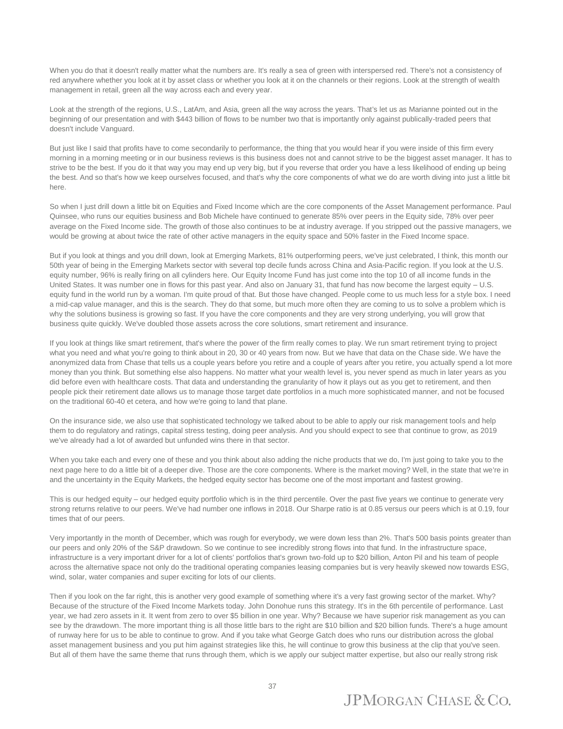When you do that it doesn't really matter what the numbers are. It's really a sea of green with interspersed red. There's not a consistency of red anywhere whether you look at it by asset class or whether you look at it on the channels or their regions. Look at the strength of wealth management in retail, green all the way across each and every year.

Look at the strength of the regions, U.S., LatAm, and Asia, green all the way across the years. That's let us as Marianne pointed out in the beginning of our presentation and with $443 billion of flows to be number two that is importantly only against publically-traded peers that doesn't include Vanguard.

But just like I said that profits have to come secondarily to performance, the thing that you would hear if you were inside of this firm every morning in a morning meeting or in our business reviews is this business does not and cannot strive to be the biggest asset manager. It has to strive to be the best. If you do it that way you may end up very big, but if you reverse that order you have a less likelihood of ending up being the best. And so that's how we keep ourselves focused, and that's why the core components of what we do are worth diving into just a little bit here.

So when I just drill down a little bit on Equities and Fixed Income which are the core components of the Asset Management performance. Paul Quinsee, who runs our equities business and Bob Michele have continued to generate 85% over peers in the Equity side, 78% over peer average on the Fixed Income side. The growth of those also continues to be at industry average. If you stripped out the passive managers, we would be growing at about twice the rate of other active managers in the equity space and 50% faster in the Fixed Income space.

But if you look at things and you drill down, look at Emerging Markets, 81% outperforming peers, we've just celebrated, I think, this month our 50th year of being in the Emerging Markets sector with several top decile funds across China and Asia-Pacific region. If you look at the U.S. equity number, 96% is really firing on all cylinders here. Our Equity Income Fund has just come into the top 10 of all income funds in the United States. It was number one in flows for this past year. And also on January 31, that fund has now become the largest equity – U.S. equity fund in the world run by a woman. I'm quite proud of that. But those have changed. People come to us much less for a style box. I need a mid-cap value manager, and this is the search. They do that some, but much more often they are coming to us to solve a problem which is why the solutions business is growing so fast. If you have the core components and they are very strong underlying, you will grow that business quite quickly. We've doubled those assets across the core solutions, smart retirement and insurance.

If you look at things like smart retirement, that's where the power of the firm really comes to play. We run smart retirement trying to project what you need and what you're going to think about in 20, 30 or 40 years from now. But we have that data on the Chase side. We have the anonymized data from Chase that tells us a couple years before you retire and a couple of years after you retire, you actually spend a lot more money than you think. But something else also happens. No matter what your wealth level is, you never spend as much in later years as you did before even with healthcare costs. That data and understanding the granularity of how it plays out as you get to retirement, and then people pick their retirement date allows us to manage those target date portfolios in a much more sophisticated manner, and not be focused on the traditional 60-40 et cetera, and how we're going to land that plane.

On the insurance side, we also use that sophisticated technology we talked about to be able to apply our risk management tools and help them to do regulatory and ratings, capital stress testing, doing peer analysis. And you should expect to see that continue to grow, as 2019 we've already had a lot of awarded but unfunded wins there in that sector.

When you take each and every one of these and you think about also adding the niche products that we do, I'm just going to take you to the next page here to do a little bit of a deeper dive. Those are the core components. Where is the market moving? Well, in the state that we're in and the uncertainty in the Equity Markets, the hedged equity sector has become one of the most important and fastest growing.

This is our hedged equity – our hedged equity portfolio which is in the third percentile. Over the past five years we continue to generate very strong returns relative to our peers. We've had number one inflows in 2018. Our Sharpe ratio is at 0.85 versus our peers which is at 0.19, four times that of our peers.

Very importantly in the month of December, which was rough for everybody, we were down less than 2%. That's 500 basis points greater than our peers and only 20% of the S&P drawdown. So we continue to see incredibly strong flows into that fund. In the infrastructure space, infrastructure is a very important driver for a lot of clients' portfolios that's grown two-fold up to $20 billion, Anton Pil and his team of people across the alternative space not only do the traditional operating companies leasing companies but is very heavily skewed now towards ESG, wind, solar, water companies and super exciting for lots of our clients.

Then if you look on the far right, this is another very good example of something where it's a very fast growing sector of the market. Why? Because of the structure of the Fixed Income Markets today. John Donohue runs this strategy. It's in the 6th percentile of performance. Last year, we had zero assets in it. It went from zero to over $5 billion in one year. Why? Because we have superior risk management as you can see by the drawdown. The more important thing is all those little bars to the right are $10 billion and $20 billion funds. There's a huge amount of runway here for us to be able to continue to grow. And if you take what George Gatch does who runs our distribution across the global asset management business and you put him against strategies like this, he will continue to grow this business at the clip that you've seen. But all of them have the same theme that runs through them, which is we apply our subject matter expertise, but also our really strong risk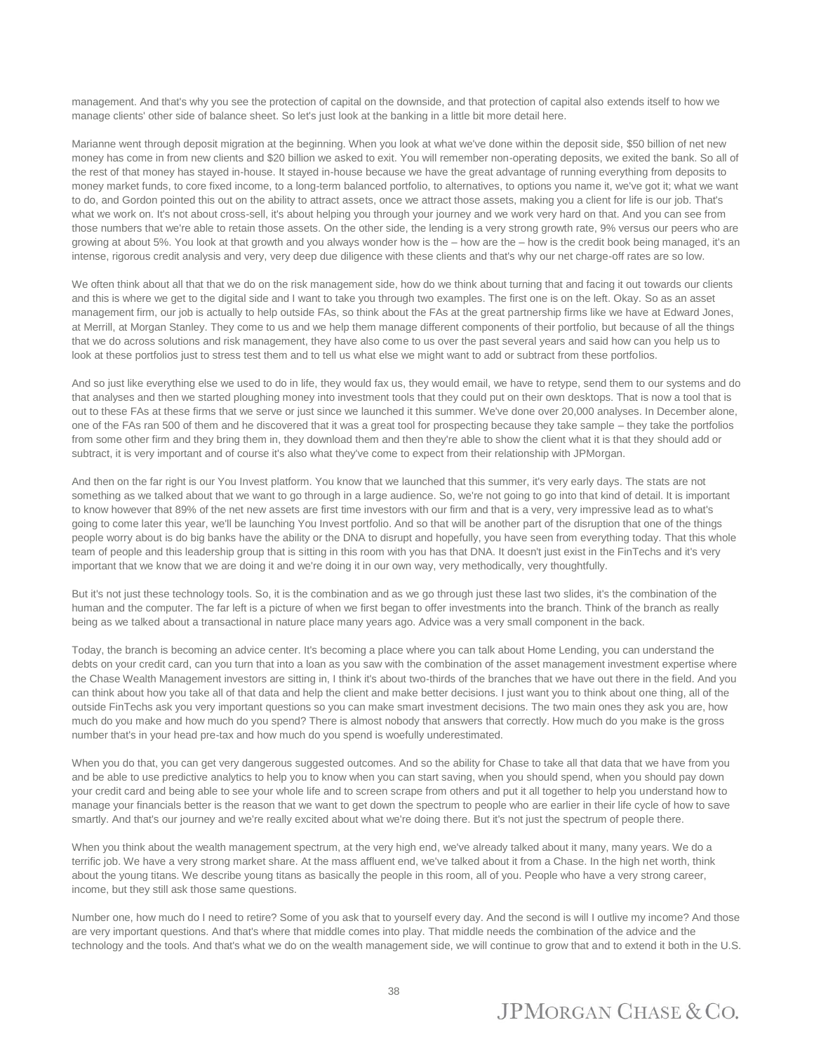management. And that's why you see the protection of capital on the downside, and that protection of capital also extends itself to how we manage clients' other side of balance sheet. So let's just look at the banking in a little bit more detail here.

Marianne went through deposit migration at the beginning. When you look at what we've done within the deposit side, $50 billion of net new money has come in from new clients and $20 billion we asked to exit. You will remember non-operating deposits, we exited the bank. So all of the rest of that money has stayed in-house. It stayed in-house because we have the great advantage of running everything from deposits to money market funds, to core fixed income, to a long-term balanced portfolio, to alternatives, to options you name it, we've got it; what we want to do, and Gordon pointed this out on the ability to attract assets, once we attract those assets, making you a client for life is our job. That's what we work on. It's not about cross-sell, it's about helping you through your journey and we work very hard on that. And you can see from those numbers that we're able to retain those assets. On the other side, the lending is a very strong growth rate, 9% versus our peers who are growing at about 5%. You look at that growth and you always wonder how is the – how are the – how is the credit book being managed, it's an intense, rigorous credit analysis and very, very deep due diligence with these clients and that's why our net charge-off rates are so low.

We often think about all that that we do on the risk management side, how do we think about turning that and facing it out towards our clients and this is where we get to the digital side and I want to take you through two examples. The first one is on the left. Okay. So as an asset management firm, our job is actually to help outside FAs, so think about the FAs at the great partnership firms like we have at Edward Jones, at Merrill, at Morgan Stanley. They come to us and we help them manage different components of their portfolio, but because of all the things that we do across solutions and risk management, they have also come to us over the past several years and said how can you help us to look at these portfolios just to stress test them and to tell us what else we might want to add or subtract from these portfolios.

And so just like everything else we used to do in life, they would fax us, they would email, we have to retype, send them to our systems and do that analyses and then we started ploughing money into investment tools that they could put on their own desktops. That is now a tool that is out to these FAs at these firms that we serve or just since we launched it this summer. We've done over 20,000 analyses. In December alone, one of the FAs ran 500 of them and he discovered that it was a great tool for prospecting because they take sample – they take the portfolios from some other firm and they bring them in, they download them and then they're able to show the client what it is that they should add or subtract, it is very important and of course it's also what they've come to expect from their relationship with JPMorgan.

And then on the far right is our You Invest platform. You know that we launched that this summer, it's very early days. The stats are not something as we talked about that we want to go through in a large audience. So, we're not going to go into that kind of detail. It is important to know however that 89% of the net new assets are first time investors with our firm and that is a very, very impressive lead as to what's going to come later this year, we'll be launching You Invest portfolio. And so that will be another part of the disruption that one of the things people worry about is do big banks have the ability or the DNA to disrupt and hopefully, you have seen from everything today. That this whole team of people and this leadership group that is sitting in this room with you has that DNA. It doesn't just exist in the FinTechs and it's very important that we know that we are doing it and we're doing it in our own way, very methodically, very thoughtfully.

But it's not just these technology tools. So, it is the combination and as we go through just these last two slides, it's the combination of the human and the computer. The far left is a picture of when we first began to offer investments into the branch. Think of the branch as really being as we talked about a transactional in nature place many years ago. Advice was a very small component in the back.

Today, the branch is becoming an advice center. It's becoming a place where you can talk about Home Lending, you can understand the debts on your credit card, can you turn that into a loan as you saw with the combination of the asset management investment expertise where the Chase Wealth Management investors are sitting in, I think it's about two-thirds of the branches that we have out there in the field. And you can think about how you take all of that data and help the client and make better decisions. I just want you to think about one thing, all of the outside FinTechs ask you very important questions so you can make smart investment decisions. The two main ones they ask you are, how much do you make and how much do you spend? There is almost nobody that answers that correctly. How much do you make is the gross number that's in your head pre-tax and how much do you spend is woefully underestimated.

When you do that, you can get very dangerous suggested outcomes. And so the ability for Chase to take all that data that we have from you and be able to use predictive analytics to help you to know when you can start saving, when you should spend, when you should pay down your credit card and being able to see your whole life and to screen scrape from others and put it all together to help you understand how to manage your financials better is the reason that we want to get down the spectrum to people who are earlier in their life cycle of how to save smartly. And that's our journey and we're really excited about what we're doing there. But it's not just the spectrum of people there.

When you think about the wealth management spectrum, at the very high end, we've already talked about it many, many years. We do a terrific job. We have a very strong market share. At the mass affluent end, we've talked about it from a Chase. In the high net worth, think about the young titans. We describe young titans as basically the people in this room, all of you. People who have a very strong career, income, but they still ask those same questions.

Number one, how much do I need to retire? Some of you ask that to yourself every day. And the second is will I outlive my income? And those are very important questions. And that's where that middle comes into play. That middle needs the combination of the advice and the technology and the tools. And that's what we do on the wealth management side, we will continue to grow that and to extend it both in the U.S.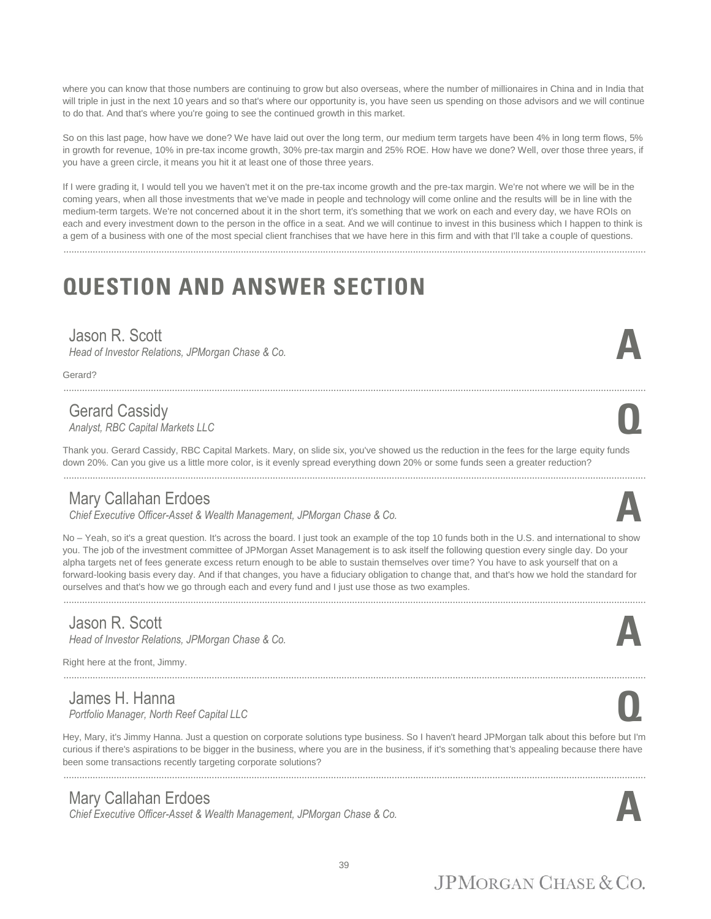where you can know that those numbers are continuing to grow but also overseas, where the number of millionaires in China and in India that will triple in just in the next 10 years and so that's where our opportunity is, you have seen us spending on those advisors and we will continue to do that. And that's where you're going to see the continued growth in this market.

So on this last page, how have we done? We have laid out over the long term, our medium term targets have been 4% in long term flows, 5% in growth for revenue, 10% in pre-tax income growth, 30% pre-tax margin and 25% ROE. How have we done? Well, over those three years, if you have a green circle, it means you hit it at least one of those three years.

If I were grading it, I would tell you we haven't met it on the pre-tax income growth and the pre-tax margin. We're not where we will be in the coming years, when all those investments that we've made in people and technology will come online and the results will be in line with the medium-term targets. We're not concerned about it in the short term, it's something that we work on each and every day, we have ROIs on each and every investment down to the person in the office in a seat. And we will continue to invest in this business which I happen to think is a gem of a business with one of the most special client franchises that we have here in this firm and with that I'll take a couple of questions.

# QUESTION AND ANSWER SECTION

## Jason R. Scott
*Head of Investor Relations, JPMorgan Chase & Co.*

**A**

Gerard?

## Gerard Cassidy
*Analyst, RBC Capital Markets LLC*

**Q**

Thank you. Gerard Cassidy, RBC Capital Markets. Mary, on slide six, you've showed us the reduction in the fees for the large equity funds down 20%. Can you give us a little more color, is it evenly spread everything down 20% or some funds seen a greater reduction?

## Mary Callahan Erdoes
*Chief Executive Officer-Asset & Wealth Management, JPMorgan Chase & Co.*

**A**

No – Yeah, so it's a great question. It's across the board. I just took an example of the top 10 funds both in the U.S. and international to show you. The job of the investment committee of JPMorgan Asset Management is to ask itself the following question every single day. Do your alpha targets net of fees generate excess return enough to be able to sustain themselves over time? You have to ask yourself that on a forward-looking basis every day. And if that changes, you have a fiduciary obligation to change that, and that's how we hold the standard for ourselves and that's how we go through each and every fund and I just use those as two examples.

## Jason R. Scott
*Head of Investor Relations, JPMorgan Chase & Co.*

**A**

Right here at the front, Jimmy.

## James H. Hanna
*Portfolio Manager, North Reef Capital LLC*

**Q**

Hey, Mary, it's Jimmy Hanna. Just a question on corporate solutions type business. So I haven't heard JPMorgan talk about this before but I'm curious if there's aspirations to be bigger in the business, where you are in the business, if it's something that's appealing because there have been some transactions recently targeting corporate solutions?

## Mary Callahan Erdoes
*Chief Executive Officer-Asset & Wealth Management, JPMorgan Chase & Co.*

**A**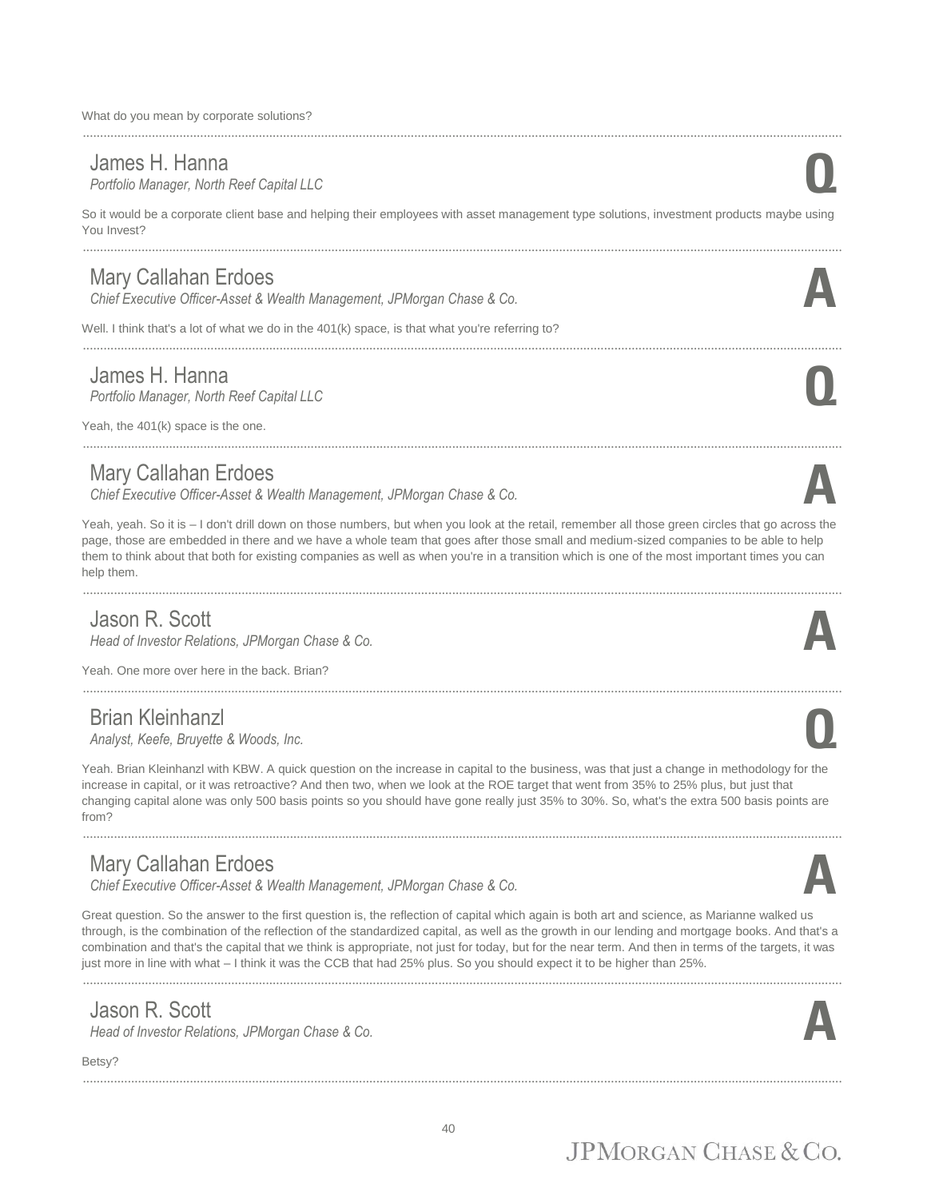What do you mean by corporate solutions?

---

**James H. Hanna**
*Portfolio Manager, North Reef Capital LLC* **Q**

So it would be a corporate client base and helping their employees with asset management type solutions, investment products maybe using You Invest?

---

**Mary Callahan Erdoes**
*Chief Executive Officer-Asset & Wealth Management, JPMorgan Chase & Co.* **A**

Well. I think that's a lot of what we do in the 401(k) space, is that what you're referring to?

---

**James H. Hanna**
*Portfolio Manager, North Reef Capital LLC* **Q**

Yeah, the 401(k) space is the one.

---

**Mary Callahan Erdoes**
*Chief Executive Officer-Asset & Wealth Management, JPMorgan Chase & Co.* **A**

Yeah, yeah. So it is – I don't drill down on those numbers, but when you look at the retail, remember all those green circles that go across the page, those are embedded in there and we have a whole team that goes after those small and medium-sized companies to be able to help them to think about that both for existing companies as well as when you're in a transition which is one of the most important times you can help them.

---

**Jason R. Scott**
*Head of Investor Relations, JPMorgan Chase & Co.* **A**

Yeah. One more over here in the back. Brian?

---

**Brian Kleinhanzl**
*Analyst, Keefe, Bruyette & Woods, Inc.* **Q**

Yeah. Brian Kleinhanzl with KBW. A quick question on the increase in capital to the business, was that just a change in methodology for the increase in capital, or it was retroactive? And then two, when we look at the ROE target that went from 35% to 25% plus, but just that changing capital alone was only 500 basis points so you should have gone really just 35% to 30%. So, what's the extra 500 basis points are from?

---

**Mary Callahan Erdoes**
*Chief Executive Officer-Asset & Wealth Management, JPMorgan Chase & Co.* **A**

Great question. So the answer to the first question is, the reflection of capital which again is both art and science, as Marianne walked us through, is the combination of the reflection of the standardized capital, as well as the growth in our lending and mortgage books. And that's a combination and that's the capital that we think is appropriate, not just for today, but for the near term. And then in terms of the targets, it was just more in line with what – I think it was the CCB that had 25% plus. So you should expect it to be higher than 25%.

---

**Jason R. Scott**
*Head of Investor Relations, JPMorgan Chase & Co.* **A**

Betsy?

---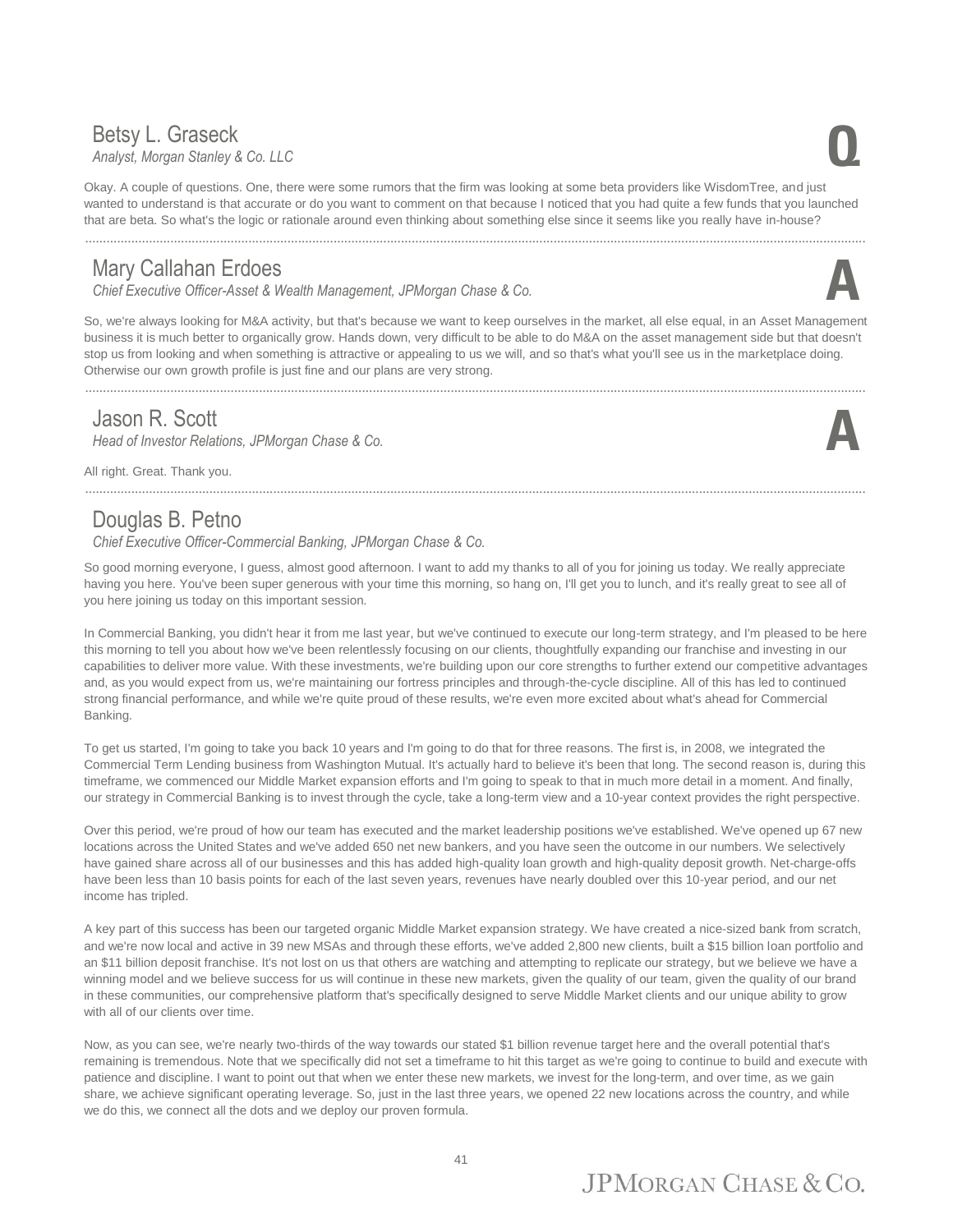## Betsy L. Graseck

*Analyst, Morgan Stanley & Co. LLC*

**Q**

Okay. A couple of questions. One, there were some rumors that the firm was looking at some beta providers like WisdomTree, and just wanted to understand is that accurate or do you want to comment on that because I noticed that you had quite a few funds that you launched that are beta. So what's the logic or rationale around even thinking about something else since it seems like you really have in-house?

---

## Mary Callahan Erdoes

*Chief Executive Officer-Asset & Wealth Management, JPMorgan Chase & Co.*

**A**

So, we're always looking for M&A activity, but that's because we want to keep ourselves in the market, all else equal, in an Asset Management business it is much better to organically grow. Hands down, very difficult to be able to do M&A on the asset management side but that doesn't stop us from looking and when something is attractive or appealing to us we will, and so that's what you'll see us in the marketplace doing. Otherwise our own growth profile is just fine and our plans are very strong.

---

## Jason R. Scott

*Head of Investor Relations, JPMorgan Chase & Co.*

**A**

All right. Great. Thank you.

---

## Douglas B. Petno

*Chief Executive Officer-Commercial Banking, JPMorgan Chase & Co.*

So good morning everyone, I guess, almost good afternoon. I want to add my thanks to all of you for joining us today. We really appreciate having you here. You've been super generous with your time this morning, so hang on, I'll get you to lunch, and it's really great to see all of you here joining us today on this important session.

In Commercial Banking, you didn't hear it from me last year, but we've continued to execute our long-term strategy, and I'm pleased to be here this morning to tell you about how we've been relentlessly focusing on our clients, thoughtfully expanding our franchise and investing in our capabilities to deliver more value. With these investments, we're building upon our core strengths to further extend our competitive advantages and, as you would expect from us, we're maintaining our fortress principles and through-the-cycle discipline. All of this has led to continued strong financial performance, and while we're quite proud of these results, we're even more excited about what's ahead for Commercial Banking.

To get us started, I'm going to take you back 10 years and I'm going to do that for three reasons. The first is, in 2008, we integrated the Commercial Term Lending business from Washington Mutual. It's actually hard to believe it's been that long. The second reason is, during this timeframe, we commenced our Middle Market expansion efforts and I'm going to speak to that in much more detail in a moment. And finally, our strategy in Commercial Banking is to invest through the cycle, take a long-term view and a 10-year context provides the right perspective.

Over this period, we're proud of how our team has executed and the market leadership positions we've established. We've opened up 67 new locations across the United States and we've added 650 net new bankers, and you have seen the outcome in our numbers. We selectively have gained share across all of our businesses and this has added high-quality loan growth and high-quality deposit growth. Net-charge-offs have been less than 10 basis points for each of the last seven years, revenues have nearly doubled over this 10-year period, and our net income has tripled.

A key part of this success has been our targeted organic Middle Market expansion strategy. We have created a nice-sized bank from scratch, and we're now local and active in 39 new MSAs and through these efforts, we've added 2,800 new clients, built a $15 billion loan portfolio and an $11 billion deposit franchise. It's not lost on us that others are watching and attempting to replicate our strategy, but we believe we have a winning model and we believe success for us will continue in these new markets, given the quality of our team, given the quality of our brand in these communities, our comprehensive platform that's specifically designed to serve Middle Market clients and our unique ability to grow with all of our clients over time.

Now, as you can see, we're nearly two-thirds of the way towards our stated $1 billion revenue target here and the overall potential that's remaining is tremendous. Note that we specifically did not set a timeframe to hit this target as we're going to continue to build and execute with patience and discipline. I want to point out that when we enter these new markets, we invest for the long-term, and over time, as we gain share, we achieve significant operating leverage. So, just in the last three years, we opened 22 new locations across the country, and while we do this, we connect all the dots and we deploy our proven formula.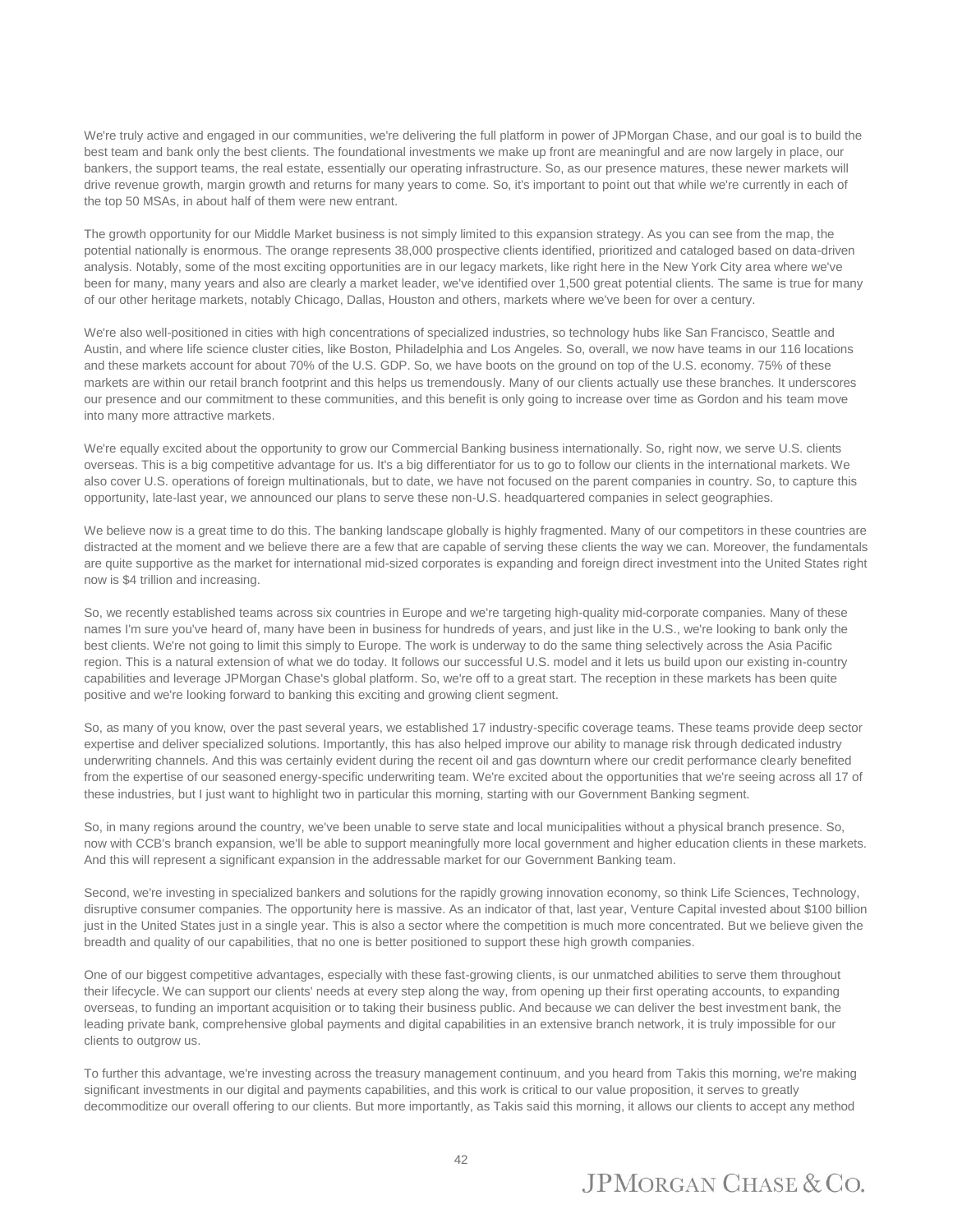We're truly active and engaged in our communities, we're delivering the full platform in power of JPMorgan Chase, and our goal is to build the best team and bank only the best clients. The foundational investments we make up front are meaningful and are now largely in place, our bankers, the support teams, the real estate, essentially our operating infrastructure. So, as our presence matures, these newer markets will drive revenue growth, margin growth and returns for many years to come. So, it's important to point out that while we're currently in each of the top 50 MSAs, in about half of them were new entrant.

The growth opportunity for our Middle Market business is not simply limited to this expansion strategy. As you can see from the map, the potential nationally is enormous. The orange represents 38,000 prospective clients identified, prioritized and cataloged based on data-driven analysis. Notably, some of the most exciting opportunities are in our legacy markets, like right here in the New York City area where we've been for many, many years and also are clearly a market leader, we've identified over 1,500 great potential clients. The same is true for many of our other heritage markets, notably Chicago, Dallas, Houston and others, markets where we've been for over a century.

We're also well-positioned in cities with high concentrations of specialized industries, so technology hubs like San Francisco, Seattle and Austin, and where life science cluster cities, like Boston, Philadelphia and Los Angeles. So, overall, we now have teams in our 116 locations and these markets account for about 70% of the U.S. GDP. So, we have boots on the ground on top of the U.S. economy. 75% of these markets are within our retail branch footprint and this helps us tremendously. Many of our clients actually use these branches. It underscores our presence and our commitment to these communities, and this benefit is only going to increase over time as Gordon and his team move into many more attractive markets.

We're equally excited about the opportunity to grow our Commercial Banking business internationally. So, right now, we serve U.S. clients overseas. This is a big competitive advantage for us. It's a big differentiator for us to go to follow our clients in the international markets. We also cover U.S. operations of foreign multinationals, but to date, we have not focused on the parent companies in country. So, to capture this opportunity, late-last year, we announced our plans to serve these non-U.S. headquartered companies in select geographies.

We believe now is a great time to do this. The banking landscape globally is highly fragmented. Many of our competitors in these countries are distracted at the moment and we believe there are a few that are capable of serving these clients the way we can. Moreover, the fundamentals are quite supportive as the market for international mid-sized corporates is expanding and foreign direct investment into the United States right now is $4 trillion and increasing.

So, we recently established teams across six countries in Europe and we're targeting high-quality mid-corporate companies. Many of these names I'm sure you've heard of, many have been in business for hundreds of years, and just like in the U.S., we're looking to bank only the best clients. We're not going to limit this simply to Europe. The work is underway to do the same thing selectively across the Asia Pacific region. This is a natural extension of what we do today. It follows our successful U.S. model and it lets us build upon our existing in-country capabilities and leverage JPMorgan Chase's global platform. So, we're off to a great start. The reception in these markets has been quite positive and we're looking forward to banking this exciting and growing client segment.

So, as many of you know, over the past several years, we established 17 industry-specific coverage teams. These teams provide deep sector expertise and deliver specialized solutions. Importantly, this has also helped improve our ability to manage risk through dedicated industry underwriting channels. And this was certainly evident during the recent oil and gas downturn where our credit performance clearly benefited from the expertise of our seasoned energy-specific underwriting team. We're excited about the opportunities that we're seeing across all 17 of these industries, but I just want to highlight two in particular this morning, starting with our Government Banking segment.

So, in many regions around the country, we've been unable to serve state and local municipalities without a physical branch presence. So, now with CCB's branch expansion, we'll be able to support meaningfully more local government and higher education clients in these markets. And this will represent a significant expansion in the addressable market for our Government Banking team.

Second, we're investing in specialized bankers and solutions for the rapidly growing innovation economy, so think Life Sciences, Technology, disruptive consumer companies. The opportunity here is massive. As an indicator of that, last year, Venture Capital invested about $100 billion just in the United States just in a single year. This is also a sector where the competition is much more concentrated. But we believe given the breadth and quality of our capabilities, that no one is better positioned to support these high growth companies.

One of our biggest competitive advantages, especially with these fast-growing clients, is our unmatched abilities to serve them throughout their lifecycle. We can support our clients' needs at every step along the way, from opening up their first operating accounts, to expanding overseas, to funding an important acquisition or to taking their business public. And because we can deliver the best investment bank, the leading private bank, comprehensive global payments and digital capabilities in an extensive branch network, it is truly impossible for our clients to outgrow us.

To further this advantage, we're investing across the treasury management continuum, and you heard from Takis this morning, we're making significant investments in our digital and payments capabilities, and this work is critical to our value proposition, it serves to greatly decommoditize our overall offering to our clients. But more importantly, as Takis said this morning, it allows our clients to accept any method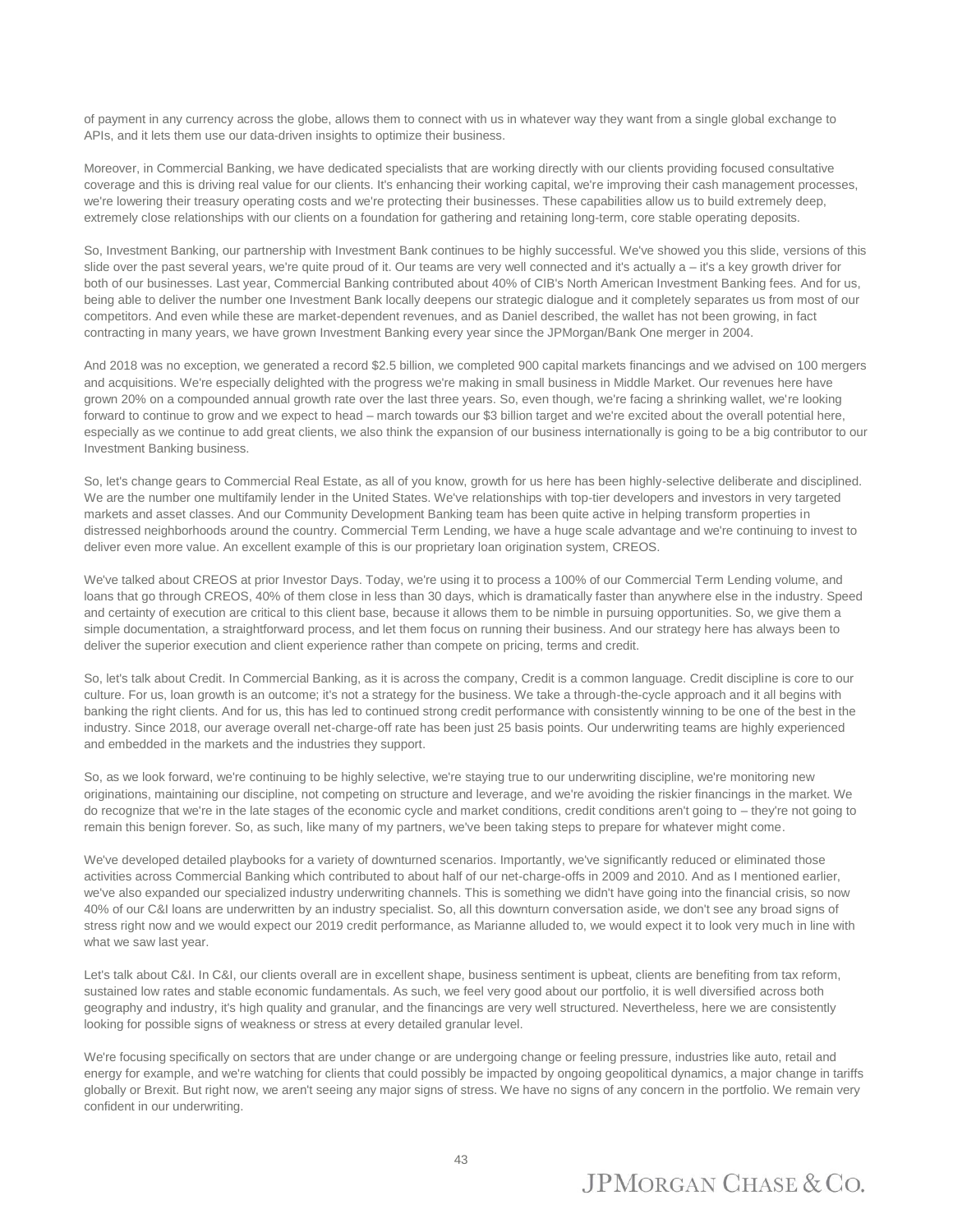of payment in any currency across the globe, allows them to connect with us in whatever way they want from a single global exchange to APIs, and it lets them use our data-driven insights to optimize their business.

Moreover, in Commercial Banking, we have dedicated specialists that are working directly with our clients providing focused consultative coverage and this is driving real value for our clients. It's enhancing their working capital, we're improving their cash management processes, we're lowering their treasury operating costs and we're protecting their businesses. These capabilities allow us to build extremely deep, extremely close relationships with our clients on a foundation for gathering and retaining long-term, core stable operating deposits.

So, Investment Banking, our partnership with Investment Bank continues to be highly successful. We've showed you this slide, versions of this slide over the past several years, we're quite proud of it. Our teams are very well connected and it's actually a – it's a key growth driver for both of our businesses. Last year, Commercial Banking contributed about 40% of CIB's North American Investment Banking fees. And for us, being able to deliver the number one Investment Bank locally deepens our strategic dialogue and it completely separates us from most of our competitors. And even while these are market-dependent revenues, and as Daniel described, the wallet has not been growing, in fact contracting in many years, we have grown Investment Banking every year since the JPMorgan/Bank One merger in 2004.

And 2018 was no exception, we generated a record $2.5 billion, we completed 900 capital markets financings and we advised on 100 mergers and acquisitions. We're especially delighted with the progress we're making in small business in Middle Market. Our revenues here have grown 20% on a compounded annual growth rate over the last three years. So, even though, we're facing a shrinking wallet, we're looking forward to continue to grow and we expect to head – march towards our $3 billion target and we're excited about the overall potential here, especially as we continue to add great clients, we also think the expansion of our business internationally is going to be a big contributor to our Investment Banking business.

So, let's change gears to Commercial Real Estate, as all of you know, growth for us here has been highly-selective deliberate and disciplined. We are the number one multifamily lender in the United States. We've relationships with top-tier developers and investors in very targeted markets and asset classes. And our Community Development Banking team has been quite active in helping transform properties in distressed neighborhoods around the country. Commercial Term Lending, we have a huge scale advantage and we're continuing to invest to deliver even more value. An excellent example of this is our proprietary loan origination system, CREOS.

We've talked about CREOS at prior Investor Days. Today, we're using it to process a 100% of our Commercial Term Lending volume, and loans that go through CREOS, 40% of them close in less than 30 days, which is dramatically faster than anywhere else in the industry. Speed and certainty of execution are critical to this client base, because it allows them to be nimble in pursuing opportunities. So, we give them a simple documentation, a straightforward process, and let them focus on running their business. And our strategy here has always been to deliver the superior execution and client experience rather than compete on pricing, terms and credit.

So, let's talk about Credit. In Commercial Banking, as it is across the company, Credit is a common language. Credit discipline is core to our culture. For us, loan growth is an outcome; it's not a strategy for the business. We take a through-the-cycle approach and it all begins with banking the right clients. And for us, this has led to continued strong credit performance with consistently winning to be one of the best in the industry. Since 2018, our average overall net-charge-off rate has been just 25 basis points. Our underwriting teams are highly experienced and embedded in the markets and the industries they support.

So, as we look forward, we're continuing to be highly selective, we're staying true to our underwriting discipline, we're monitoring new originations, maintaining our discipline, not competing on structure and leverage, and we're avoiding the riskier financings in the market. We do recognize that we're in the late stages of the economic cycle and market conditions, credit conditions aren't going to – they're not going to remain this benign forever. So, as such, like many of my partners, we've been taking steps to prepare for whatever might come.

We've developed detailed playbooks for a variety of downturned scenarios. Importantly, we've significantly reduced or eliminated those activities across Commercial Banking which contributed to about half of our net-charge-offs in 2009 and 2010. And as I mentioned earlier, we've also expanded our specialized industry underwriting channels. This is something we didn't have going into the financial crisis, so now 40% of our C&I loans are underwritten by an industry specialist. So, all this downturn conversation aside, we don't see any broad signs of stress right now and we would expect our 2019 credit performance, as Marianne alluded to, we would expect it to look very much in line with what we saw last year.

Let's talk about C&I. In C&I, our clients overall are in excellent shape, business sentiment is upbeat, clients are benefiting from tax reform, sustained low rates and stable economic fundamentals. As such, we feel very good about our portfolio, it is well diversified across both geography and industry, it's high quality and granular, and the financings are very well structured. Nevertheless, here we are consistently looking for possible signs of weakness or stress at every detailed granular level.

We're focusing specifically on sectors that are under change or are undergoing change or feeling pressure, industries like auto, retail and energy for example, and we're watching for clients that could possibly be impacted by ongoing geopolitical dynamics, a major change in tariffs globally or Brexit. But right now, we aren't seeing any major signs of stress. We have no signs of any concern in the portfolio. We remain very confident in our underwriting.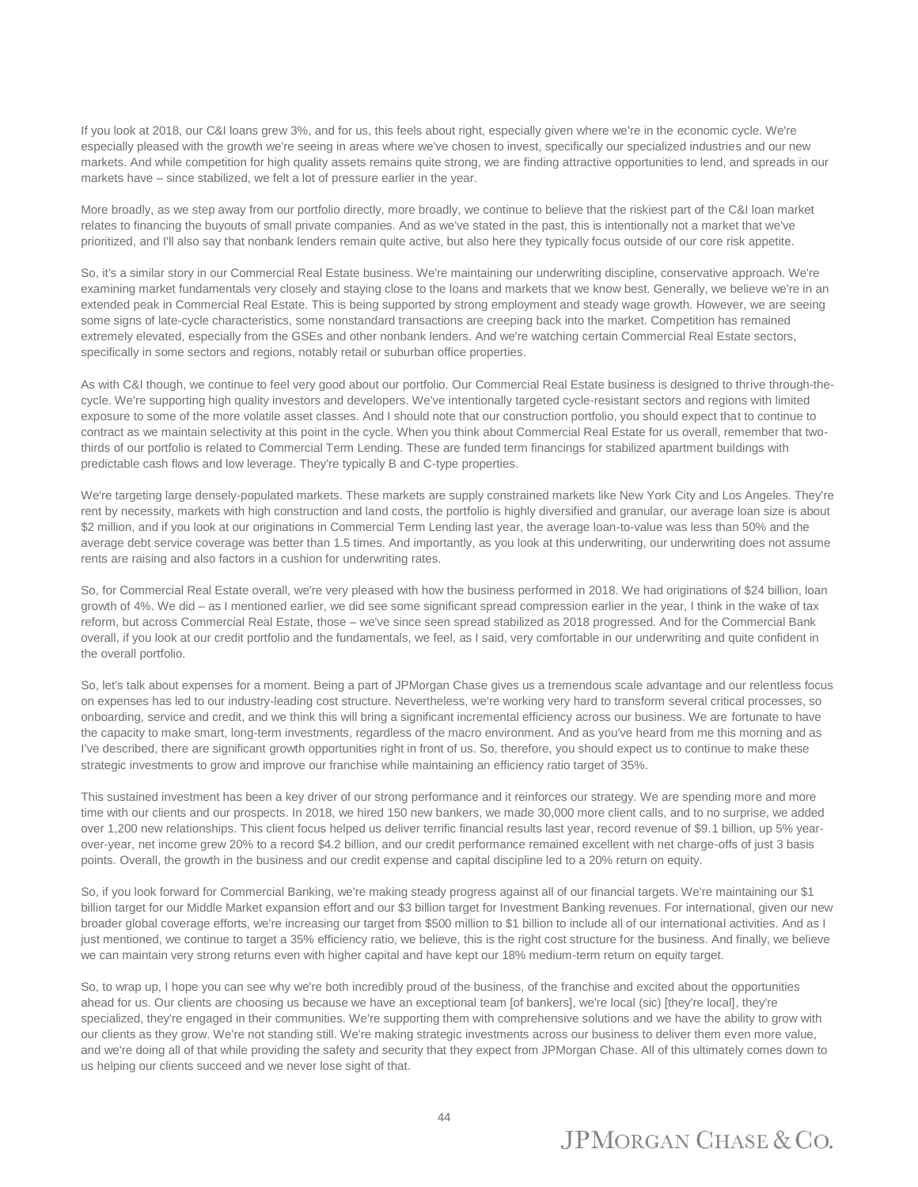If you look at 2018, our C&I loans grew 3%, and for us, this feels about right, especially given where we're in the economic cycle. We're especially pleased with the growth we're seeing in areas where we've chosen to invest, specifically our specialized industries and our new markets. And while competition for high quality assets remains quite strong, we are finding attractive opportunities to lend, and spreads in our markets have – since stabilized, we felt a lot of pressure earlier in the year.

More broadly, as we step away from our portfolio directly, more broadly, we continue to believe that the riskiest part of the C&I loan market relates to financing the buyouts of small private companies. And as we've stated in the past, this is intentionally not a market that we've prioritized, and I'll also say that nonbank lenders remain quite active, but also here they typically focus outside of our core risk appetite.

So, it's a similar story in our Commercial Real Estate business. We're maintaining our underwriting discipline, conservative approach. We're examining market fundamentals very closely and staying close to the loans and markets that we know best. Generally, we believe we're in an extended peak in Commercial Real Estate. This is being supported by strong employment and steady wage growth. However, we are seeing some signs of late-cycle characteristics, some nonstandard transactions are creeping back into the market. Competition has remained extremely elevated, especially from the GSEs and other nonbank lenders. And we're watching certain Commercial Real Estate sectors, specifically in some sectors and regions, notably retail or suburban office properties.

As with C&I though, we continue to feel very good about our portfolio. Our Commercial Real Estate business is designed to thrive through-the-cycle. We're supporting high quality investors and developers. We've intentionally targeted cycle-resistant sectors and regions with limited exposure to some of the more volatile asset classes. And I should note that our construction portfolio, you should expect that to continue to contract as we maintain selectivity at this point in the cycle. When you think about Commercial Real Estate for us overall, remember that two-thirds of our portfolio is related to Commercial Term Lending. These are funded term financings for stabilized apartment buildings with predictable cash flows and low leverage. They're typically B and C-type properties.

We're targeting large densely-populated markets. These markets are supply constrained markets like New York City and Los Angeles. They're rent by necessity, markets with high construction and land costs, the portfolio is highly diversified and granular, our average loan size is about $2 million, and if you look at our originations in Commercial Term Lending last year, the average loan-to-value was less than 50% and the average debt service coverage was better than 1.5 times. And importantly, as you look at this underwriting, our underwriting does not assume rents are raising and also factors in a cushion for underwriting rates.

So, for Commercial Real Estate overall, we're very pleased with how the business performed in 2018. We had originations of $24 billion, loan growth of 4%. We did – as I mentioned earlier, we did see some significant spread compression earlier in the year, I think in the wake of tax reform, but across Commercial Real Estate, those – we've since seen spread stabilized as 2018 progressed. And for the Commercial Bank overall, if you look at our credit portfolio and the fundamentals, we feel, as I said, very comfortable in our underwriting and quite confident in the overall portfolio.

So, let's talk about expenses for a moment. Being a part of JPMorgan Chase gives us a tremendous scale advantage and our relentless focus on expenses has led to our industry-leading cost structure. Nevertheless, we're working very hard to transform several critical processes, so onboarding, service and credit, and we think this will bring a significant incremental efficiency across our business. We are fortunate to have the capacity to make smart, long-term investments, regardless of the macro environment. And as you've heard from me this morning and as I've described, there are significant growth opportunities right in front of us. So, therefore, you should expect us to continue to make these strategic investments to grow and improve our franchise while maintaining an efficiency ratio target of 35%.

This sustained investment has been a key driver of our strong performance and it reinforces our strategy. We are spending more and more time with our clients and our prospects. In 2018, we hired 150 new bankers, we made 30,000 more client calls, and to no surprise, we added over 1,200 new relationships. This client focus helped us deliver terrific financial results last year, record revenue of $9.1 billion, up 5% year-over-year, net income grew 20% to a record $4.2 billion, and our credit performance remained excellent with net charge-offs of just 3 basis points. Overall, the growth in the business and our credit expense and capital discipline led to a 20% return on equity.

So, if you look forward for Commercial Banking, we're making steady progress against all of our financial targets. We're maintaining our $1 billion target for our Middle Market expansion effort and our $3 billion target for Investment Banking revenues. For international, given our new broader global coverage efforts, we're increasing our target from $500 million to $1 billion to include all of our international activities. And as I just mentioned, we continue to target a 35% efficiency ratio, we believe, this is the right cost structure for the business. And finally, we believe we can maintain very strong returns even with higher capital and have kept our 18% medium-term return on equity target.

So, to wrap up, I hope you can see why we're both incredibly proud of the business, of the franchise and excited about the opportunities ahead for us. Our clients are choosing us because we have an exceptional team [of bankers], we're local (sic) [they're local], they're specialized, they're engaged in their communities. We're supporting them with comprehensive solutions and we have the ability to grow with our clients as they grow. We're not standing still. We're making strategic investments across our business to deliver them even more value, and we're doing all of that while providing the safety and security that they expect from JPMorgan Chase. All of this ultimately comes down to us helping our clients succeed and we never lose sight of that.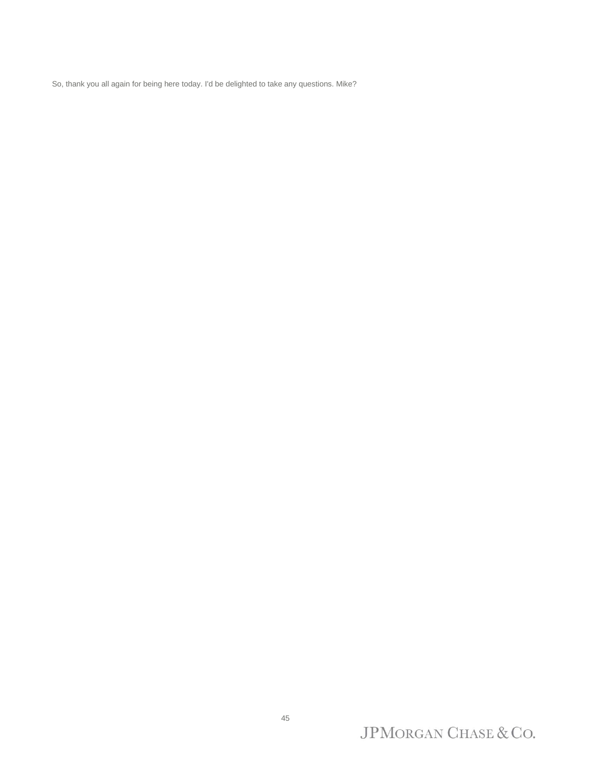So, thank you all again for being here today. I'd be delighted to take any questions. Mike?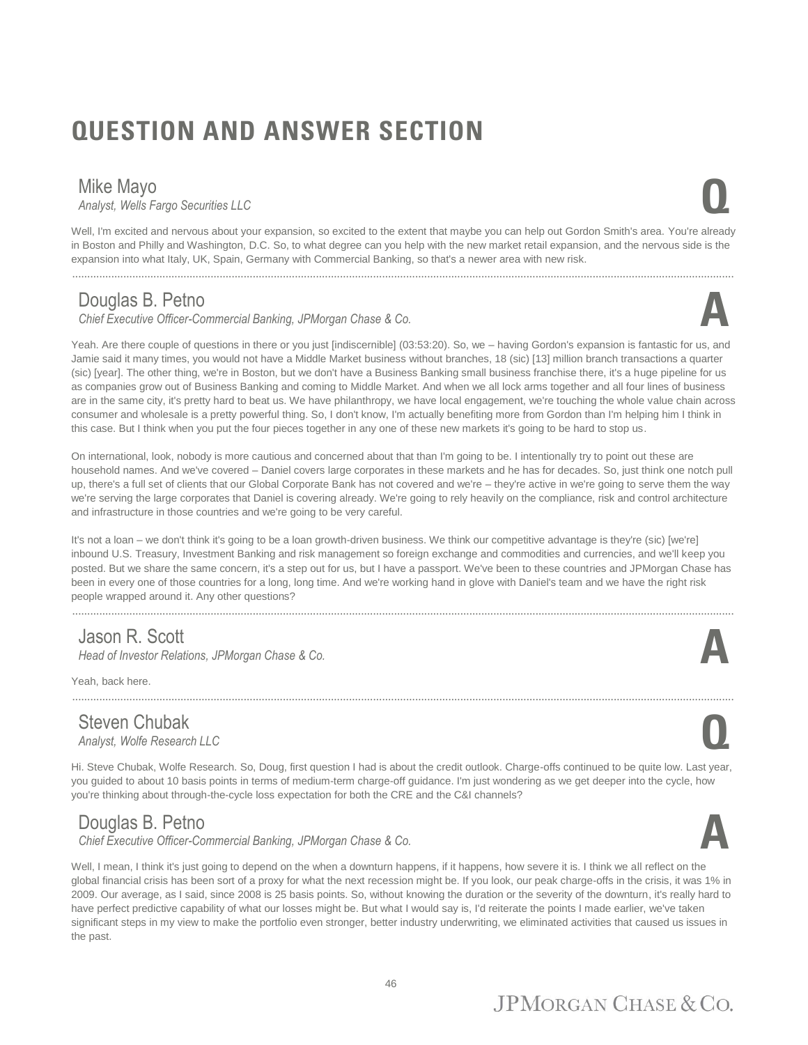# QUESTION AND ANSWER SECTION

**Mike Mayo**
*Analyst, Wells Fargo Securities LLC* **Q**

Well, I'm excited and nervous about your expansion, so excited to the extent that maybe you can help out Gordon Smith's area. You're already in Boston and Philly and Washington, D.C. So, to what degree can you help with the new market retail expansion, and the nervous side is the expansion into what Italy, UK, Spain, Germany with Commercial Banking, so that's a newer area with new risk.

---

**Douglas B. Petno**
*Chief Executive Officer-Commercial Banking, JPMorgan Chase & Co.* **A**

Yeah. Are there couple of questions in there or you just [indiscernible] (03:53:20). So, we – having Gordon's expansion is fantastic for us, and Jamie said it many times, you would not have a Middle Market business without branches, 18 (sic) [13] million branch transactions a quarter (sic) [year]. The other thing, we're in Boston, but we don't have a Business Banking small business franchise there, it's a huge pipeline for us as companies grow out of Business Banking and coming to Middle Market. And when we all lock arms together and all four lines of business are in the same city, it's pretty hard to beat us. We have philanthropy, we have local engagement, we're touching the whole value chain across consumer and wholesale is a pretty powerful thing. So, I don't know, I'm actually benefiting more from Gordon than I'm helping him I think in this case. But I think when you put the four pieces together in any one of these new markets it's going to be hard to stop us.

On international, look, nobody is more cautious and concerned about that than I'm going to be. I intentionally try to point out these are household names. And we've covered – Daniel covers large corporates in these markets and he has for decades. So, just think one notch pull up, there's a full set of clients that our Global Corporate Bank has not covered and we're – they're active in we're going to serve them the way we're serving the large corporates that Daniel is covering already. We're going to rely heavily on the compliance, risk and control architecture and infrastructure in those countries and we're going to be very careful.

It's not a loan – we don't think it's going to be a loan growth-driven business. We think our competitive advantage is they're (sic) [we're] inbound U.S. Treasury, Investment Banking and risk management so foreign exchange and commodities and currencies, and we'll keep you posted. But we share the same concern, it's a step out for us, but I have a passport. We've been to these countries and JPMorgan Chase has been in every one of those countries for a long, long time. And we're working hand in glove with Daniel's team and we have the right risk people wrapped around it. Any other questions?

---

**Jason R. Scott**
*Head of Investor Relations, JPMorgan Chase & Co.* **A**

Yeah, back here.

---

**Steven Chubak**
*Analyst, Wolfe Research LLC* **Q**

Hi. Steve Chubak, Wolfe Research. So, Doug, first question I had is about the credit outlook. Charge-offs continued to be quite low. Last year, you guided to about 10 basis points in terms of medium-term charge-off guidance. I'm just wondering as we get deeper into the cycle, how you're thinking about through-the-cycle loss expectation for both the CRE and the C&I channels?

**Douglas B. Petno**
*Chief Executive Officer-Commercial Banking, JPMorgan Chase & Co.* **A**

Well, I mean, I think it's just going to depend on the when a downturn happens, if it happens, how severe it is. I think we all reflect on the global financial crisis has been sort of a proxy for what the next recession might be. If you look, our peak charge-offs in the crisis, it was 1% in 2009. Our average, as I said, since 2008 is 25 basis points. So, without knowing the duration or the severity of the downturn, it's really hard to have perfect predictive capability of what our losses might be. But what I would say is, I'd reiterate the points I made earlier, we've taken significant steps in my view to make the portfolio even stronger, better industry underwriting, we eliminated activities that caused us issues in the past.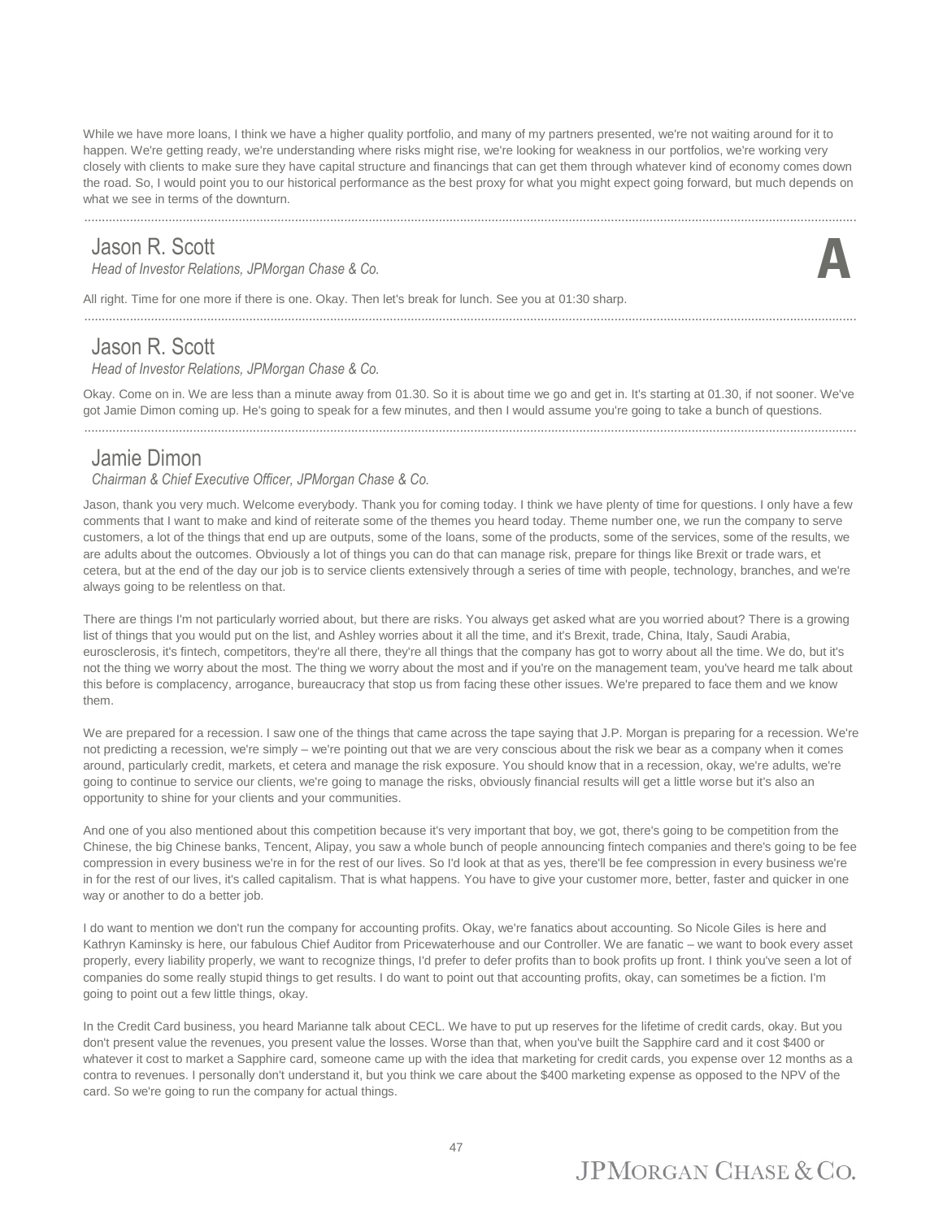While we have more loans, I think we have a higher quality portfolio, and many of my partners presented, we're not waiting around for it to happen. We're getting ready, we're understanding where risks might rise, we're looking for weakness in our portfolios, we're working very closely with clients to make sure they have capital structure and financings that can get them through whatever kind of economy comes down the road. So, I would point you to our historical performance as the best proxy for what you might expect going forward, but much depends on what we see in terms of the downturn.

---

## Jason R. Scott

*Head of Investor Relations, JPMorgan Chase & Co.*

**A**

All right. Time for one more if there is one. Okay. Then let's break for lunch. See you at 01:30 sharp.

---

## Jason R. Scott

*Head of Investor Relations, JPMorgan Chase & Co.*

Okay. Come on in. We are less than a minute away from 01.30. So it is about time we go and get in. It's starting at 01.30, if not sooner. We've got Jamie Dimon coming up. He's going to speak for a few minutes, and then I would assume you're going to take a bunch of questions.

---

## Jamie Dimon

*Chairman & Chief Executive Officer, JPMorgan Chase & Co.*

Jason, thank you very much. Welcome everybody. Thank you for coming today. I think we have plenty of time for questions. I only have a few comments that I want to make and kind of reiterate some of the themes you heard today. Theme number one, we run the company to serve customers, a lot of the things that end up are outputs, some of the loans, some of the products, some of the services, some of the results, we are adults about the outcomes. Obviously a lot of things you can do that can manage risk, prepare for things like Brexit or trade wars, et cetera, but at the end of the day our job is to service clients extensively through a series of time with people, technology, branches, and we're always going to be relentless on that.

There are things I'm not particularly worried about, but there are risks. You always get asked what are you worried about? There is a growing list of things that you would put on the list, and Ashley worries about it all the time, and it's Brexit, trade, China, Italy, Saudi Arabia, eurosclerosis, it's fintech, competitors, they're all there, they're all things that the company has got to worry about all the time. We do, but it's not the thing we worry about the most. The thing we worry about the most and if you're on the management team, you've heard me talk about this before is complacency, arrogance, bureaucracy that stop us from facing these other issues. We're prepared to face them and we know them.

We are prepared for a recession. I saw one of the things that came across the tape saying that J.P. Morgan is preparing for a recession. We're not predicting a recession, we're simply – we're pointing out that we are very conscious about the risk we bear as a company when it comes around, particularly credit, markets, et cetera and manage the risk exposure. You should know that in a recession, okay, we're adults, we're going to continue to service our clients, we're going to manage the risks, obviously financial results will get a little worse but it's also an opportunity to shine for your clients and your communities.

And one of you also mentioned about this competition because it's very important that boy, we got, there's going to be competition from the Chinese, the big Chinese banks, Tencent, Alipay, you saw a whole bunch of people announcing fintech companies and there's going to be fee compression in every business we're in for the rest of our lives. So I'd look at that as yes, there'll be fee compression in every business we're in for the rest of our lives, it's called capitalism. That is what happens. You have to give your customer more, better, faster and quicker in one way or another to do a better job.

I do want to mention we don't run the company for accounting profits. Okay, we're fanatics about accounting. So Nicole Giles is here and Kathryn Kaminsky is here, our fabulous Chief Auditor from Pricewaterhouse and our Controller. We are fanatic – we want to book every asset properly, every liability properly, we want to recognize things, I'd prefer to defer profits than to book profits up front. I think you've seen a lot of companies do some really stupid things to get results. I do want to point out that accounting profits, okay, can sometimes be a fiction. I'm going to point out a few little things, okay.

In the Credit Card business, you heard Marianne talk about CECL. We have to put up reserves for the lifetime of credit cards, okay. But you don't present value the revenues, you present value the losses. Worse than that, when you've built the Sapphire card and it cost $400 or whatever it cost to market a Sapphire card, someone came up with the idea that marketing for credit cards, you expense over 12 months as a contra to revenues. I personally don't understand it, but you think we care about the $400 marketing expense as opposed to the NPV of the card. So we're going to run the company for actual things.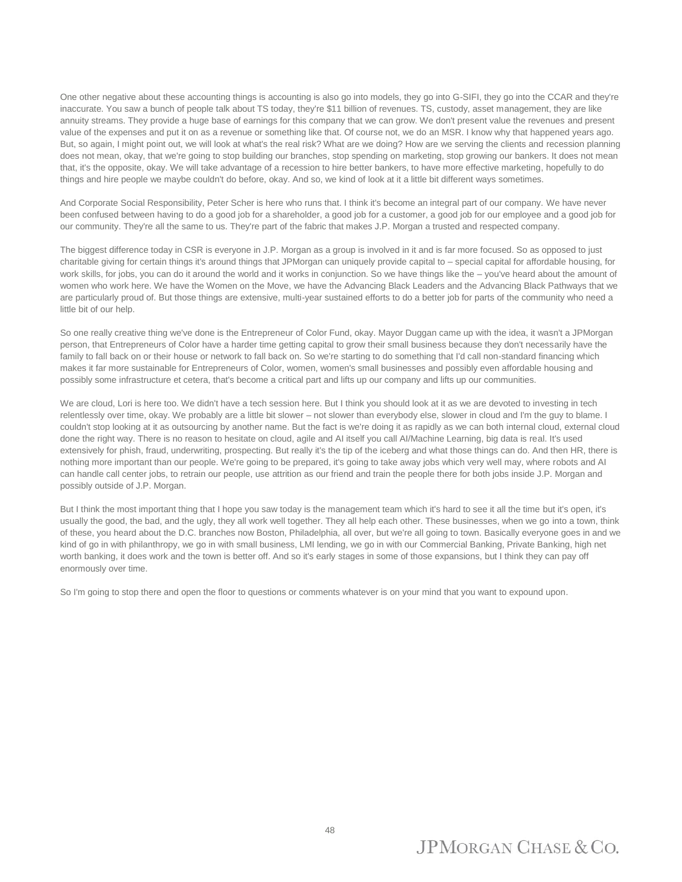One other negative about these accounting things is accounting is also go into models, they go into G-SIFI, they go into the CCAR and they're inaccurate. You saw a bunch of people talk about TS today, they're $11 billion of revenues. TS, custody, asset management, they are like annuity streams. They provide a huge base of earnings for this company that we can grow. We don't present value the revenues and present value of the expenses and put it on as a revenue or something like that. Of course not, we do an MSR. I know why that happened years ago. But, so again, I might point out, we will look at what's the real risk? What are we doing? How are we serving the clients and recession planning does not mean, okay, that we're going to stop building our branches, stop spending on marketing, stop growing our bankers. It does not mean that, it's the opposite, okay. We will take advantage of a recession to hire better bankers, to have more effective marketing, hopefully to do things and hire people we maybe couldn't do before, okay. And so, we kind of look at it a little bit different ways sometimes.

And Corporate Social Responsibility, Peter Scher is here who runs that. I think it's become an integral part of our company. We have never been confused between having to do a good job for a shareholder, a good job for a customer, a good job for our employee and a good job for our community. They're all the same to us. They're part of the fabric that makes J.P. Morgan a trusted and respected company.

The biggest difference today in CSR is everyone in J.P. Morgan as a group is involved in it and is far more focused. So as opposed to just charitable giving for certain things it's around things that JPMorgan can uniquely provide capital to – special capital for affordable housing, for work skills, for jobs, you can do it around the world and it works in conjunction. So we have things like the – you've heard about the amount of women who work here. We have the Women on the Move, we have the Advancing Black Leaders and the Advancing Black Pathways that we are particularly proud of. But those things are extensive, multi-year sustained efforts to do a better job for parts of the community who need a little bit of our help.

So one really creative thing we've done is the Entrepreneur of Color Fund, okay. Mayor Duggan came up with the idea, it wasn't a JPMorgan person, that Entrepreneurs of Color have a harder time getting capital to grow their small business because they don't necessarily have the family to fall back on or their house or network to fall back on. So we're starting to do something that I'd call non-standard financing which makes it far more sustainable for Entrepreneurs of Color, women, women's small businesses and possibly even affordable housing and possibly some infrastructure et cetera, that's become a critical part and lifts up our company and lifts up our communities.

We are cloud, Lori is here too. We didn't have a tech session here. But I think you should look at it as we are devoted to investing in tech relentlessly over time, okay. We probably are a little bit slower – not slower than everybody else, slower in cloud and I'm the guy to blame. I couldn't stop looking at it as outsourcing by another name. But the fact is we're doing it as rapidly as we can both internal cloud, external cloud done the right way. There is no reason to hesitate on cloud, agile and AI itself you call AI/Machine Learning, big data is real. It's used extensively for phish, fraud, underwriting, prospecting. But really it's the tip of the iceberg and what those things can do. And then HR, there is nothing more important than our people. We're going to be prepared, it's going to take away jobs which very well may, where robots and AI can handle call center jobs, to retrain our people, use attrition as our friend and train the people there for both jobs inside J.P. Morgan and possibly outside of J.P. Morgan.

But I think the most important thing that I hope you saw today is the management team which it's hard to see it all the time but it's open, it's usually the good, the bad, and the ugly, they all work well together. They all help each other. These businesses, when we go into a town, think of these, you heard about the D.C. branches now Boston, Philadelphia, all over, but we're all going to town. Basically everyone goes in and we kind of go in with philanthropy, we go in with small business, LMI lending, we go in with our Commercial Banking, Private Banking, high net worth banking, it does work and the town is better off. And so it's early stages in some of those expansions, but I think they can pay off enormously over time.

So I'm going to stop there and open the floor to questions or comments whatever is on your mind that you want to expound upon.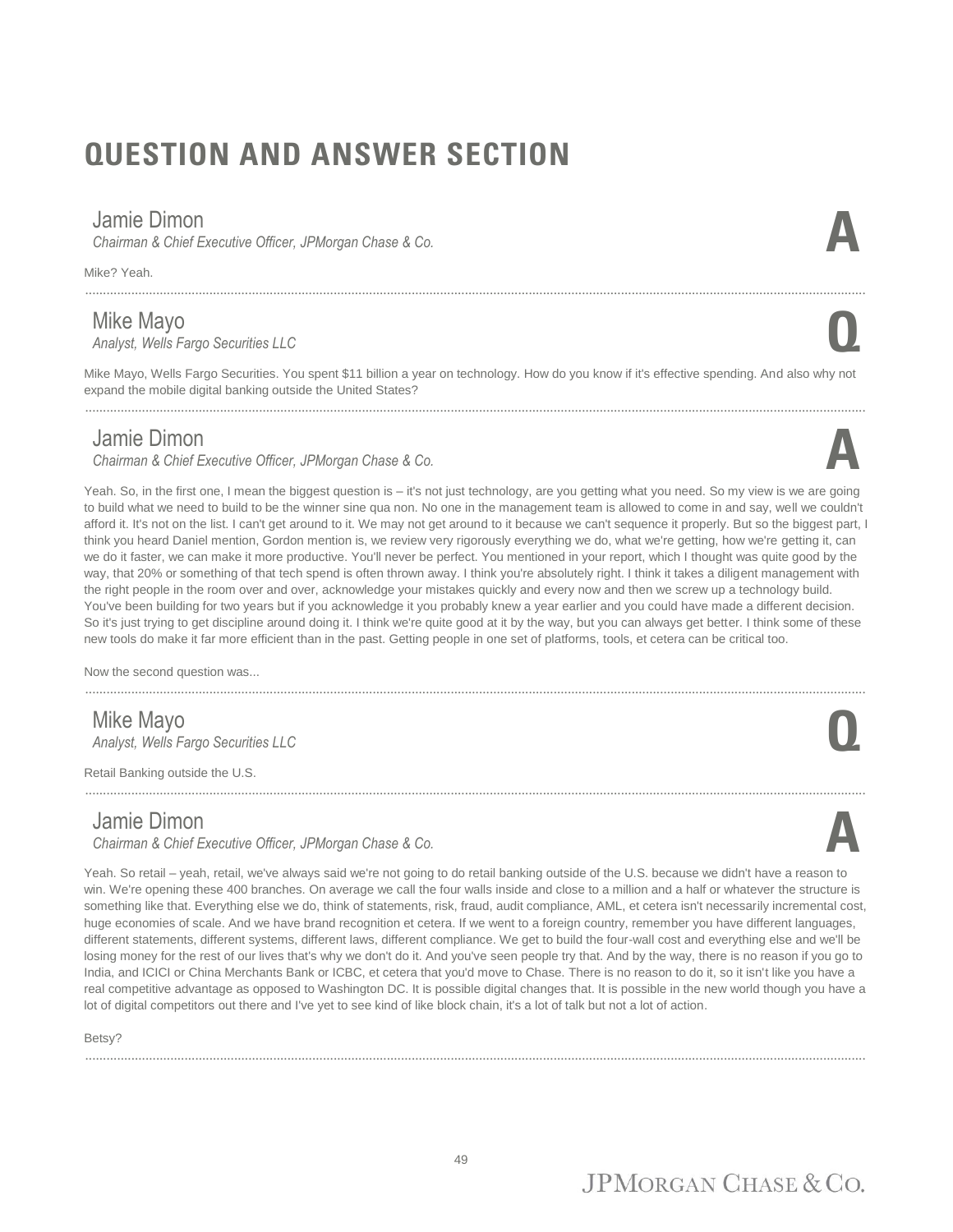# QUESTION AND ANSWER SECTION

## Jamie Dimon
*Chairman & Chief Executive Officer, JPMorgan Chase & Co.* **A**

Mike? Yeah.

---

## Mike Mayo
*Analyst, Wells Fargo Securities LLC* **Q**

Mike Mayo, Wells Fargo Securities. You spent $11 billion a year on technology. How do you know if it's effective spending. And also why not expand the mobile digital banking outside the United States?

---

## Jamie Dimon
*Chairman & Chief Executive Officer, JPMorgan Chase & Co.* **A**

Yeah. So, in the first one, I mean the biggest question is – it's not just technology, are you getting what you need. So my view is we are going to build what we need to build to be the winner sine qua non. No one in the management team is allowed to come in and say, well we couldn't afford it. It's not on the list. I can't get around to it. We may not get around to it because we can't sequence it properly. But so the biggest part, I think you heard Daniel mention, Gordon mention is, we review very rigorously everything we do, what we're getting, how we're getting it, can we do it faster, we can make it more productive. You'll never be perfect. You mentioned in your report, which I thought was quite good by the way, that 20% or something of that tech spend is often thrown away. I think you're absolutely right. I think it takes a diligent management with the right people in the room over and over, acknowledge your mistakes quickly and every now and then we screw up a technology build. You've been building for two years but if you acknowledge it you probably knew a year earlier and you could have made a different decision. So it's just trying to get discipline around doing it. I think we're quite good at it by the way, but you can always get better. I think some of these new tools do make it far more efficient than in the past. Getting people in one set of platforms, tools, et cetera can be critical too.

Now the second question was...

---

## Mike Mayo
*Analyst, Wells Fargo Securities LLC* **Q**

Retail Banking outside the U.S.

---

## Jamie Dimon
*Chairman & Chief Executive Officer, JPMorgan Chase & Co.* **A**

Yeah. So retail – yeah, retail, we've always said we're not going to do retail banking outside of the U.S. because we didn't have a reason to win. We're opening these 400 branches. On average we call the four walls inside and close to a million and a half or whatever the structure is something like that. Everything else we do, think of statements, risk, fraud, audit compliance, AML, et cetera isn't necessarily incremental cost, huge economies of scale. And we have brand recognition et cetera. If we went to a foreign country, remember you have different languages, different statements, different systems, different laws, different compliance. We get to build the four-wall cost and everything else and we'll be losing money for the rest of our lives that's why we don't do it. And you've seen people try that. And by the way, there is no reason if you go to India, and ICICI or China Merchants Bank or ICBC, et cetera that you'd move to Chase. There is no reason to do it, so it isn't like you have a real competitive advantage as opposed to Washington DC. It is possible digital changes that. It is possible in the new world though you have a lot of digital competitors out there and I've yet to see kind of like block chain, it's a lot of talk but not a lot of action.

Betsy?

---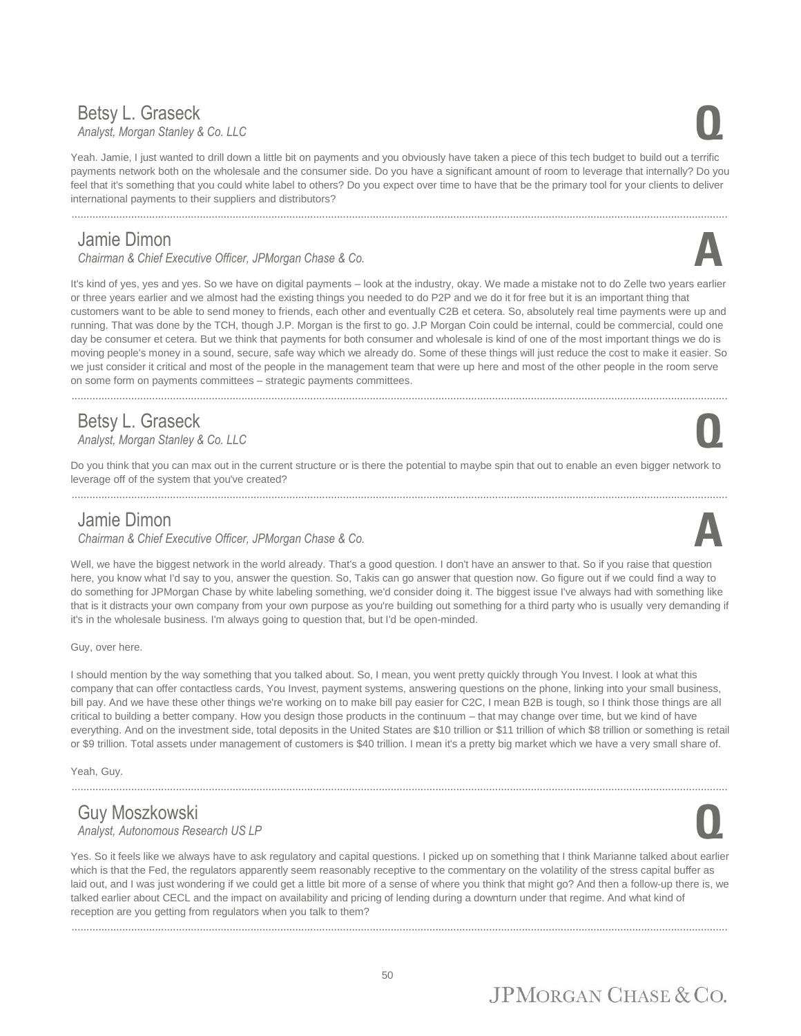## Betsy L. Graseck
*Analyst, Morgan Stanley & Co. LLC*

**Q**

Yeah. Jamie, I just wanted to drill down a little bit on payments and you obviously have taken a piece of this tech budget to build out a terrific payments network both on the wholesale and the consumer side. Do you have a significant amount of room to leverage that internally? Do you feel that it's something that you could white label to others? Do you expect over time to have that be the primary tool for your clients to deliver international payments to their suppliers and distributors?

---

## Jamie Dimon
*Chairman & Chief Executive Officer, JPMorgan Chase & Co.*

**A**

It's kind of yes, yes and yes. So we have on digital payments – look at the industry, okay. We made a mistake not to do Zelle two years earlier or three years earlier and we almost had the existing things you needed to do P2P and we do it for free but it is an important thing that customers want to be able to send money to friends, each other and eventually C2B et cetera. So, absolutely real time payments were up and running. That was done by the TCH, though J.P. Morgan is the first to go. J.P Morgan Coin could be internal, could be commercial, could one day be consumer et cetera. But we think that payments for both consumer and wholesale is kind of one of the most important things we do is moving people's money in a sound, secure, safe way which we already do. Some of these things will just reduce the cost to make it easier. So we just consider it critical and most of the people in the management team that were up here and most of the other people in the room serve on some form on payments committees – strategic payments committees.

---

## Betsy L. Graseck
*Analyst, Morgan Stanley & Co. LLC*

**Q**

Do you think that you can max out in the current structure or is there the potential to maybe spin that out to enable an even bigger network to leverage off of the system that you've created?

---

## Jamie Dimon
*Chairman & Chief Executive Officer, JPMorgan Chase & Co.*

**A**

Well, we have the biggest network in the world already. That's a good question. I don't have an answer to that. So if you raise that question here, you know what I'd say to you, answer the question. So, Takis can go answer that question now. Go figure out if we could find a way to do something for JPMorgan Chase by white labeling something, we'd consider doing it. The biggest issue I've always had with something like that is it distracts your own company from your own purpose as you're building out something for a third party who is usually very demanding if it's in the wholesale business. I'm always going to question that, but I'd be open-minded.

Guy, over here.

I should mention by the way something that you talked about. So, I mean, you went pretty quickly through You Invest. I look at what this company that can offer contactless cards, You Invest, payment systems, answering questions on the phone, linking into your small business, bill pay. And we have these other things we're working on to make bill pay easier for C2C, I mean B2B is tough, so I think those things are all critical to building a better company. How you design those products in the continuum – that may change over time, but we kind of have everything. And on the investment side, total deposits in the United States are $10 trillion or $11 trillion of which $8 trillion or something is retail or $9 trillion. Total assets under management of customers is $40 trillion. I mean it's a pretty big market which we have a very small share of.

Yeah, Guy.

---

## Guy Moszkowski
*Analyst, Autonomous Research US LP*

**Q**

Yes. So it feels like we always have to ask regulatory and capital questions. I picked up on something that I think Marianne talked about earlier which is that the Fed, the regulators apparently seem reasonably receptive to the commentary on the volatility of the stress capital buffer as laid out, and I was just wondering if we could get a little bit more of a sense of where you think that might go? And then a follow-up there is, we talked earlier about CECL and the impact on availability and pricing of lending during a downturn under that regime. And what kind of reception are you getting from regulators when you talk to them?

---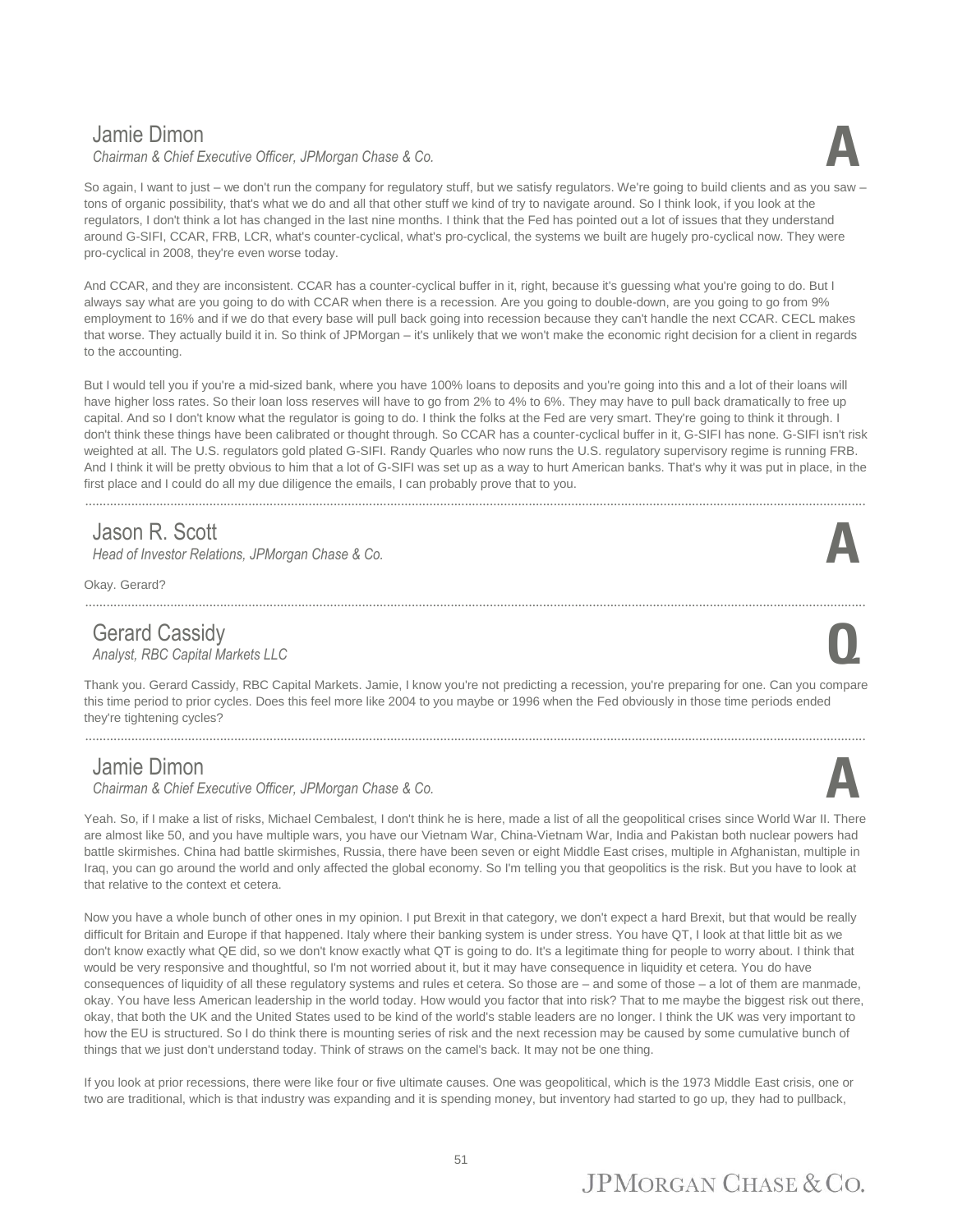## Jamie Dimon

*Chairman & Chief Executive Officer, JPMorgan Chase & Co.*

**A**

So again, I want to just – we don't run the company for regulatory stuff, but we satisfy regulators. We're going to build clients and as you saw – tons of organic possibility, that's what we do and all that other stuff we kind of try to navigate around. So I think look, if you look at the regulators, I don't think a lot has changed in the last nine months. I think that the Fed has pointed out a lot of issues that they understand around G-SIFI, CCAR, FRB, LCR, what's counter-cyclical, what's pro-cyclical, the systems we built are hugely pro-cyclical now. They were pro-cyclical in 2008, they're even worse today.

And CCAR, and they are inconsistent. CCAR has a counter-cyclical buffer in it, right, because it's guessing what you're going to do. But I always say what are you going to do with CCAR when there is a recession. Are you going to double-down, are you going to go from 9% employment to 16% and if we do that every base will pull back going into recession because they can't handle the next CCAR. CECL makes that worse. They actually build it in. So think of JPMorgan – it's unlikely that we won't make the economic right decision for a client in regards to the accounting.

But I would tell you if you're a mid-sized bank, where you have 100% loans to deposits and you're going into this and a lot of their loans will have higher loss rates. So their loan loss reserves will have to go from 2% to 4% to 6%. They may have to pull back dramatically to free up capital. And so I don't know what the regulator is going to do. I think the folks at the Fed are very smart. They're going to think it through. I don't think these things have been calibrated or thought through. So CCAR has a counter-cyclical buffer in it, G-SIFI has none. G-SIFI isn't risk weighted at all. The U.S. regulators gold plated G-SIFI. Randy Quarles who now runs the U.S. regulatory supervisory regime is running FRB. And I think it will be pretty obvious to him that a lot of G-SIFI was set up as a way to hurt American banks. That's why it was put in place, in the first place and I could do all my due diligence the emails, I can probably prove that to you.

---

## Jason R. Scott

*Head of Investor Relations, JPMorgan Chase & Co.*

**A**

Okay. Gerard?

---

## Gerard Cassidy

*Analyst, RBC Capital Markets LLC*

**Q**

Thank you. Gerard Cassidy, RBC Capital Markets. Jamie, I know you're not predicting a recession, you're preparing for one. Can you compare this time period to prior cycles. Does this feel more like 2004 to you maybe or 1996 when the Fed obviously in those time periods ended they're tightening cycles?

---

## Jamie Dimon

*Chairman & Chief Executive Officer, JPMorgan Chase & Co.*

**A**

Yeah. So, if I make a list of risks, Michael Cembalest, I don't think he is here, made a list of all the geopolitical crises since World War II. There are almost like 50, and you have multiple wars, you have our Vietnam War, China-Vietnam War, India and Pakistan both nuclear powers had battle skirmishes. China had battle skirmishes, Russia, there have been seven or eight Middle East crises, multiple in Afghanistan, multiple in Iraq, you can go around the world and only affected the global economy. So I'm telling you that geopolitics is the risk. But you have to look at that relative to the context et cetera.

Now you have a whole bunch of other ones in my opinion. I put Brexit in that category, we don't expect a hard Brexit, but that would be really difficult for Britain and Europe if that happened. Italy where their banking system is under stress. You have QT, I look at that little bit as we don't know exactly what QE did, so we don't know exactly what QT is going to do. It's a legitimate thing for people to worry about. I think that would be very responsive and thoughtful, so I'm not worried about it, but it may have consequence in liquidity et cetera. You do have consequences of liquidity of all these regulatory systems and rules et cetera. So those are – and some of those – a lot of them are manmade, okay. You have less American leadership in the world today. How would you factor that into risk? That to me maybe the biggest risk out there, okay, that both the UK and the United States used to be kind of the world's stable leaders are no longer. I think the UK was very important to how the EU is structured. So I do think there is mounting series of risk and the next recession may be caused by some cumulative bunch of things that we just don't understand today. Think of straws on the camel's back. It may not be one thing.

If you look at prior recessions, there were like four or five ultimate causes. One was geopolitical, which is the 1973 Middle East crisis, one or two are traditional, which is that industry was expanding and it is spending money, but inventory had started to go up, they had to pullback,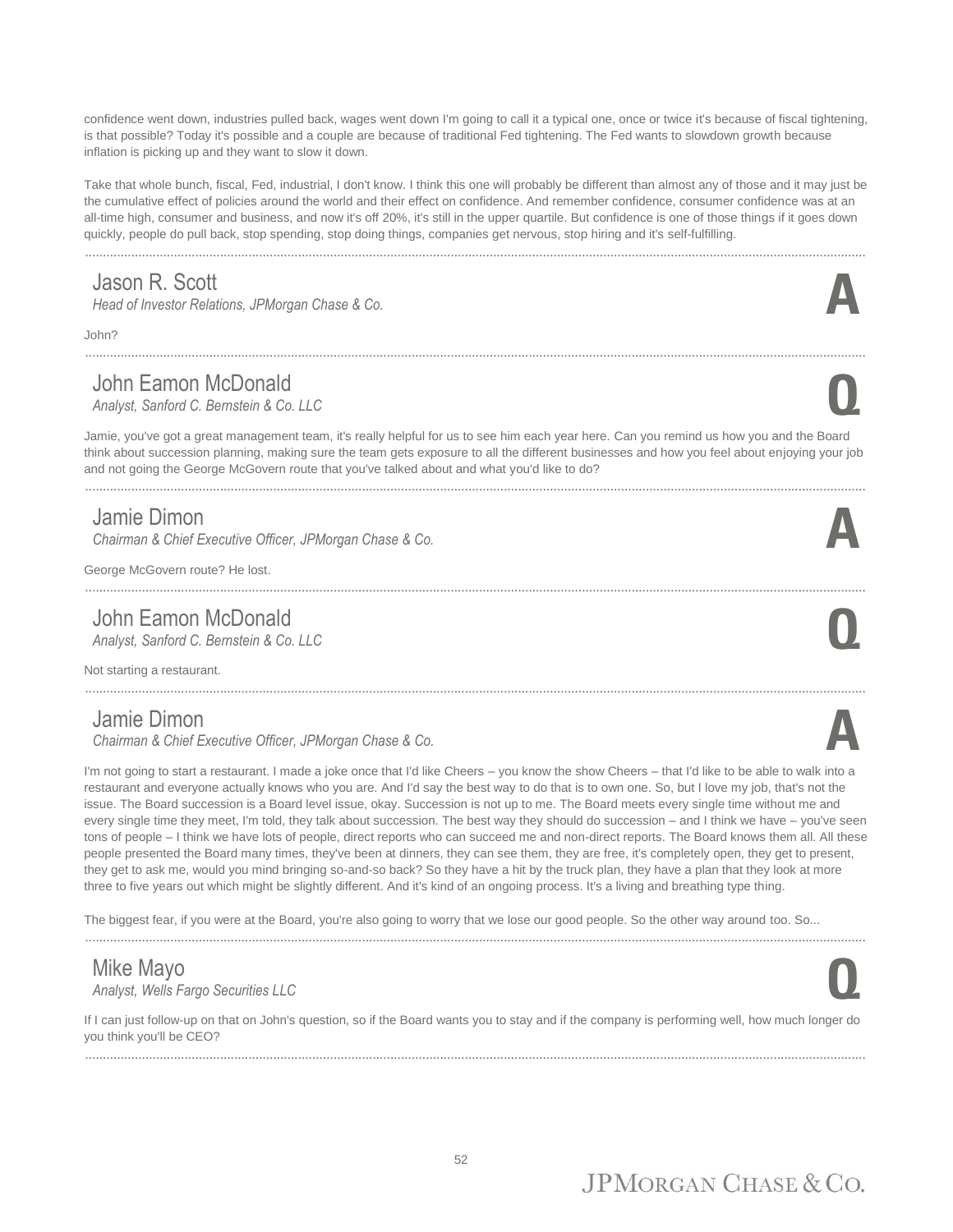confidence went down, industries pulled back, wages went down I'm going to call it a typical one, once or twice it's because of fiscal tightening, is that possible? Today it's possible and a couple are because of traditional Fed tightening. The Fed wants to slowdown growth because inflation is picking up and they want to slow it down.

Take that whole bunch, fiscal, Fed, industrial, I don't know. I think this one will probably be different than almost any of those and it may just be the cumulative effect of policies around the world and their effect on confidence. And remember confidence, consumer confidence was at an all-time high, consumer and business, and now it's off 20%, it's still in the upper quartile. But confidence is one of those things if it goes down quickly, people do pull back, stop spending, stop doing things, companies get nervous, stop hiring and it's self-fulfilling.

---

## Jason R. Scott
*Head of Investor Relations, JPMorgan Chase & Co.* **A**

John?

---

## John Eamon McDonald
*Analyst, Sanford C. Bernstein & Co. LLC* **Q**

Jamie, you've got a great management team, it's really helpful for us to see him each year here. Can you remind us how you and the Board think about succession planning, making sure the team gets exposure to all the different businesses and how you feel about enjoying your job and not going the George McGovern route that you've talked about and what you'd like to do?

---

## Jamie Dimon
*Chairman & Chief Executive Officer, JPMorgan Chase & Co.* **A**

George McGovern route? He lost.

---

## John Eamon McDonald
*Analyst, Sanford C. Bernstein & Co. LLC* **Q**

Not starting a restaurant.

---

## Jamie Dimon
*Chairman & Chief Executive Officer, JPMorgan Chase & Co.* **A**

I'm not going to start a restaurant. I made a joke once that I'd like Cheers – you know the show Cheers – that I'd like to be able to walk into a restaurant and everyone actually knows who you are. And I'd say the best way to do that is to own one. So, but I love my job, that's not the issue. The Board succession is a Board level issue, okay. Succession is not up to me. The Board meets every single time without me and every single time they meet, I'm told, they talk about succession. The best way they should do succession – and I think we have – you've seen tons of people – I think we have lots of people, direct reports who can succeed me and non-direct reports. The Board knows them all. All these people presented the Board many times, they've been at dinners, they can see them, they are free, it's completely open, they get to present, they get to ask me, would you mind bringing so-and-so back? So they have a hit by the truck plan, they have a plan that they look at more three to five years out which might be slightly different. And it's kind of an ongoing process. It's a living and breathing type thing.

The biggest fear, if you were at the Board, you're also going to worry that we lose our good people. So the other way around too. So...

---

## Mike Mayo
*Analyst, Wells Fargo Securities LLC* **Q**

If I can just follow-up on that on John's question, so if the Board wants you to stay and if the company is performing well, how much longer do you think you'll be CEO?

---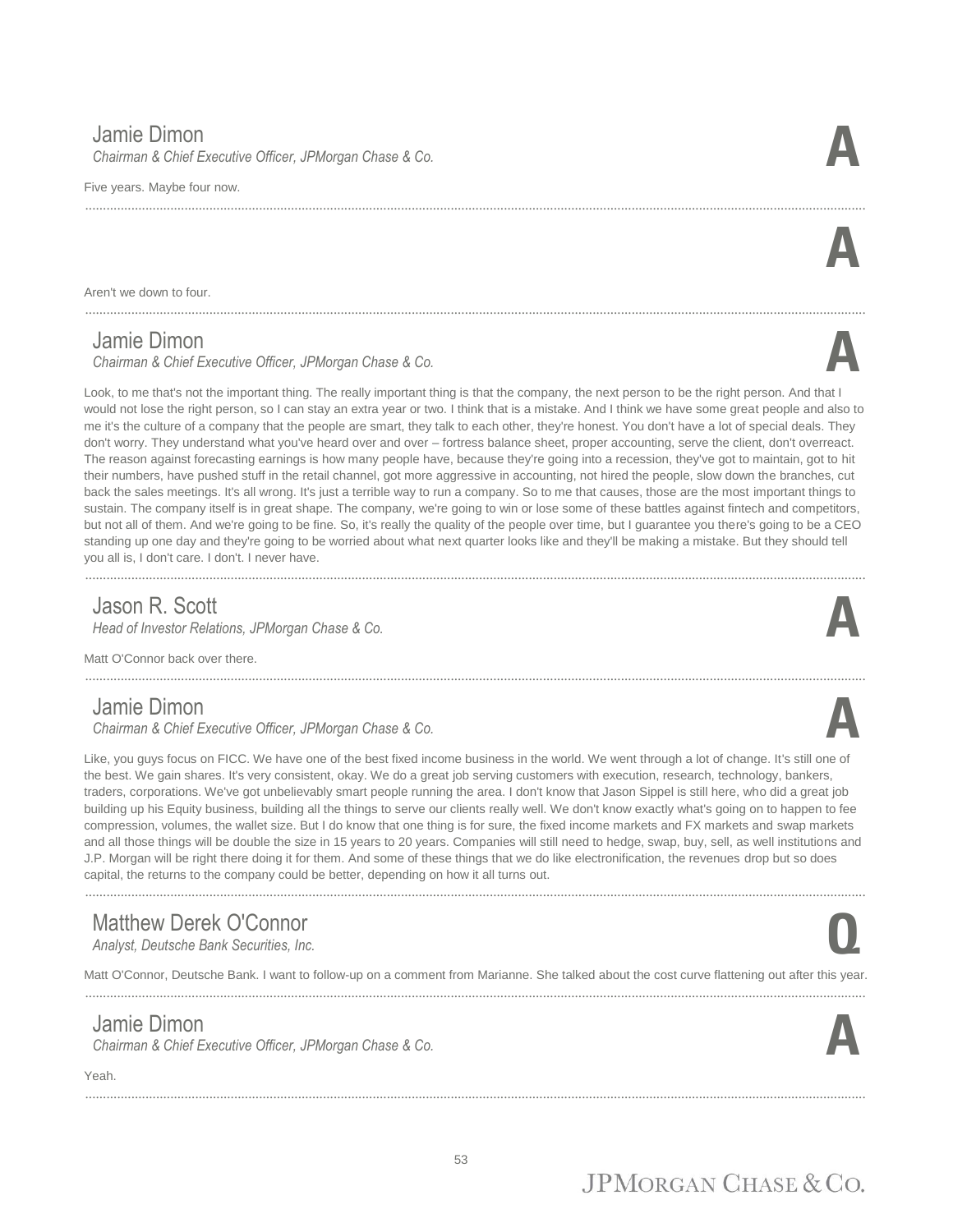**Jamie Dimon**
*Chairman & Chief Executive Officer, JPMorgan Chase & Co.*

**A**

Five years. Maybe four now.

---

**A**

Aren't we down to four.

---

**Jamie Dimon**
*Chairman & Chief Executive Officer, JPMorgan Chase & Co.*

**A**

Look, to me that's not the important thing. The really important thing is that the company, the next person to be the right person. And that I would not lose the right person, so I can stay an extra year or two. I think that is a mistake. And I think we have some great people and also to me it's the culture of a company that the people are smart, they talk to each other, they're honest. You don't have a lot of special deals. They don't worry. They understand what you've heard over and over – fortress balance sheet, proper accounting, serve the client, don't overreact. The reason against forecasting earnings is how many people have, because they're going into a recession, they've got to maintain, got to hit their numbers, have pushed stuff in the retail channel, got more aggressive in accounting, not hired the people, slow down the branches, cut back the sales meetings. It's all wrong. It's just a terrible way to run a company. So to me that causes, those are the most important things to sustain. The company itself is in great shape. The company, we're going to win or lose some of these battles against fintech and competitors, but not all of them. And we're going to be fine. So, it's really the quality of the people over time, but I guarantee you there's going to be a CEO standing up one day and they're going to be worried about what next quarter looks like and they'll be making a mistake. But they should tell you all is, I don't care. I don't. I never have.

---

**Jason R. Scott**
*Head of Investor Relations, JPMorgan Chase & Co.*

**A**

Matt O'Connor back over there.

---

**Jamie Dimon**
*Chairman & Chief Executive Officer, JPMorgan Chase & Co.*

**A**

Like, you guys focus on FICC. We have one of the best fixed income business in the world. We went through a lot of change. It's still one of the best. We gain shares. It's very consistent, okay. We do a great job serving customers with execution, research, technology, bankers, traders, corporations. We've got unbelievably smart people running the area. I don't know that Jason Sippel is still here, who did a great job building up his Equity business, building all the things to serve our clients really well. We don't know exactly what's going on to happen to fee compression, volumes, the wallet size. But I do know that one thing is for sure, the fixed income markets and FX markets and swap markets and all those things will be double the size in 15 years to 20 years. Companies will still need to hedge, swap, buy, sell, as well institutions and J.P. Morgan will be right there doing it for them. And some of these things that we do like electronification, the revenues drop but so does capital, the returns to the company could be better, depending on how it all turns out.

---

**Matthew Derek O'Connor**
*Analyst, Deutsche Bank Securities, Inc.*

**Q**

Matt O'Connor, Deutsche Bank. I want to follow-up on a comment from Marianne. She talked about the cost curve flattening out after this year.

---

**Jamie Dimon**
*Chairman & Chief Executive Officer, JPMorgan Chase & Co.*

**A**

Yeah.

---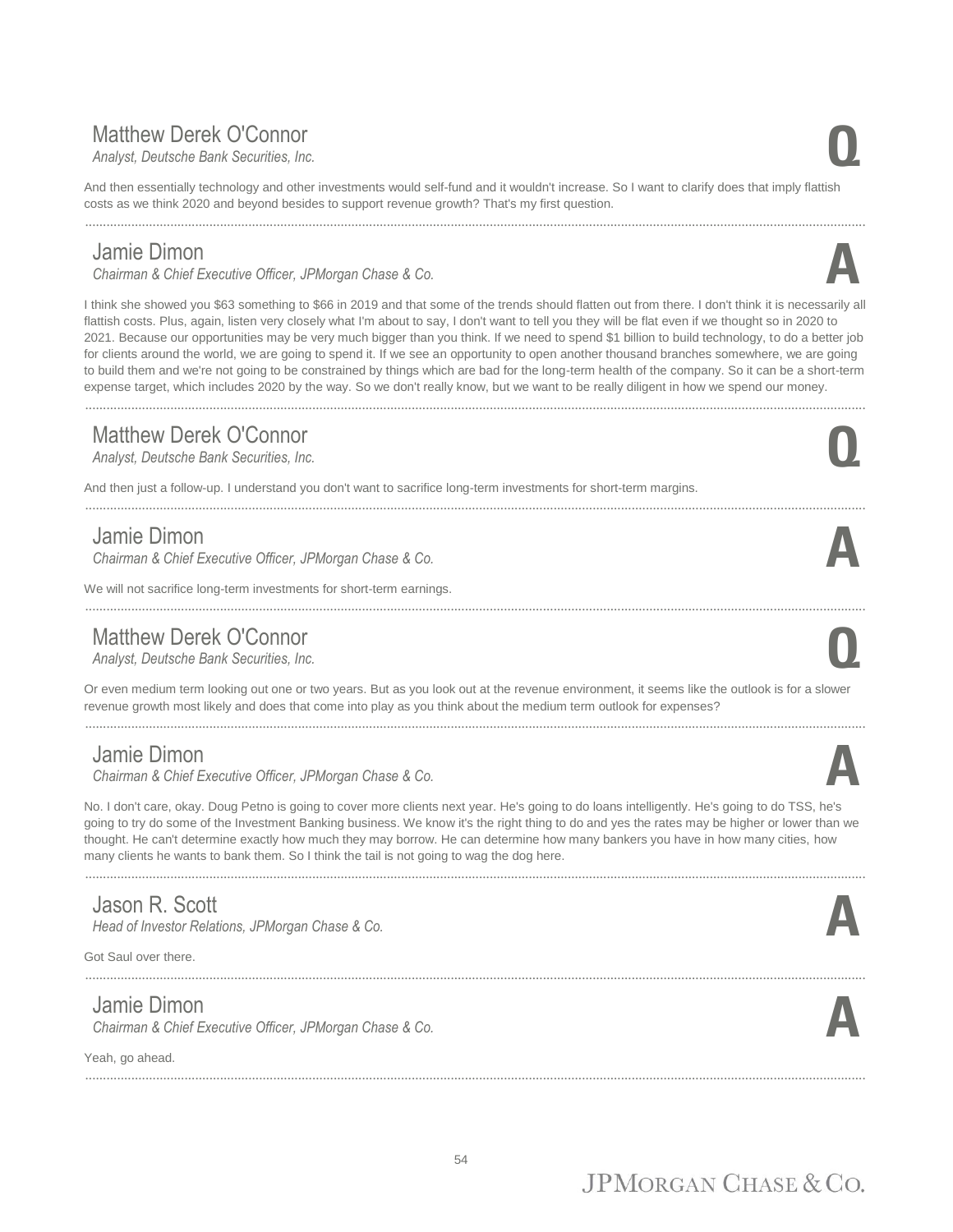### Matthew Derek O'Connor
*Analyst, Deutsche Bank Securities, Inc.*

**Q**

And then essentially technology and other investments would self-fund and it wouldn't increase. So I want to clarify does that imply flattish costs as we think 2020 and beyond besides to support revenue growth? That's my first question.

---

### Jamie Dimon
*Chairman & Chief Executive Officer, JPMorgan Chase & Co.*

**A**

I think she showed you $63 something to $66 in 2019 and that some of the trends should flatten out from there. I don't think it is necessarily all flattish costs. Plus, again, listen very closely what I'm about to say, I don't want to tell you they will be flat even if we thought so in 2020 to 2021. Because our opportunities may be very much bigger than you think. If we need to spend $1 billion to build technology, to do a better job for clients around the world, we are going to spend it. If we see an opportunity to open another thousand branches somewhere, we are going to build them and we're not going to be constrained by things which are bad for the long-term health of the company. So it can be a short-term expense target, which includes 2020 by the way. So we don't really know, but we want to be really diligent in how we spend our money.

---

### Matthew Derek O'Connor
*Analyst, Deutsche Bank Securities, Inc.*

**Q**

And then just a follow-up. I understand you don't want to sacrifice long-term investments for short-term margins.

---

### Jamie Dimon
*Chairman & Chief Executive Officer, JPMorgan Chase & Co.*

**A**

We will not sacrifice long-term investments for short-term earnings.

---

### Matthew Derek O'Connor
*Analyst, Deutsche Bank Securities, Inc.*

**Q**

Or even medium term looking out one or two years. But as you look out at the revenue environment, it seems like the outlook is for a slower revenue growth most likely and does that come into play as you think about the medium term outlook for expenses?

---

### Jamie Dimon
*Chairman & Chief Executive Officer, JPMorgan Chase & Co.*

**A**

No. I don't care, okay. Doug Petno is going to cover more clients next year. He's going to do loans intelligently. He's going to do TSS, he's going to try do some of the Investment Banking business. We know it's the right thing to do and yes the rates may be higher or lower than we thought. He can't determine exactly how much they may borrow. He can determine how many bankers you have in how many cities, how many clients he wants to bank them. So I think the tail is not going to wag the dog here.

---

### Jason R. Scott
*Head of Investor Relations, JPMorgan Chase & Co.*

**A**

Got Saul over there.

---

### Jamie Dimon
*Chairman & Chief Executive Officer, JPMorgan Chase & Co.*

**A**

Yeah, go ahead.

---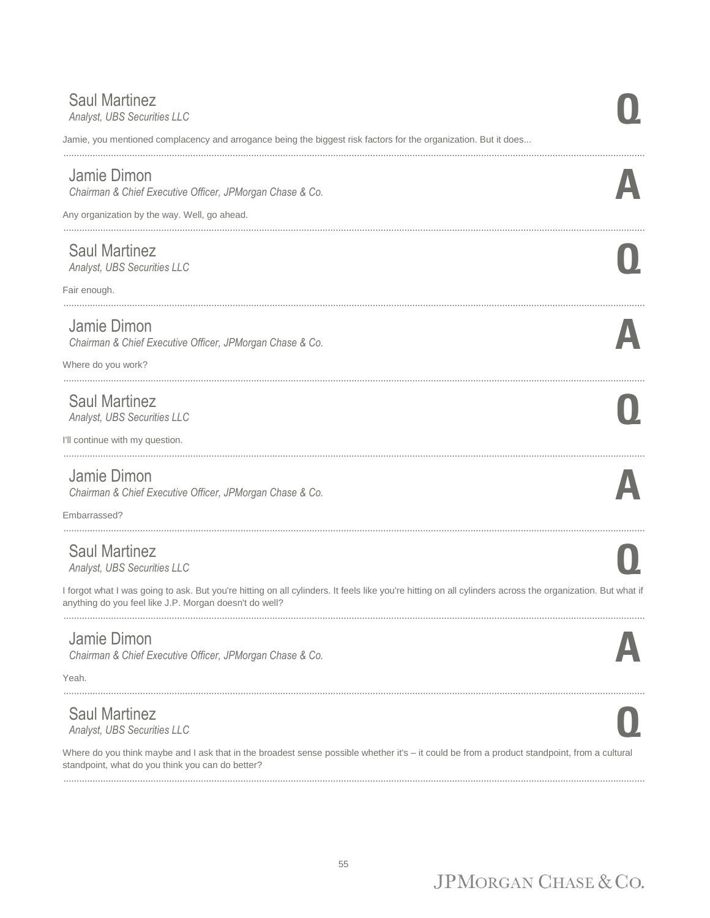### Saul Martinez
*Analyst, UBS Securities LLC*

**Q**

Jamie, you mentioned complacency and arrogance being the biggest risk factors for the organization. But it does...

---

### Jamie Dimon
*Chairman & Chief Executive Officer, JPMorgan Chase & Co.*

**A**

Any organization by the way. Well, go ahead.

---

### Saul Martinez
*Analyst, UBS Securities LLC*

**Q**

Fair enough.

---

### Jamie Dimon
*Chairman & Chief Executive Officer, JPMorgan Chase & Co.*

**A**

Where do you work?

---

### Saul Martinez
*Analyst, UBS Securities LLC*

**Q**

I'll continue with my question.

---

### Jamie Dimon
*Chairman & Chief Executive Officer, JPMorgan Chase & Co.*

**A**

Embarrassed?

---

### Saul Martinez
*Analyst, UBS Securities LLC*

**Q**

I forgot what I was going to ask. But you're hitting on all cylinders. It feels like you're hitting on all cylinders across the organization. But what if anything do you feel like J.P. Morgan doesn't do well?

---

### Jamie Dimon
*Chairman & Chief Executive Officer, JPMorgan Chase & Co.*

**A**

Yeah.

---

### Saul Martinez
*Analyst, UBS Securities LLC*

**Q**

Where do you think maybe and I ask that in the broadest sense possible whether it's – it could be from a product standpoint, from a cultural standpoint, what do you think you can do better?

---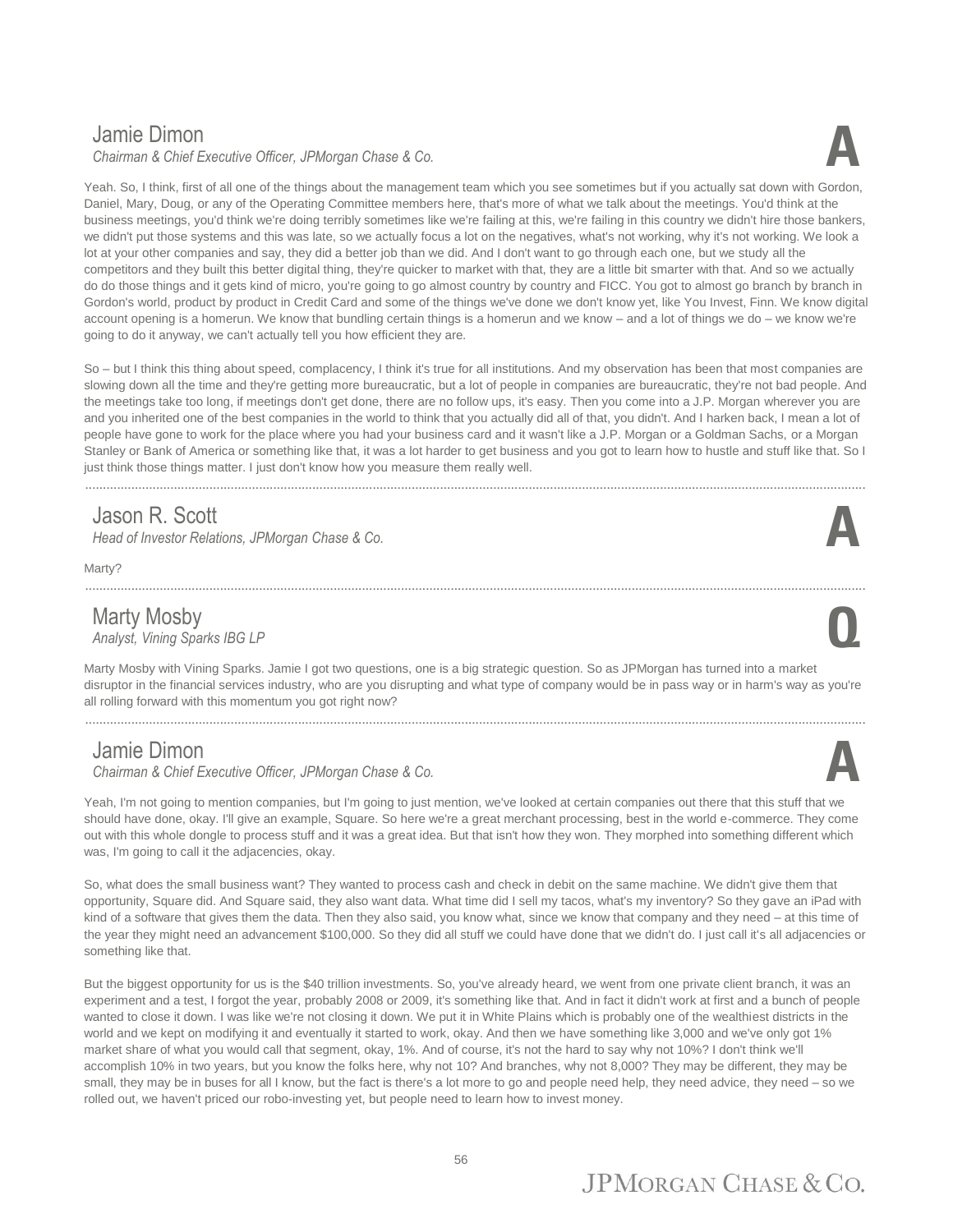## Jamie Dimon
*Chairman & Chief Executive Officer, JPMorgan Chase & Co.*

**A**

Yeah. So, I think, first of all one of the things about the management team which you see sometimes but if you actually sat down with Gordon, Daniel, Mary, Doug, or any of the Operating Committee members here, that's more of what we talk about the meetings. You'd think at the business meetings, you'd think we're doing terribly sometimes like we're failing at this, we're failing in this country we didn't hire those bankers, we didn't put those systems and this was late, so we actually focus a lot on the negatives, what's not working, why it's not working. We look a lot at your other companies and say, they did a better job than we did. And I don't want to go through each one, but we study all the competitors and they built this better digital thing, they're quicker to market with that, they are a little bit smarter with that. And so we actually do do those things and it gets kind of micro, you're going to go almost country by country and FICC. You got to almost go branch by branch in Gordon's world, product by product in Credit Card and some of the things we've done we don't know yet, like You Invest, Finn. We know digital account opening is a homerun. We know that bundling certain things is a homerun and we know – and a lot of things we do – we know we're going to do it anyway, we can't actually tell you how efficient they are.

So – but I think this thing about speed, complacency, I think it's true for all institutions. And my observation has been that most companies are slowing down all the time and they're getting more bureaucratic, but a lot of people in companies are bureaucratic, they're not bad people. And the meetings take too long, if meetings don't get done, there are no follow ups, it's easy. Then you come into a J.P. Morgan wherever you are and you inherited one of the best companies in the world to think that you actually did all of that, you didn't. And I harken back, I mean a lot of people have gone to work for the place where you had your business card and it wasn't like a J.P. Morgan or a Goldman Sachs, or a Morgan Stanley or Bank of America or something like that, it was a lot harder to get business and you got to learn how to hustle and stuff like that. So I just think those things matter. I just don't know how you measure them really well.

---

## Jason R. Scott
*Head of Investor Relations, JPMorgan Chase & Co.*

**A**

Marty?

---

## Marty Mosby
*Analyst, Vining Sparks IBG LP*

**Q**

Marty Mosby with Vining Sparks. Jamie I got two questions, one is a big strategic question. So as JPMorgan has turned into a market disruptor in the financial services industry, who are you disrupting and what type of company would be in pass way or in harm's way as you're all rolling forward with this momentum you got right now?

---

## Jamie Dimon
*Chairman & Chief Executive Officer, JPMorgan Chase & Co.*

**A**

Yeah, I'm not going to mention companies, but I'm going to just mention, we've looked at certain companies out there that this stuff that we should have done, okay. I'll give an example, Square. So here we're a great merchant processing, best in the world e-commerce. They come out with this whole dongle to process stuff and it was a great idea. But that isn't how they won. They morphed into something different which was, I'm going to call it the adjacencies, okay.

So, what does the small business want? They wanted to process cash and check in debit on the same machine. We didn't give them that opportunity, Square did. And Square said, they also want data. What time did I sell my tacos, what's my inventory? So they gave an iPad with kind of a software that gives them the data. Then they also said, you know what, since we know that company and they need – at this time of the year they might need an advancement $100,000. So they did all stuff we could have done that we didn't do. I just call it's all adjacencies or something like that.

But the biggest opportunity for us is the $40 trillion investments. So, you've already heard, we went from one private client branch, it was an experiment and a test, I forgot the year, probably 2008 or 2009, it's something like that. And in fact it didn't work at first and a bunch of people wanted to close it down. I was like we're not closing it down. We put it in White Plains which is probably one of the wealthiest districts in the world and we kept on modifying it and eventually it started to work, okay. And then we have something like 3,000 and we've only got 1% market share of what you would call that segment, okay, 1%. And of course, it's not the hard to say why not 10%? I don't think we'll accomplish 10% in two years, but you know the folks here, why not 10? And branches, why not 8,000? They may be different, they may be small, they may be in buses for all I know, but the fact is there's a lot more to go and people need help, they need advice, they need – so we rolled out, we haven't priced our robo-investing yet, but people need to learn how to invest money.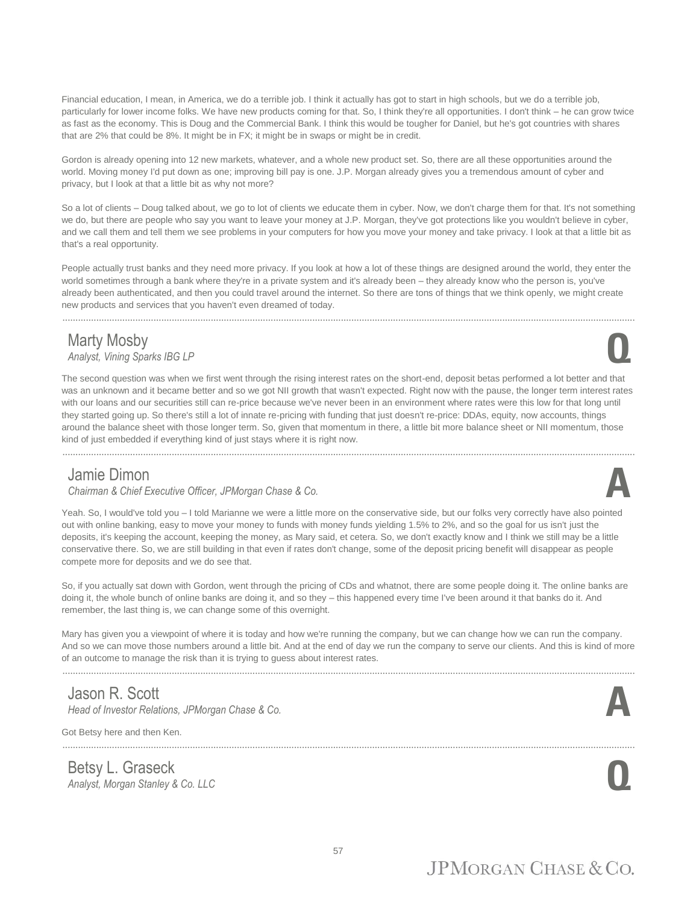Financial education, I mean, in America, we do a terrible job. I think it actually has got to start in high schools, but we do a terrible job, particularly for lower income folks. We have new products coming for that. So, I think they're all opportunities. I don't think – he can grow twice as fast as the economy. This is Doug and the Commercial Bank. I think this would be tougher for Daniel, but he's got countries with shares that are 2% that could be 8%. It might be in FX; it might be in swaps or might be in credit.

Gordon is already opening into 12 new markets, whatever, and a whole new product set. So, there are all these opportunities around the world. Moving money I'd put down as one; improving bill pay is one. J.P. Morgan already gives you a tremendous amount of cyber and privacy, but I look at that a little bit as why not more?

So a lot of clients – Doug talked about, we go to lot of clients we educate them in cyber. Now, we don't charge them for that. It's not something we do, but there are people who say you want to leave your money at J.P. Morgan, they've got protections like you wouldn't believe in cyber, and we call them and tell them we see problems in your computers for how you move your money and take privacy. I look at that a little bit as that's a real opportunity.

People actually trust banks and they need more privacy. If you look at how a lot of these things are designed around the world, they enter the world sometimes through a bank where they're in a private system and it's already been – they already know who the person is, you've already been authenticated, and then you could travel around the internet. So there are tons of things that we think openly, we might create new products and services that you haven't even dreamed of today.

---

## Marty Mosby
*Analyst, Vining Sparks IBG LP*

**Q**

The second question was when we first went through the rising interest rates on the short-end, deposit betas performed a lot better and that was an unknown and it became better and so we got NII growth that wasn't expected. Right now with the pause, the longer term interest rates with our loans and our securities still can re-price because we've never been in an environment where rates were this low for that long until they started going up. So there's still a lot of innate re-pricing with funding that just doesn't re-price: DDAs, equity, now accounts, things around the balance sheet with those longer term. So, given that momentum in there, a little bit more balance sheet or NII momentum, those kind of just embedded if everything kind of just stays where it is right now.

---

## Jamie Dimon
*Chairman & Chief Executive Officer, JPMorgan Chase & Co.*

**A**

Yeah. So, I would've told you – I told Marianne we were a little more on the conservative side, but our folks very correctly have also pointed out with online banking, easy to move your money to funds with money funds yielding 1.5% to 2%, and so the goal for us isn't just the deposits, it's keeping the account, keeping the money, as Mary said, et cetera. So, we don't exactly know and I think we still may be a little conservative there. So, we are still building in that even if rates don't change, some of the deposit pricing benefit will disappear as people compete more for deposits and we do see that.

So, if you actually sat down with Gordon, went through the pricing of CDs and whatnot, there are some people doing it. The online banks are doing it, the whole bunch of online banks are doing it, and so they – this happened every time I've been around it that banks do it. And remember, the last thing is, we can change some of this overnight.

Mary has given you a viewpoint of where it is today and how we're running the company, but we can change how we can run the company. And so we can move those numbers around a little bit. And at the end of day we run the company to serve our clients. And this is kind of more of an outcome to manage the risk than it is trying to guess about interest rates.

---

## Jason R. Scott
*Head of Investor Relations, JPMorgan Chase & Co.*

**A**

Got Betsy here and then Ken.

---

## Betsy L. Graseck
*Analyst, Morgan Stanley & Co. LLC*

**Q**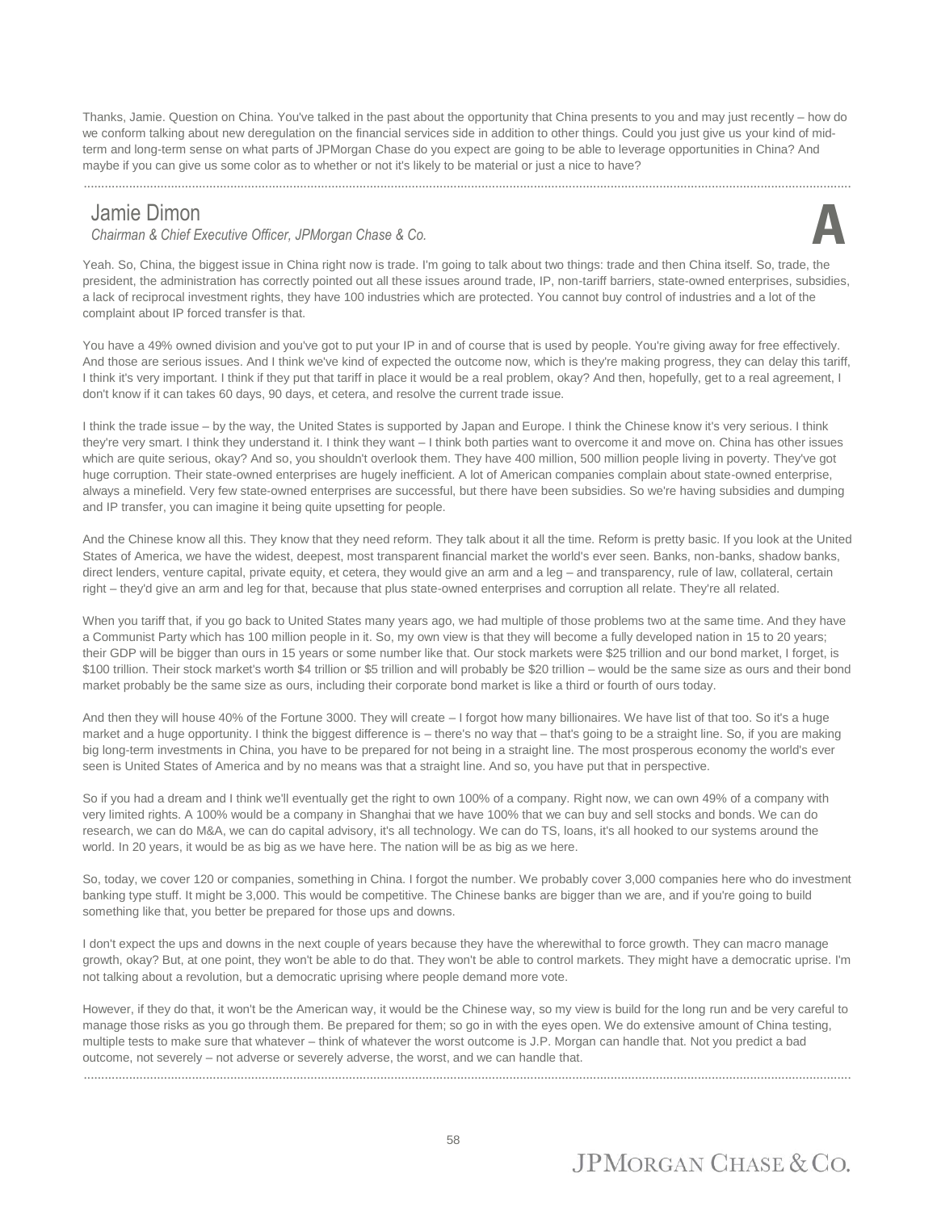Thanks, Jamie. Question on China. You've talked in the past about the opportunity that China presents to you and may just recently – how do we conform talking about new deregulation on the financial services side in addition to other things. Could you just give us your kind of mid-term and long-term sense on what parts of JPMorgan Chase do you expect are going to be able to leverage opportunities in China? And maybe if you can give us some color as to whether or not it's likely to be material or just a nice to have?

---

## Jamie Dimon

*Chairman & Chief Executive Officer, JPMorgan Chase & Co.*

**A**

Yeah. So, China, the biggest issue in China right now is trade. I'm going to talk about two things: trade and then China itself. So, trade, the president, the administration has correctly pointed out all these issues around trade, IP, non-tariff barriers, state-owned enterprises, subsidies, a lack of reciprocal investment rights, they have 100 industries which are protected. You cannot buy control of industries and a lot of the complaint about IP forced transfer is that.

You have a 49% owned division and you've got to put your IP in and of course that is used by people. You're giving away for free effectively. And those are serious issues. And I think we've kind of expected the outcome now, which is they're making progress, they can delay this tariff, I think it's very important. I think if they put that tariff in place it would be a real problem, okay? And then, hopefully, get to a real agreement, I don't know if it can takes 60 days, 90 days, et cetera, and resolve the current trade issue.

I think the trade issue – by the way, the United States is supported by Japan and Europe. I think the Chinese know it's very serious. I think they're very smart. I think they understand it. I think they want – I think both parties want to overcome it and move on. China has other issues which are quite serious, okay? And so, you shouldn't overlook them. They have 400 million, 500 million people living in poverty. They've got huge corruption. Their state-owned enterprises are hugely inefficient. A lot of American companies complain about state-owned enterprise, always a minefield. Very few state-owned enterprises are successful, but there have been subsidies. So we're having subsidies and dumping and IP transfer, you can imagine it being quite upsetting for people.

And the Chinese know all this. They know that they need reform. They talk about it all the time. Reform is pretty basic. If you look at the United States of America, we have the widest, deepest, most transparent financial market the world's ever seen. Banks, non-banks, shadow banks, direct lenders, venture capital, private equity, et cetera, they would give an arm and a leg – and transparency, rule of law, collateral, certain right – they'd give an arm and leg for that, because that plus state-owned enterprises and corruption all relate. They're all related.

When you tariff that, if you go back to United States many years ago, we had multiple of those problems two at the same time. And they have a Communist Party which has 100 million people in it. So, my own view is that they will become a fully developed nation in 15 to 20 years; their GDP will be bigger than ours in 15 years or some number like that. Our stock markets were $25 trillion and our bond market, I forget, is $100 trillion. Their stock market's worth $4 trillion or $5 trillion and will probably be $20 trillion – would be the same size as ours and their bond market probably be the same size as ours, including their corporate bond market is like a third or fourth of ours today.

And then they will house 40% of the Fortune 3000. They will create – I forgot how many billionaires. We have list of that too. So it's a huge market and a huge opportunity. I think the biggest difference is – there's no way that – that's going to be a straight line. So, if you are making big long-term investments in China, you have to be prepared for not being in a straight line. The most prosperous economy the world's ever seen is United States of America and by no means was that a straight line. And so, you have put that in perspective.

So if you had a dream and I think we'll eventually get the right to own 100% of a company. Right now, we can own 49% of a company with very limited rights. A 100% would be a company in Shanghai that we have 100% that we can buy and sell stocks and bonds. We can do research, we can do M&A, we can do capital advisory, it's all technology. We can do TS, loans, it's all hooked to our systems around the world. In 20 years, it would be as big as we have here. The nation will be as big as we here.

So, today, we cover 120 or companies, something in China. I forgot the number. We probably cover 3,000 companies here who do investment banking type stuff. It might be 3,000. This would be competitive. The Chinese banks are bigger than we are, and if you're going to build something like that, you better be prepared for those ups and downs.

I don't expect the ups and downs in the next couple of years because they have the wherewithal to force growth. They can macro manage growth, okay? But, at one point, they won't be able to do that. They won't be able to control markets. They might have a democratic uprise. I'm not talking about a revolution, but a democratic uprising where people demand more vote.

However, if they do that, it won't be the American way, it would be the Chinese way, so my view is build for the long run and be very careful to manage those risks as you go through them. Be prepared for them; so go in with the eyes open. We do extensive amount of China testing, multiple tests to make sure that whatever – think of whatever the worst outcome is J.P. Morgan can handle that. Not you predict a bad outcome, not severely – not adverse or severely adverse, the worst, and we can handle that.

---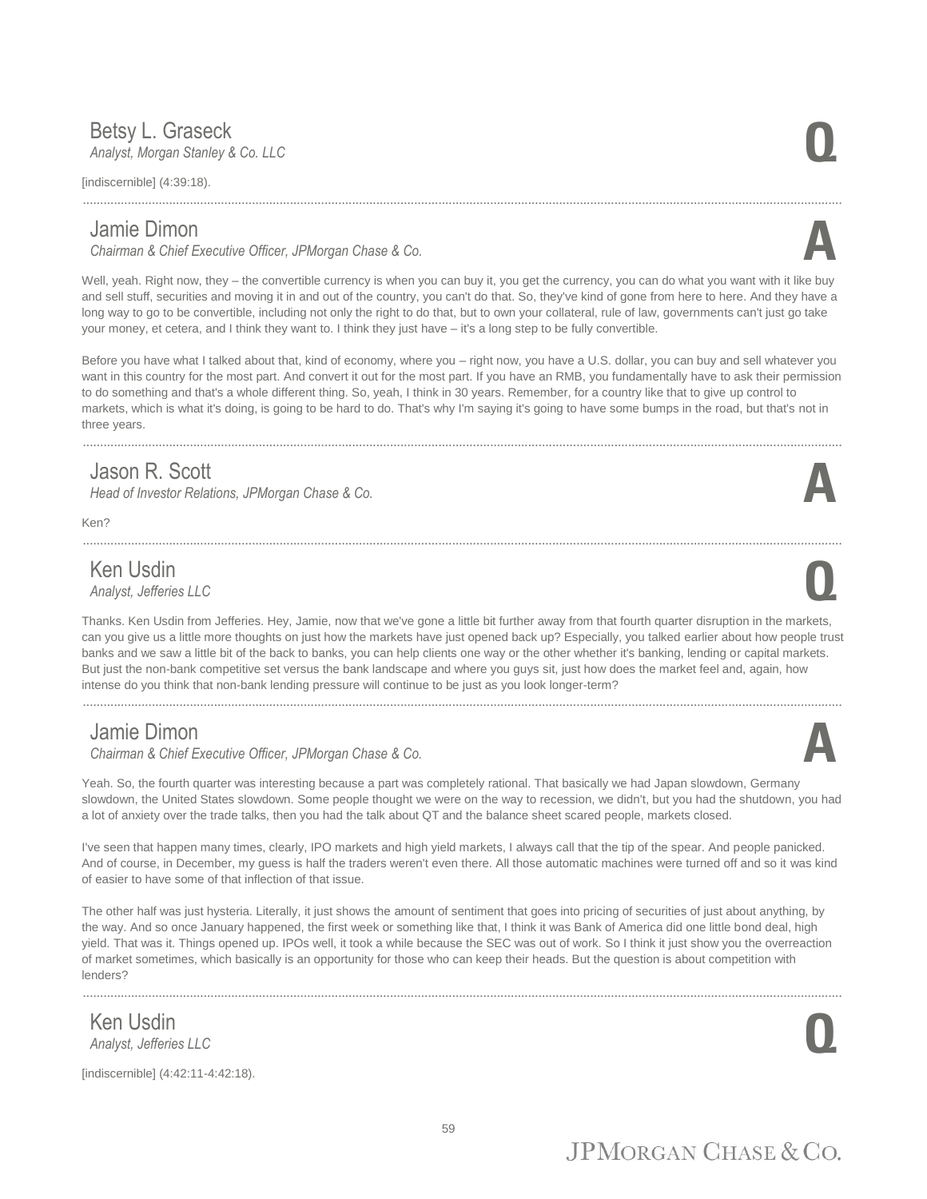### Betsy L. Graseck
*Analyst, Morgan Stanley & Co. LLC*

**Q**

[indiscernible] (4:39:18).

---

### Jamie Dimon
*Chairman & Chief Executive Officer, JPMorgan Chase & Co.*

**A**

Well, yeah. Right now, they – the convertible currency is when you can buy it, you get the currency, you can do what you want with it like buy and sell stuff, securities and moving it in and out of the country, you can't do that. So, they've kind of gone from here to here. And they have a long way to go to be convertible, including not only the right to do that, but to own your collateral, rule of law, governments can't just go take your money, et cetera, and I think they want to. I think they just have – it's a long step to be fully convertible.

Before you have what I talked about that, kind of economy, where you – right now, you have a U.S. dollar, you can buy and sell whatever you want in this country for the most part. And convert it out for the most part. If you have an RMB, you fundamentally have to ask their permission to do something and that's a whole different thing. So, yeah, I think in 30 years. Remember, for a country like that to give up control to markets, which is what it's doing, is going to be hard to do. That's why I'm saying it's going to have some bumps in the road, but that's not in three years.

---

### Jason R. Scott
*Head of Investor Relations, JPMorgan Chase & Co.*

**A**

Ken?

---

### Ken Usdin
*Analyst, Jefferies LLC*

**Q**

Thanks. Ken Usdin from Jefferies. Hey, Jamie, now that we've gone a little bit further away from that fourth quarter disruption in the markets, can you give us a little more thoughts on just how the markets have just opened back up? Especially, you talked earlier about how people trust banks and we saw a little bit of the back to banks, you can help clients one way or the other whether it's banking, lending or capital markets. But just the non-bank competitive set versus the bank landscape and where you guys sit, just how does the market feel and, again, how intense do you think that non-bank lending pressure will continue to be just as you look longer-term?

---

### Jamie Dimon
*Chairman & Chief Executive Officer, JPMorgan Chase & Co.*

**A**

Yeah. So, the fourth quarter was interesting because a part was completely rational. That basically we had Japan slowdown, Germany slowdown, the United States slowdown. Some people thought we were on the way to recession, we didn't, but you had the shutdown, you had a lot of anxiety over the trade talks, then you had the talk about QT and the balance sheet scared people, markets closed.

I've seen that happen many times, clearly, IPO markets and high yield markets, I always call that the tip of the spear. And people panicked. And of course, in December, my guess is half the traders weren't even there. All those automatic machines were turned off and so it was kind of easier to have some of that inflection of that issue.

The other half was just hysteria. Literally, it just shows the amount of sentiment that goes into pricing of securities of just about anything, by the way. And so once January happened, the first week or something like that, I think it was Bank of America did one little bond deal, high yield. That was it. Things opened up. IPOs well, it took a while because the SEC was out of work. So I think it just show you the overreaction of market sometimes, which basically is an opportunity for those who can keep their heads. But the question is about competition with lenders?

---

### Ken Usdin
*Analyst, Jefferies LLC*

**Q**

[indiscernible] (4:42:11-4:42:18).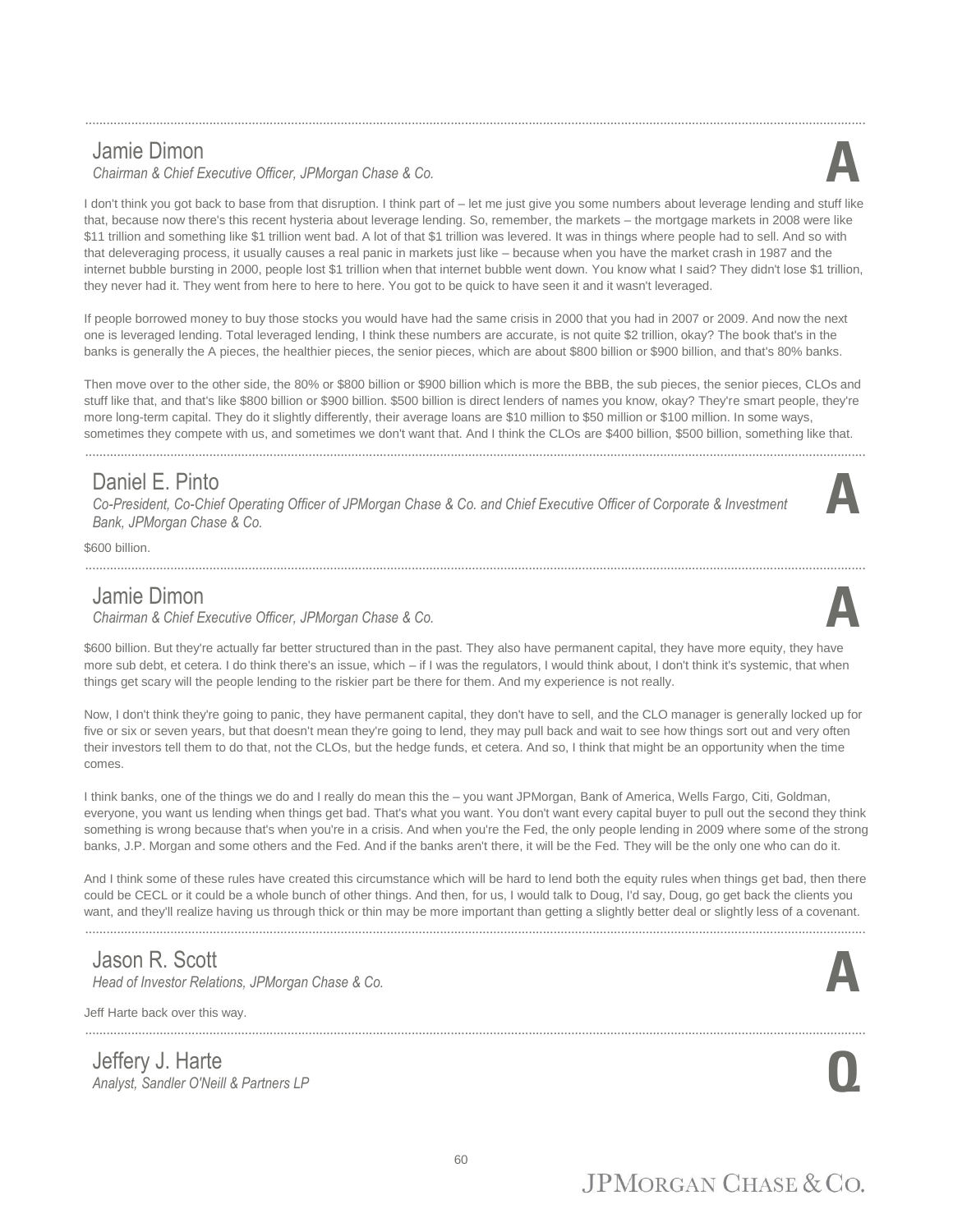## Jamie Dimon
*Chairman & Chief Executive Officer, JPMorgan Chase & Co.*

**A**

I don't think you got back to base from that disruption. I think part of – let me just give you some numbers about leverage lending and stuff like that, because now there's this recent hysteria about leverage lending. So, remember, the markets – the mortgage markets in 2008 were like $11 trillion and something like $1 trillion went bad. A lot of that $1 trillion was levered. It was in things where people had to sell. And so with that deleveraging process, it usually causes a real panic in markets just like – because when you have the market crash in 1987 and the internet bubble bursting in 2000, people lost $1 trillion when that internet bubble went down. You know what I said? They didn't lose $1 trillion, they never had it. They went from here to here to here. You got to be quick to have seen it and it wasn't leveraged.

If people borrowed money to buy those stocks you would have had the same crisis in 2000 that you had in 2007 or 2009. And now the next one is leveraged lending. Total leveraged lending, I think these numbers are accurate, is not quite $2 trillion, okay? The book that's in the banks is generally the A pieces, the healthier pieces, the senior pieces, which are about $800 billion or $900 billion, and that's 80% banks.

Then move over to the other side, the 80% or $800 billion or $900 billion which is more the BBB, the sub pieces, the senior pieces, CLOs and stuff like that, and that's like $800 billion or $900 billion. $500 billion is direct lenders of names you know, okay? They're smart people, they're more long-term capital. They do it slightly differently, their average loans are $10 million to $50 million or $100 million. In some ways, sometimes they compete with us, and sometimes we don't want that. And I think the CLOs are $400 billion, $500 billion, something like that.

## Daniel E. Pinto
*Co-President, Co-Chief Operating Officer of JPMorgan Chase & Co. and Chief Executive Officer of Corporate & Investment Bank, JPMorgan Chase & Co.*

**A**

$600 billion.

## Jamie Dimon
*Chairman & Chief Executive Officer, JPMorgan Chase & Co.*

**A**

$600 billion. But they're actually far better structured than in the past. They also have permanent capital, they have more equity, they have more sub debt, et cetera. I do think there's an issue, which – if I was the regulators, I would think about, I don't think it's systemic, that when things get scary will the people lending to the riskier part be there for them. And my experience is not really.

Now, I don't think they're going to panic, they have permanent capital, they don't have to sell, and the CLO manager is generally locked up for five or six or seven years, but that doesn't mean they're going to lend, they may pull back and wait to see how things sort out and very often their investors tell them to do that, not the CLOs, but the hedge funds, et cetera. And so, I think that might be an opportunity when the time comes.

I think banks, one of the things we do and I really do mean this the – you want JPMorgan, Bank of America, Wells Fargo, Citi, Goldman, everyone, you want us lending when things get bad. That's what you want. You don't want every capital buyer to pull out the second they think something is wrong because that's when you're in a crisis. And when you're the Fed, the only people lending in 2009 where some of the strong banks, J.P. Morgan and some others and the Fed. And if the banks aren't there, it will be the Fed. They will be the only one who can do it.

And I think some of these rules have created this circumstance which will be hard to lend both the equity rules when things get bad, then there could be CECL or it could be a whole bunch of other things. And then, for us, I would talk to Doug, I'd say, Doug, go get back the clients you want, and they'll realize having us through thick or thin may be more important than getting a slightly better deal or slightly less of a covenant.

## Jason R. Scott
*Head of Investor Relations, JPMorgan Chase & Co.*

**A**

Jeff Harte back over this way.

## Jeffery J. Harte
*Analyst, Sandler O'Neill & Partners LP*

**Q**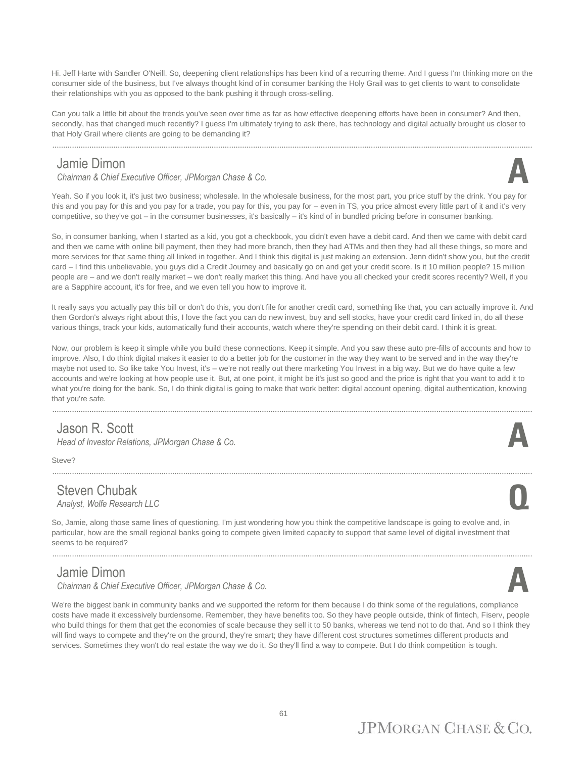Hi. Jeff Harte with Sandler O'Neill. So, deepening client relationships has been kind of a recurring theme. And I guess I'm thinking more on the consumer side of the business, but I've always thought kind of in consumer banking the Holy Grail was to get clients to want to consolidate their relationships with you as opposed to the bank pushing it through cross-selling.

Can you talk a little bit about the trends you've seen over time as far as how effective deepening efforts have been in consumer? And then, secondly, has that changed much recently? I guess I'm ultimately trying to ask there, has technology and digital actually brought us closer to that Holy Grail where clients are going to be demanding it?

---

## Jamie Dimon

*Chairman & Chief Executive Officer, JPMorgan Chase & Co.*

**A**

Yeah. So if you look it, it's just two business; wholesale. In the wholesale business, for the most part, you price stuff by the drink. You pay for this and you pay for this and you pay for a trade, you pay for this, you pay for – even in TS, you price almost every little part of it and it's very competitive, so they've got – in the consumer businesses, it's basically – it's kind of in bundled pricing before in consumer banking.

So, in consumer banking, when I started as a kid, you got a checkbook, you didn't even have a debit card. And then we came with debit card and then we came with online bill payment, then they had more branch, then they had ATMs and then they had all these things, so more and more services for that same thing all linked in together. And I think this digital is just making an extension. Jenn didn't show you, but the credit card – I find this unbelievable, you guys did a Credit Journey and basically go on and get your credit score. Is it 10 million people? 15 million people are – and we don't really market – we don't really market this thing. And have you all checked your credit scores recently? Well, if you are a Sapphire account, it's for free, and we even tell you how to improve it.

It really says you actually pay this bill or don't do this, you don't file for another credit card, something like that, you can actually improve it. And then Gordon's always right about this, I love the fact you can do new invest, buy and sell stocks, have your credit card linked in, do all these various things, track your kids, automatically fund their accounts, watch where they're spending on their debit card. I think it is great.

Now, our problem is keep it simple while you build these connections. Keep it simple. And you saw these auto pre-fills of accounts and how to improve. Also, I do think digital makes it easier to do a better job for the customer in the way they want to be served and in the way they're maybe not used to. So like take You Invest, it's – we're not really out there marketing You Invest in a big way. But we do have quite a few accounts and we're looking at how people use it. But, at one point, it might be it's just so good and the price is right that you want to add it to what you're doing for the bank. So, I do think digital is going to make that work better: digital account opening, digital authentication, knowing that you're safe.

---

## Jason R. Scott

*Head of Investor Relations, JPMorgan Chase & Co.*

**A**

Steve?

---

## Steven Chubak

*Analyst, Wolfe Research LLC*

**Q**

So, Jamie, along those same lines of questioning, I'm just wondering how you think the competitive landscape is going to evolve and, in particular, how are the small regional banks going to compete given limited capacity to support that same level of digital investment that seems to be required?

---

## Jamie Dimon

*Chairman & Chief Executive Officer, JPMorgan Chase & Co.*

**A**

We're the biggest bank in community banks and we supported the reform for them because I do think some of the regulations, compliance costs have made it excessively burdensome. Remember, they have benefits too. So they have people outside, think of fintech, Fiserv, people who build things for them that get the economies of scale because they sell it to 50 banks, whereas we tend not to do that. And so I think they will find ways to compete and they're on the ground, they're smart; they have different cost structures sometimes different products and services. Sometimes they won't do real estate the way we do it. So they'll find a way to compete. But I do think competition is tough.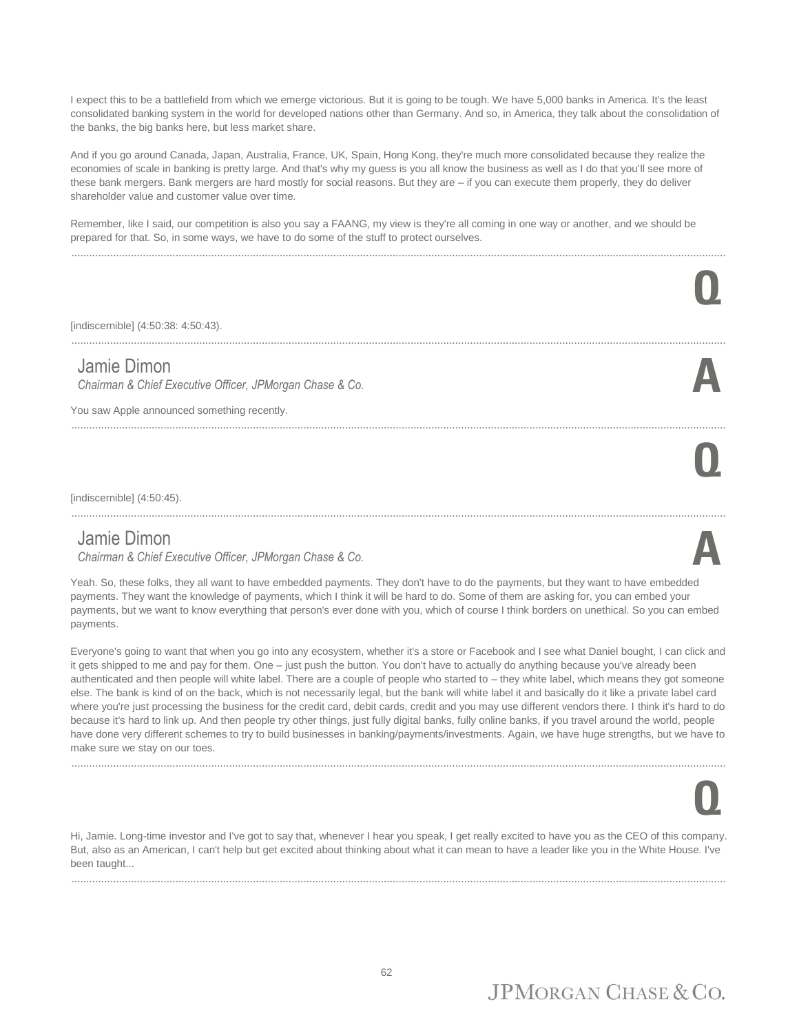I expect this to be a battlefield from which we emerge victorious. But it is going to be tough. We have 5,000 banks in America. It's the least consolidated banking system in the world for developed nations other than Germany. And so, in America, they talk about the consolidation of the banks, the big banks here, but less market share.

And if you go around Canada, Japan, Australia, France, UK, Spain, Hong Kong, they're much more consolidated because they realize the economies of scale in banking is pretty large. And that's why my guess is you all know the business as well as I do that you'll see more of these bank mergers. Bank mergers are hard mostly for social reasons. But they are – if you can execute them properly, they do deliver shareholder value and customer value over time.

Remember, like I said, our competition is also you say a FAANG, my view is they're all coming in one way or another, and we should be prepared for that. So, in some ways, we have to do some of the stuff to protect ourselves.

---

**Q**

[indiscernible] (4:50:38: 4:50:43).

---

**Jamie Dimon**
*Chairman & Chief Executive Officer, JPMorgan Chase & Co.*

**A**

You saw Apple announced something recently.

---

**Q**

[indiscernible] (4:50:45).

---

**Jamie Dimon**
*Chairman & Chief Executive Officer, JPMorgan Chase & Co.*

**A**

Yeah. So, these folks, they all want to have embedded payments. They don't have to do the payments, but they want to have embedded payments. They want the knowledge of payments, which I think it will be hard to do. Some of them are asking for, you can embed your payments, but we want to know everything that person's ever done with you, which of course I think borders on unethical. So you can embed payments.

Everyone's going to want that when you go into any ecosystem, whether it's a store or Facebook and I see what Daniel bought, I can click and it gets shipped to me and pay for them. One – just push the button. You don't have to actually do anything because you've already been authenticated and then people will white label. There are a couple of people who started to – they white label, which means they got someone else. The bank is kind of on the back, which is not necessarily legal, but the bank will white label it and basically do it like a private label card where you're just processing the business for the credit card, debit cards, credit and you may use different vendors there. I think it's hard to do because it's hard to link up. And then people try other things, just fully digital banks, fully online banks, if you travel around the world, people have done very different schemes to try to build businesses in banking/payments/investments. Again, we have huge strengths, but we have to make sure we stay on our toes.

---

**Q**

Hi, Jamie. Long-time investor and I've got to say that, whenever I hear you speak, I get really excited to have you as the CEO of this company. But, also as an American, I can't help but get excited about thinking about what it can mean to have a leader like you in the White House. I've been taught...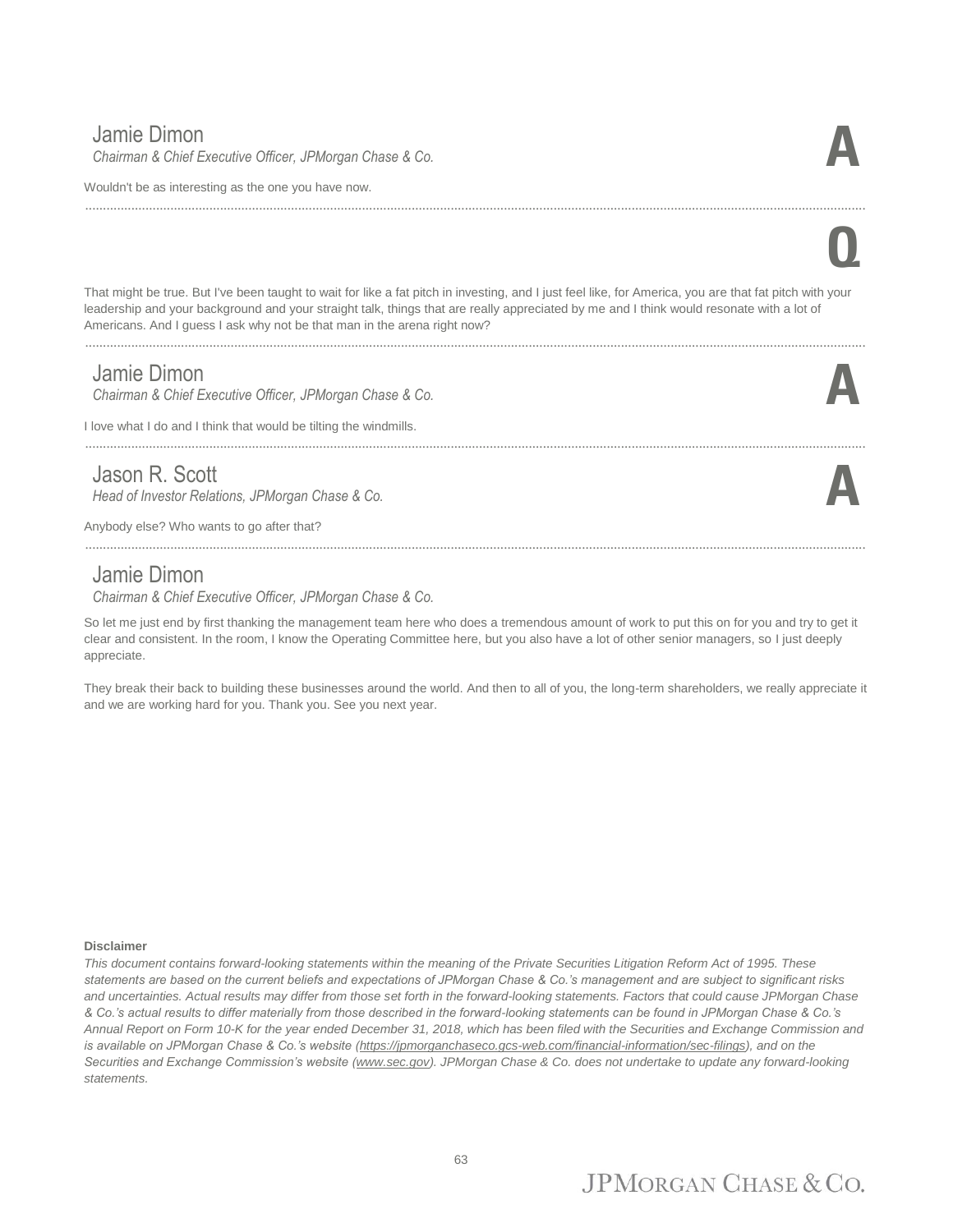Jamie Dimon

*Chairman & Chief Executive Officer, JPMorgan Chase & Co.*

**A**

Wouldn't be as interesting as the one you have now.

---

**Q**

That might be true. But I've been taught to wait for like a fat pitch in investing, and I just feel like, for America, you are that fat pitch with your leadership and your background and your straight talk, things that are really appreciated by me and I think would resonate with a lot of Americans. And I guess I ask why not be that man in the arena right now?

---

Jamie Dimon

*Chairman & Chief Executive Officer, JPMorgan Chase & Co.*

**A**

I love what I do and I think that would be tilting the windmills.

---

Jason R. Scott

*Head of Investor Relations, JPMorgan Chase & Co.*

**A**

Anybody else? Who wants to go after that?

---

Jamie Dimon

*Chairman & Chief Executive Officer, JPMorgan Chase & Co.*

So let me just end by first thanking the management team here who does a tremendous amount of work to put this on for you and try to get it clear and consistent. In the room, I know the Operating Committee here, but you also have a lot of other senior managers, so I just deeply appreciate.

They break their back to building these businesses around the world. And then to all of you, the long-term shareholders, we really appreciate it and we are working hard for you. Thank you. See you next year.

**Disclaimer**

*This document contains forward-looking statements within the meaning of the Private Securities Litigation Reform Act of 1995. These statements are based on the current beliefs and expectations of JPMorgan Chase & Co.'s management and are subject to significant risks and uncertainties. Actual results may differ from those set forth in the forward-looking statements. Factors that could cause JPMorgan Chase & Co.'s actual results to differ materially from those described in the forward-looking statements can be found in JPMorgan Chase & Co.'s Annual Report on Form 10-K for the year ended December 31, 2018, which has been filed with the Securities and Exchange Commission and is available on JPMorgan Chase & Co.'s website (https://jpmorganchaseco.gcs-web.com/financial-information/sec-filings), and on the Securities and Exchange Commission's website (www.sec.gov). JPMorgan Chase & Co. does not undertake to update any forward-looking statements.*